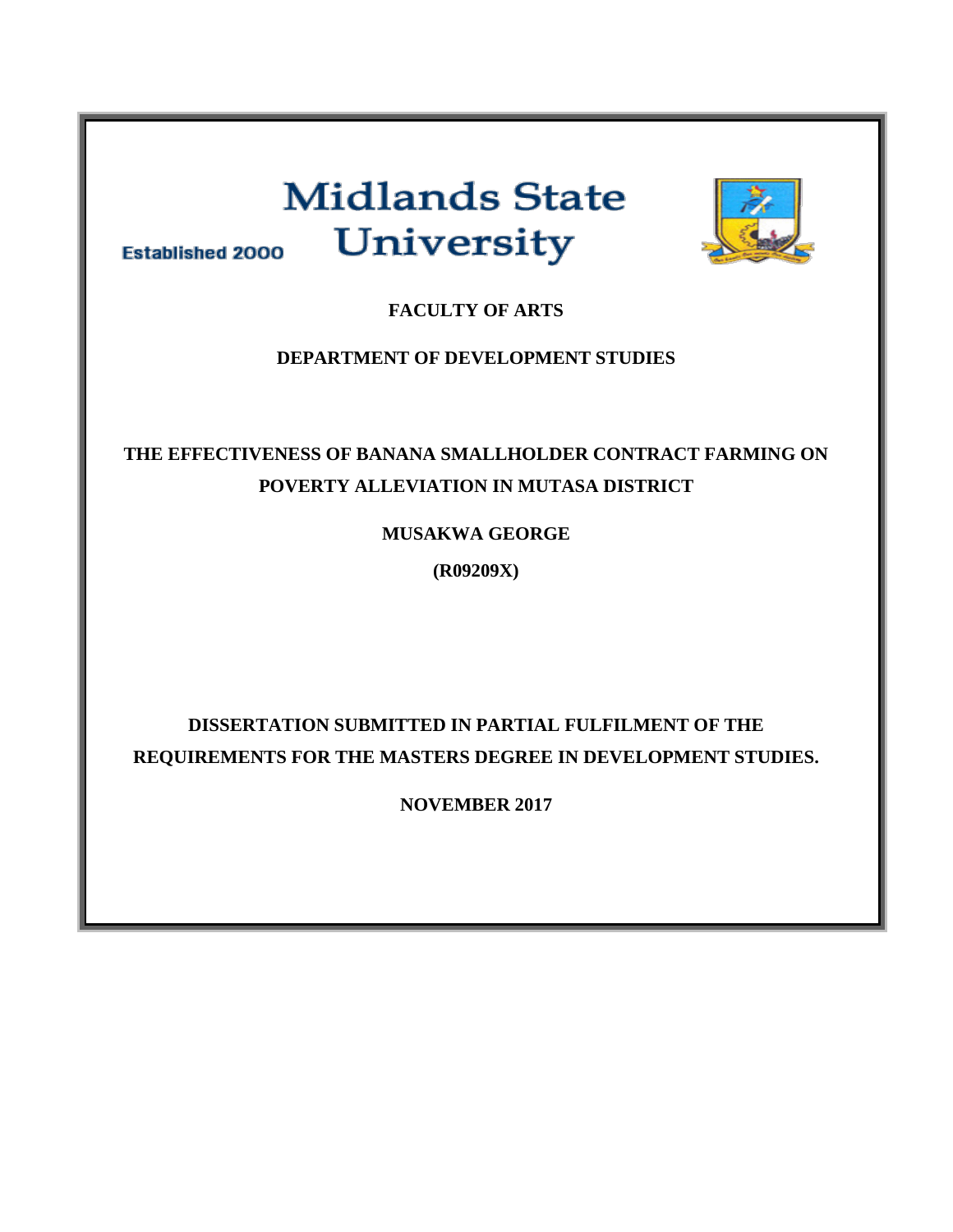**Established 2000**

# Midlands State University

**FACULTY OF ARTS**

**DEPARTMENT OF DEVELOPMENT STUDIES**

**THE EFFECTIVENESS OF BANANA SMALLHOLDER CONTRACT FARMING ON POVERTY ALLEVIATION IN MUTASA DISTRICT**

**MUSAKWA GEORGE**

**(R09209X)**

**DISSERTATION SUBMITTED IN PARTIAL FULFILMENT OF THE REQUIREMENTS FOR THE MASTERS DEGREE IN DEVELOPMENT STUDIES.**

**NOVEMBER 2017**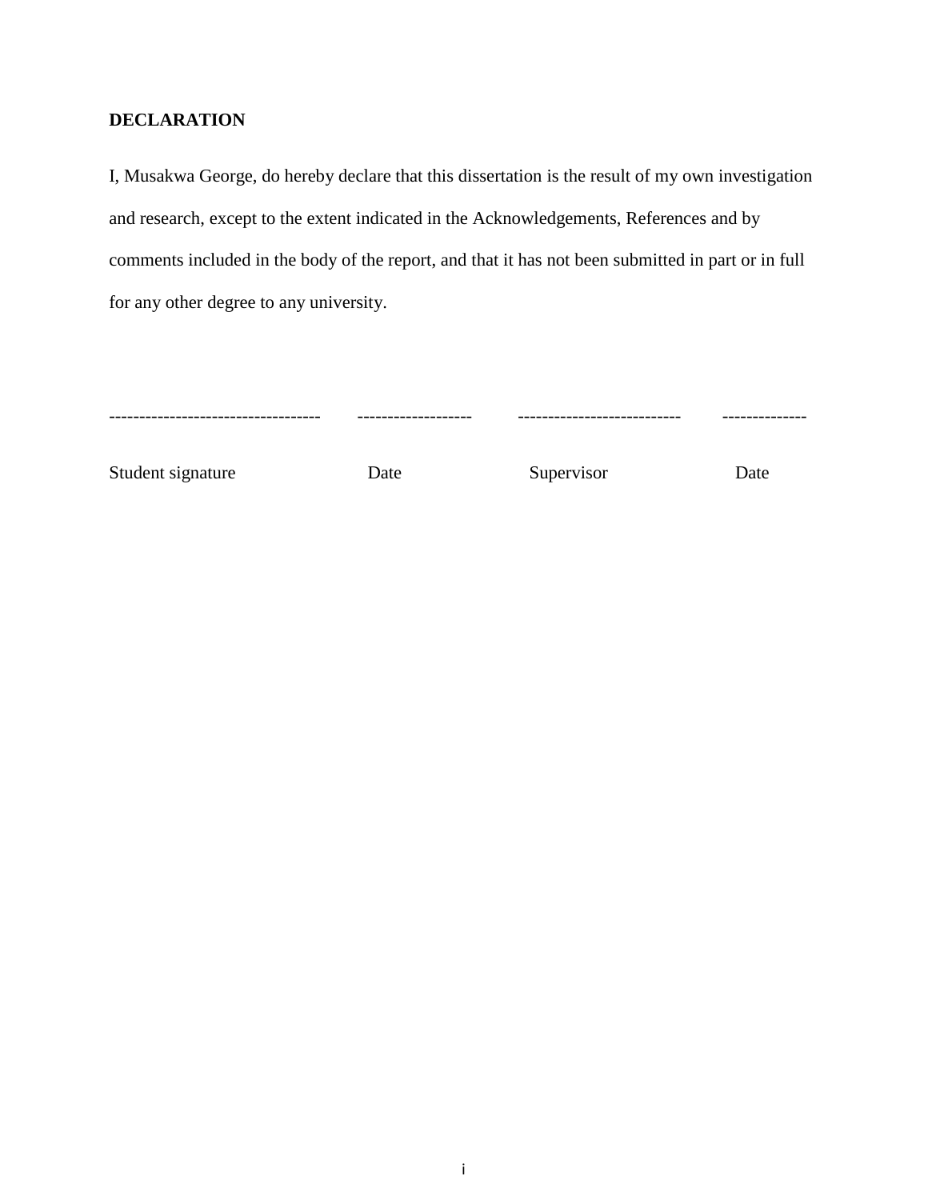## DECLARATION

I, Musakwa George, do hereby declare that this dissertation is the result of my own investigation and research, except to the extent indicated in the Acknowledgements, References and by comments included in the body of the report, and that it has not been submitted in part or in full for any other degree to any university.

| ---------------------------------- | ------------------- | --------------------------- | -------------- |
| --- | --- | --- | --- |
| Student signature | Date | Supervisor | Date |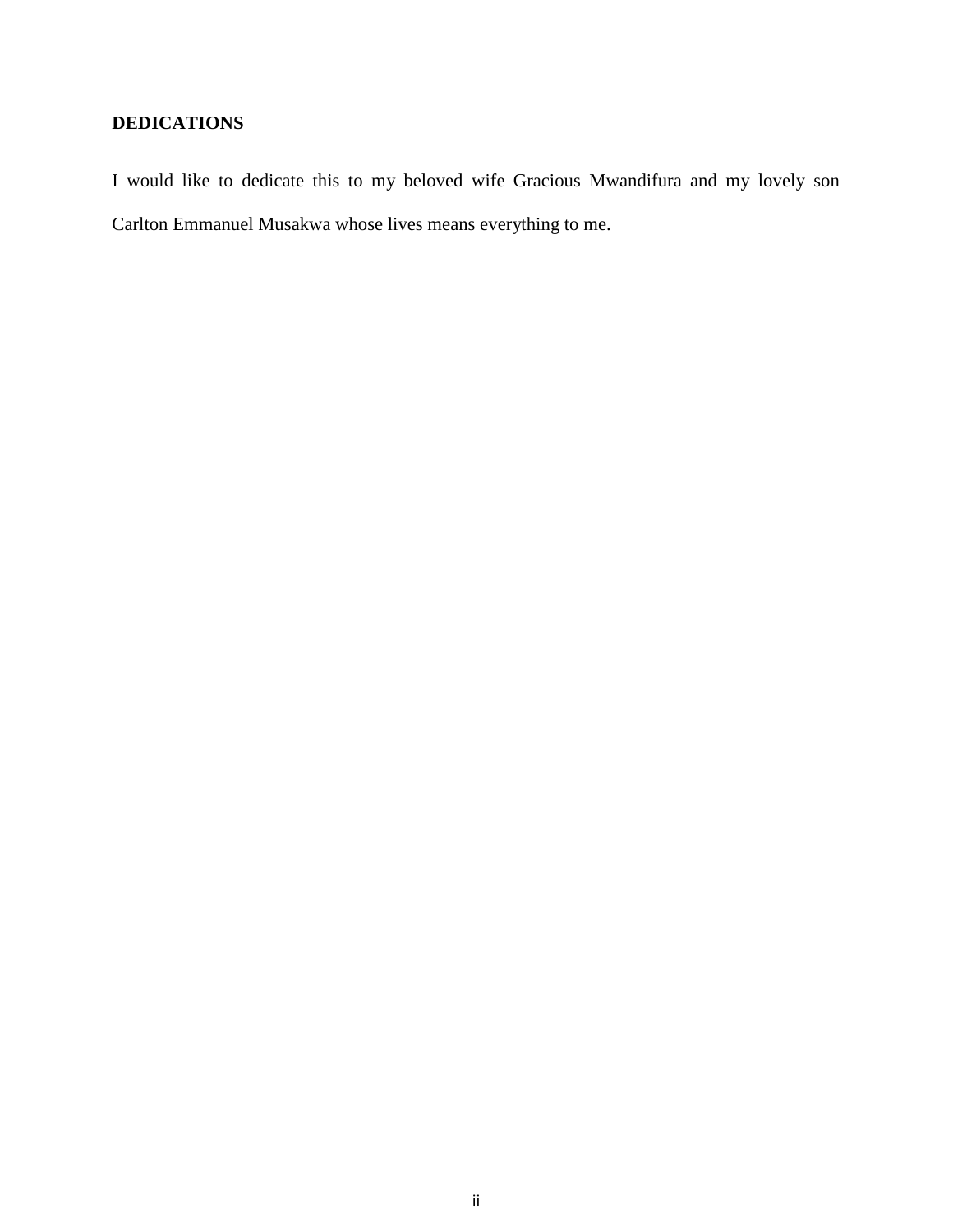## DEDICATIONS

I would like to dedicate this to my beloved wife Gracious Mwandifura and my lovely son Carlton Emmanuel Musakwa whose lives means everything to me.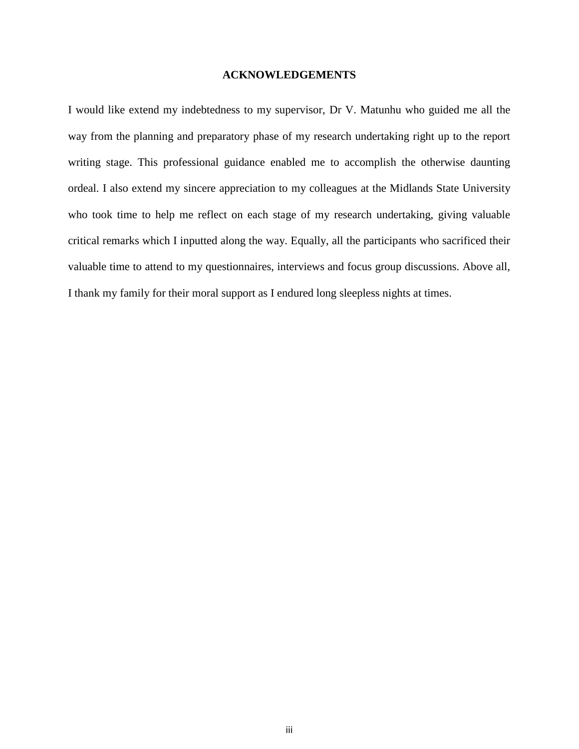# ACKNOWLEDGEMENTS

I would like extend my indebtedness to my supervisor, Dr V. Matunhu who guided me all the way from the planning and preparatory phase of my research undertaking right up to the report writing stage. This professional guidance enabled me to accomplish the otherwise daunting ordeal. I also extend my sincere appreciation to my colleagues at the Midlands State University who took time to help me reflect on each stage of my research undertaking, giving valuable critical remarks which I inputted along the way. Equally, all the participants who sacrificed their valuable time to attend to my questionnaires, interviews and focus group discussions. Above all, I thank my family for their moral support as I endured long sleepless nights at times.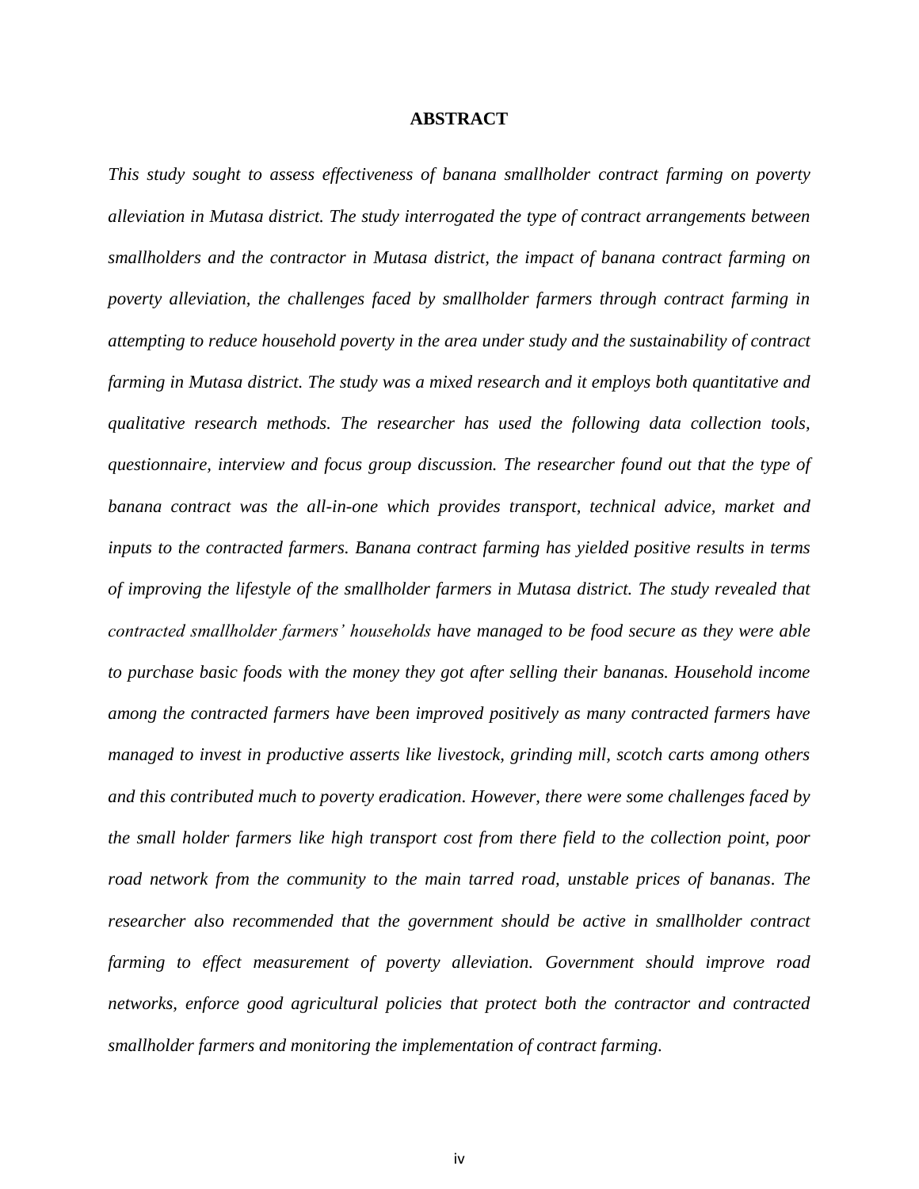# ABSTRACT

*This study sought to assess effectiveness of banana smallholder contract farming on poverty alleviation in Mutasa district. The study interrogated the type of contract arrangements between smallholders and the contractor in Mutasa district, the impact of banana contract farming on poverty alleviation, the challenges faced by smallholder farmers through contract farming in attempting to reduce household poverty in the area under study and the sustainability of contract farming in Mutasa district. The study was a mixed research and it employs both quantitative and qualitative research methods. The researcher has used the following data collection tools, questionnaire, interview and focus group discussion. The researcher found out that the type of banana contract was the all-in-one which provides transport, technical advice, market and inputs to the contracted farmers. Banana contract farming has yielded positive results in terms of improving the lifestyle of the smallholder farmers in Mutasa district. The study revealed that contracted smallholder farmers' households have managed to be food secure as they were able to purchase basic foods with the money they got after selling their bananas. Household income among the contracted farmers have been improved positively as many contracted farmers have managed to invest in productive asserts like livestock, grinding mill, scotch carts among others and this contributed much to poverty eradication. However, there were some challenges faced by the small holder farmers like high transport cost from there field to the collection point, poor road network from the community to the main tarred road, unstable prices of bananas. The researcher also recommended that the government should be active in smallholder contract farming to effect measurement of poverty alleviation. Government should improve road networks, enforce good agricultural policies that protect both the contractor and contracted smallholder farmers and monitoring the implementation of contract farming.*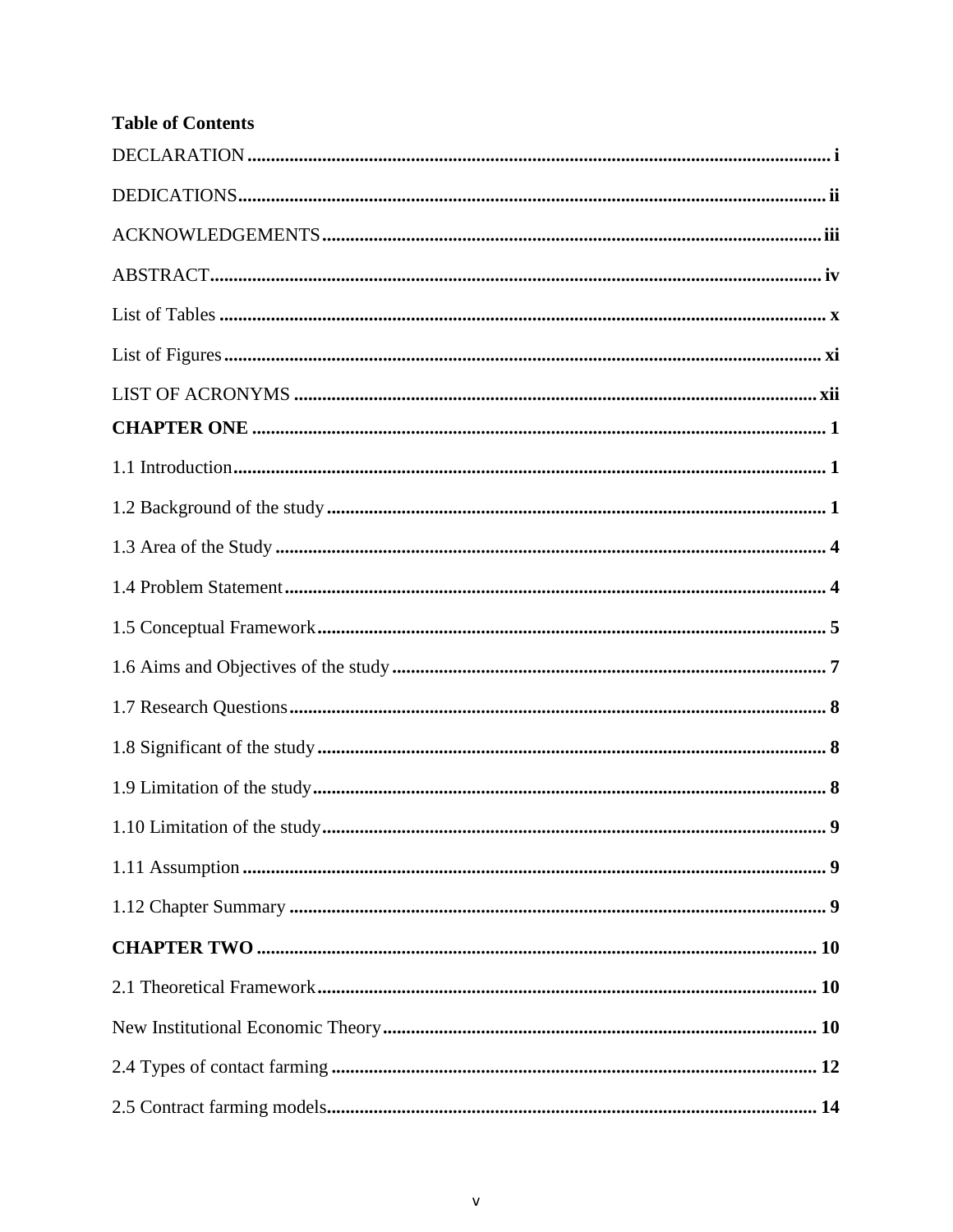**Table of Contents**

DECLARATION ........................................................ i

DEDICATIONS ........................................................ ii

ACKNOWLEDGEMENTS ........................................................ iii

ABSTRACT ........................................................ iv

List of Tables ........................................................ x

List of Figures ........................................................ xi

LIST OF ACRONYMS ........................................................ xii

**CHAPTER ONE** ........................................................ 1

1.1 Introduction ........................................................ 1

1.2 Background of the study ........................................................ 1

1.3 Area of the Study ........................................................ 4

1.4 Problem Statement ........................................................ 4

1.5 Conceptual Framework ........................................................ 5

1.6 Aims and Objectives of the study ........................................................ 7

1.7 Research Questions ........................................................ 8

1.8 Significant of the study ........................................................ 8

1.9 Limitation of the study ........................................................ 8

1.10 Limitation of the study ........................................................ 9

1.11 Assumption ........................................................ 9

1.12 Chapter Summary ........................................................ 9

**CHAPTER TWO** ........................................................ 10

2.1 Theoretical Framework ........................................................ 10

New Institutional Economic Theory ........................................................ 10

2.4 Types of contact farming ........................................................ 12

2.5 Contract farming models ........................................................ 14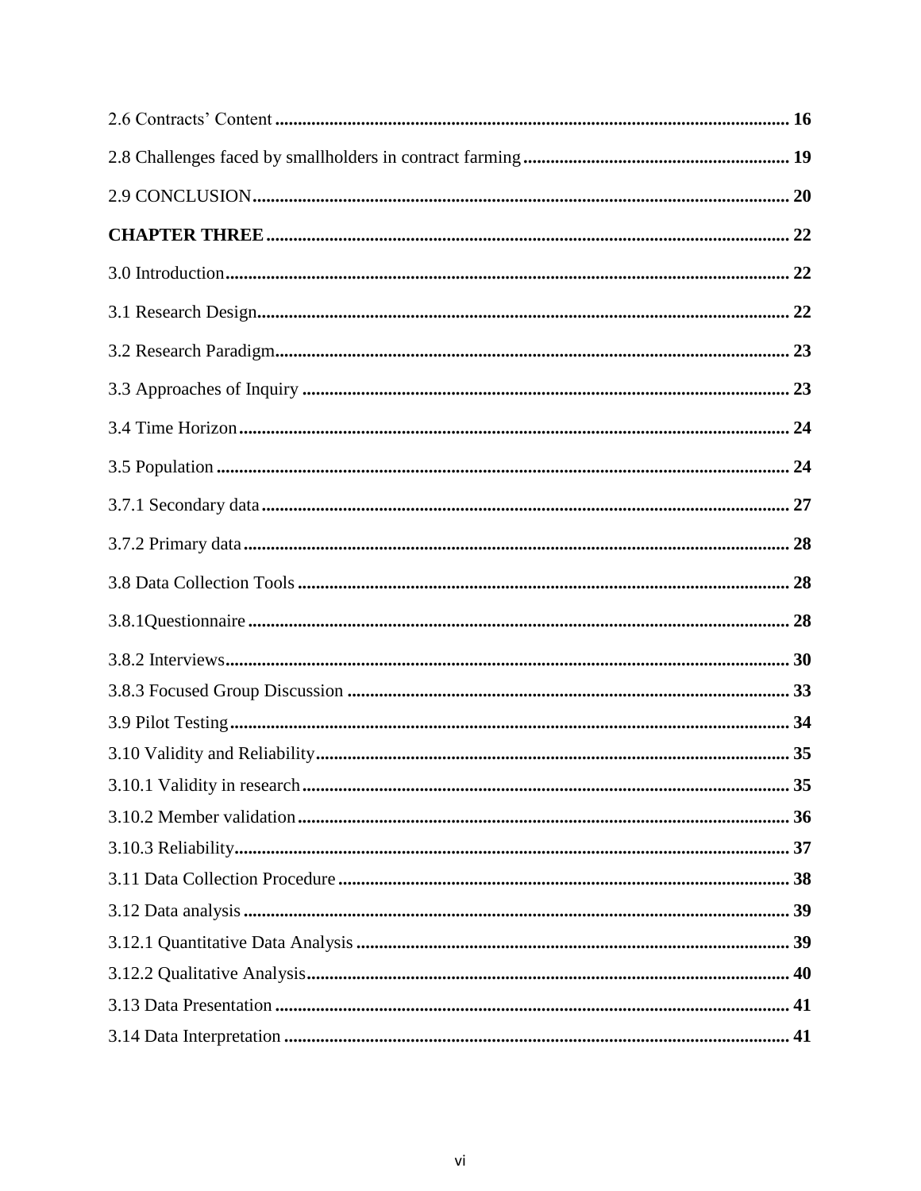2.6 Contracts' Content ........................................................................................................ 16

2.8 Challenges faced by smallholders in contract farming ........................................................... 19

2.9 CONCLUSION ................................................................................................................. 20

**CHAPTER THREE** .......................................................................................................... 22

3.0 Introduction ...................................................................................................................... 22

3.1 Research Design ................................................................................................................ 22

3.2 Research Paradigm ............................................................................................................. 23

3.3 Approaches of Inquiry ........................................................................................................ 23

3.4 Time Horizon ..................................................................................................................... 24

3.5 Population ......................................................................................................................... 24

3.7.1 Secondary data ................................................................................................................ 27

3.7.2 Primary data .................................................................................................................... 28

3.8 Data Collection Tools ........................................................................................................ 28

3.8.1Questionnaire .................................................................................................................... 28

3.8.2 Interviews ........................................................................................................................ 30

3.8.3 Focused Group Discussion ............................................................................................... 33

3.9 Pilot Testing ....................................................................................................................... 34

3.10 Validity and Reliability ..................................................................................................... 35

3.10.1 Validity in research ......................................................................................................... 35

3.10.2 Member validation .......................................................................................................... 36

3.10.3 Reliability ....................................................................................................................... 37

3.11 Data Collection Procedure ................................................................................................. 38

3.12 Data analysis ..................................................................................................................... 39

3.12.1 Quantitative Data Analysis ............................................................................................. 39

3.12.2 Qualitative Analysis ........................................................................................................ 40

3.13 Data Presentation .............................................................................................................. 41

3.14 Data Interpretation ............................................................................................................ 41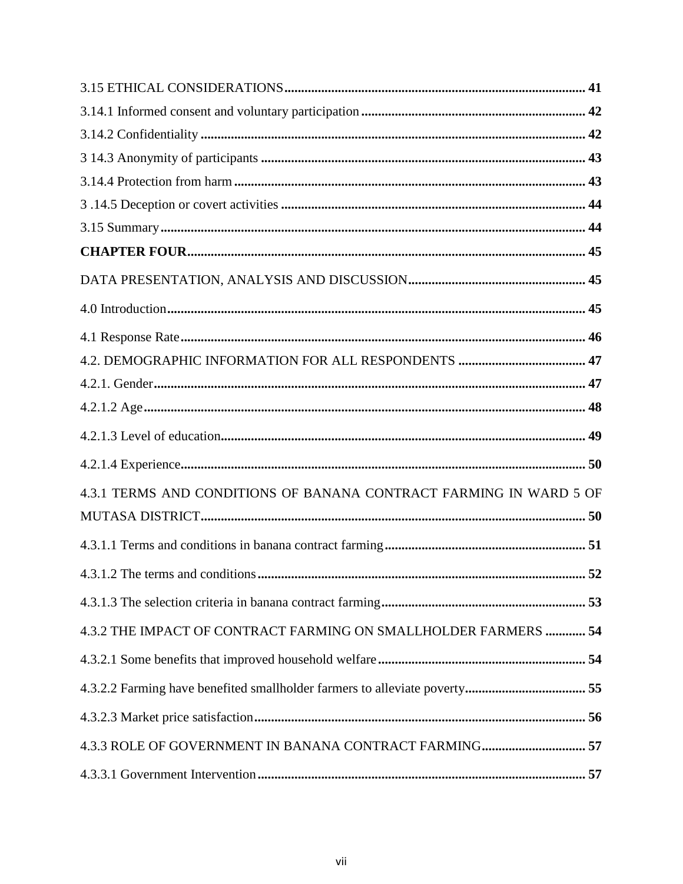3.15 ETHICAL CONSIDERATIONS ........................................................................................ 41

3.14.1 Informed consent and voluntary participation ................................................................... 42

3.14.2 Confidentiality .................................................................................................................. 42

3 14.3 Anonymity of participants ................................................................................................ 43

3.14.4 Protection from harm ........................................................................................................ 43

3 .14.5 Deception or covert activities .......................................................................................... 44

3.15 Summary ............................................................................................................................. 44

**CHAPTER FOUR** ...................................................................................................................... 45

DATA PRESENTATION, ANALYSIS AND DISCUSSION ..................................................... 45

4.0 Introduction ............................................................................................................................ 45

4.1 Response Rate ........................................................................................................................ 46

4.2. DEMOGRAPHIC INFORMATION FOR ALL RESPONDENTS ...................................... 47

4.2.1. Gender ................................................................................................................................ 47

4.2.1.2 Age ................................................................................................................................... 48

4.2.1.3 Level of education ............................................................................................................ 49

4.2.1.4 Experience ........................................................................................................................ 50

4.3.1 TERMS AND CONDITIONS OF BANANA CONTRACT FARMING IN WARD 5 OF MUTASA DISTRICT .................................................................................................................. 50

4.3.1.1 Terms and conditions in banana contract farming ........................................................... 51

4.3.1.2 The terms and conditions ................................................................................................. 52

4.3.1.3 The selection criteria in banana contract farming ............................................................ 53

4.3.2 THE IMPACT OF CONTRACT FARMING ON SMALLHOLDER FARMERS ............ 54

4.3.2.1 Some benefits that improved household welfare ............................................................. 54

4.3.2.2 Farming have benefited smallholder farmers to alleviate poverty .................................... 55

4.3.2.3 Market price satisfaction .................................................................................................. 56

4.3.3 ROLE OF GOVERNMENT IN BANANA CONTRACT FARMING ............................... 57

4.3.3.1 Government Intervention ................................................................................................. 57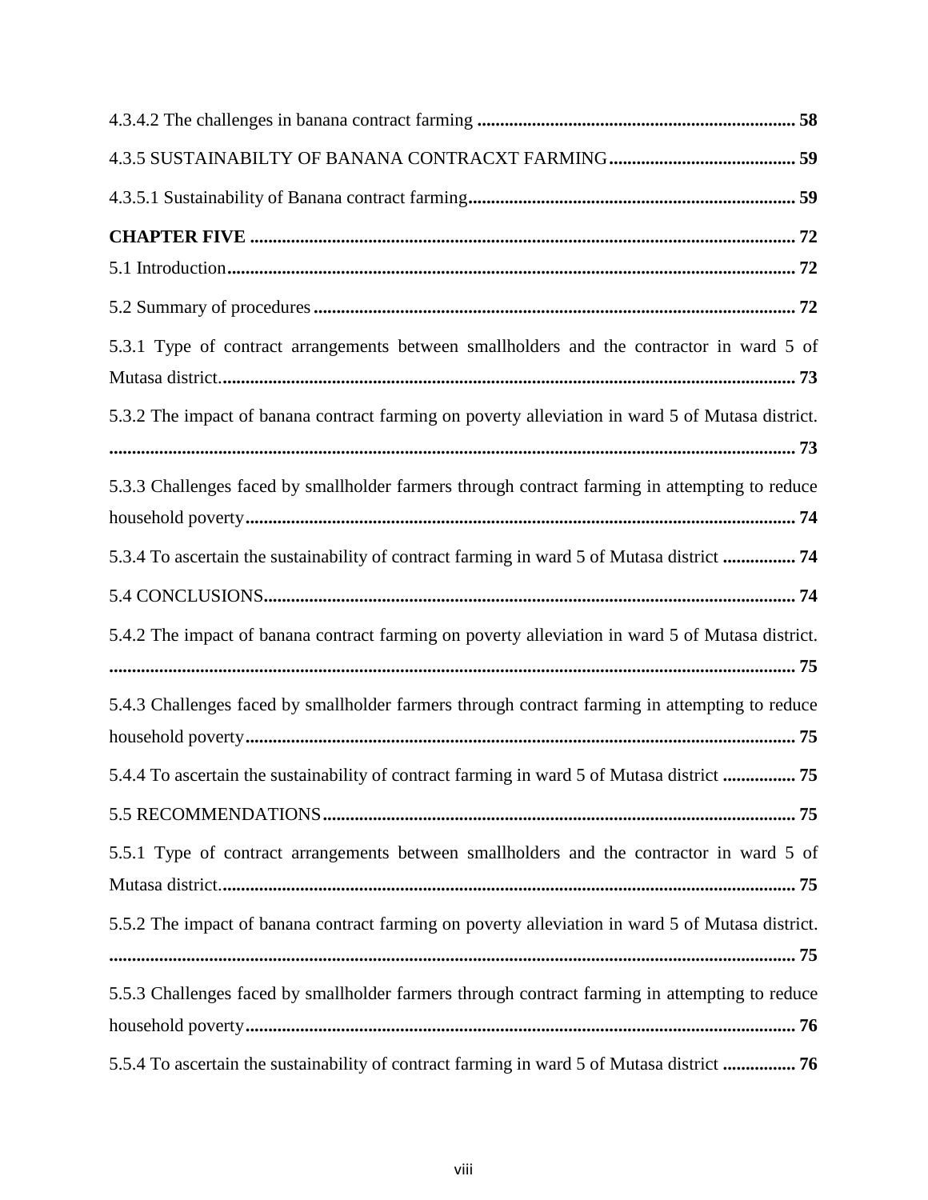4.3.4.2 The challenges in banana contract farming ...................................................................... **58**

4.3.5 SUSTAINABILTY OF BANANA CONTRACXT FARMING......................................... **59**

4.3.5.1 Sustainability of Banana contract farming........................................................................ **59**

**CHAPTER FIVE ....................................................................................................................... 72**

5.1 Introduction............................................................................................................................ **72**

5.2 Summary of procedures ......................................................................................................... **72**

5.3.1 Type of contract arrangements between smallholders and the contractor in ward 5 of Mutasa district............................................................................................................................. **73**

5.3.2 The impact of banana contract farming on poverty alleviation in ward 5 of Mutasa district. ...................................................................................................................................... **73**

5.3.3 Challenges faced by smallholder farmers through contract farming in attempting to reduce household poverty........................................................................................................................ **74**

5.3.4 To ascertain the sustainability of contract farming in ward 5 of Mutasa district ................ **74**

5.4 CONCLUSIONS.................................................................................................................... **74**

5.4.2 The impact of banana contract farming on poverty alleviation in ward 5 of Mutasa district. ...................................................................................................................................... **75**

5.4.3 Challenges faced by smallholder farmers through contract farming in attempting to reduce household poverty........................................................................................................................ **75**

5.4.4 To ascertain the sustainability of contract farming in ward 5 of Mutasa district ................ **75**

5.5 RECOMMENDATIONS....................................................................................................... **75**

5.5.1 Type of contract arrangements between smallholders and the contractor in ward 5 of Mutasa district............................................................................................................................. **75**

5.5.2 The impact of banana contract farming on poverty alleviation in ward 5 of Mutasa district. ...................................................................................................................................... **75**

5.5.3 Challenges faced by smallholder farmers through contract farming in attempting to reduce household poverty........................................................................................................................ **76**

5.5.4 To ascertain the sustainability of contract farming in ward 5 of Mutasa district ................ **76**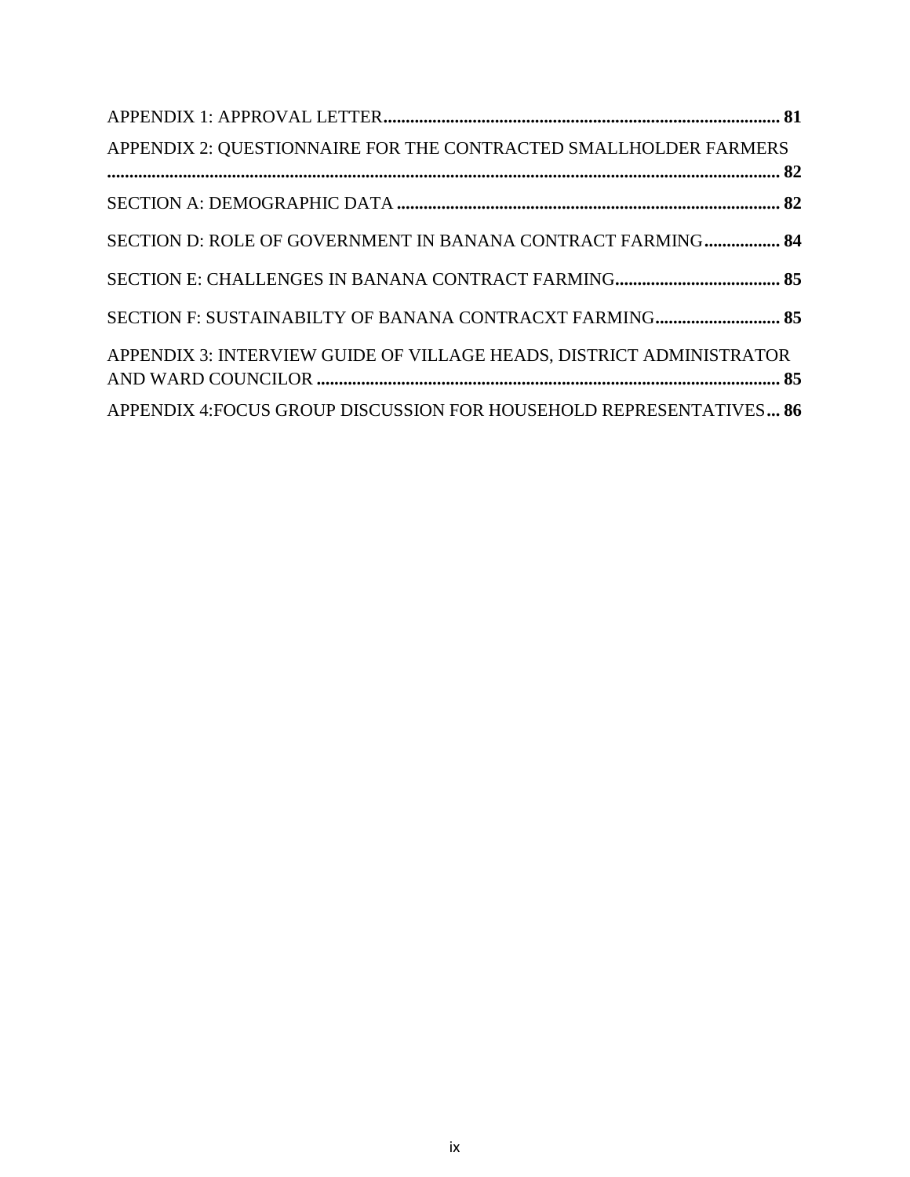APPENDIX 1: APPROVAL LETTER ........................................................................................ **81**

APPENDIX 2: QUESTIONNAIRE FOR THE CONTRACTED SMALLHOLDER FARMERS ........................................................................................................................................ **82**

SECTION A: DEMOGRAPHIC DATA ..................................................................................... **82**

SECTION D: ROLE OF GOVERNMENT IN BANANA CONTRACT FARMING................. **84**

SECTION E: CHALLENGES IN BANANA CONTRACT FARMING..................................... **85**

SECTION F: SUSTAINABILTY OF BANANA CONTRACXT FARMING............................ **85**

APPENDIX 3: INTERVIEW GUIDE OF VILLAGE HEADS, DISTRICT ADMINISTRATOR AND WARD COUNCILOR ........................................................................................................ **85**

APPENDIX 4:FOCUS GROUP DISCUSSION FOR HOUSEHOLD REPRESENTATIVES... **86**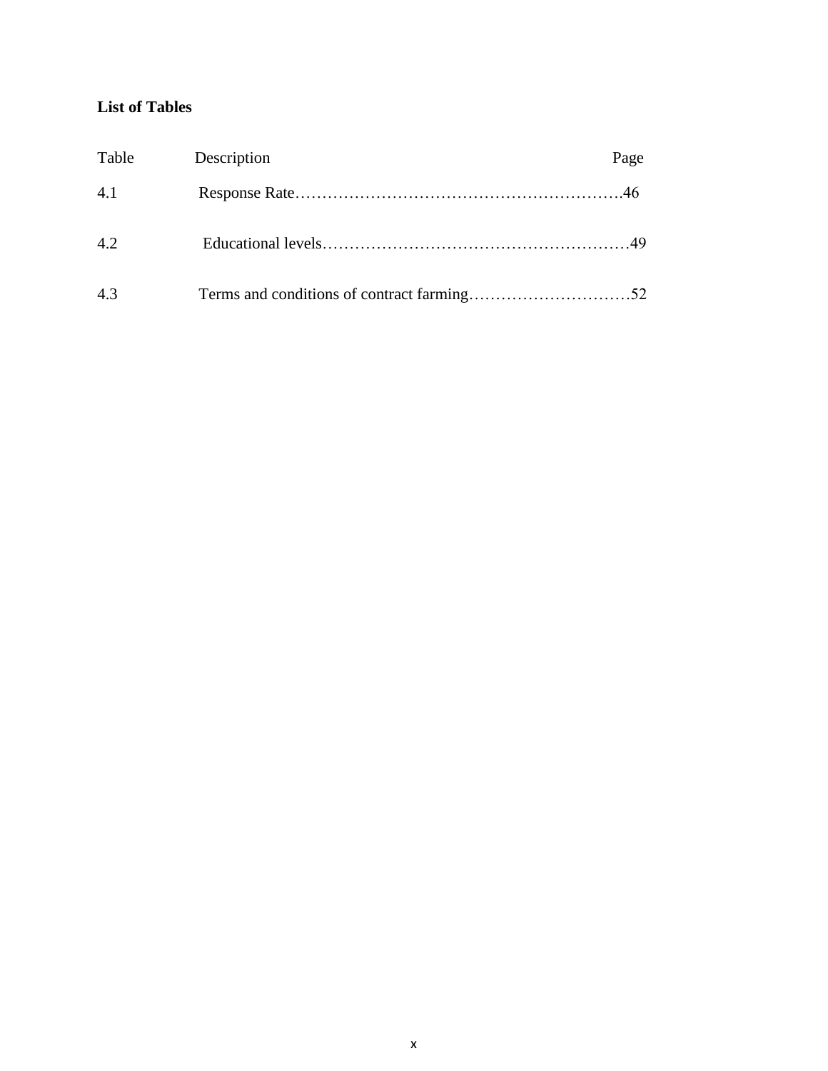**List of Tables**

| Table | Description | Page |
|---|---|---|
| 4.1 | Response Rate | 46 |
| 4.2 | Educational levels | 49 |
| 4.3 | Terms and conditions of contract farming | 52 |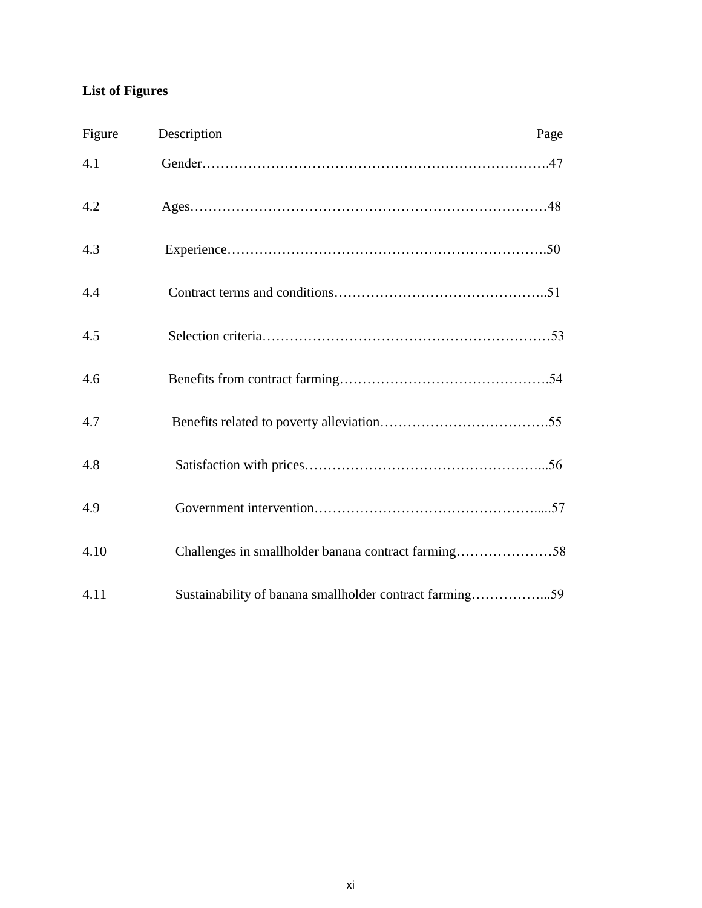**List of Figures**

| Figure | Description | Page |
|---|---|---|
| 4.1 | Gender | 47 |
| 4.2 | Ages | 48 |
| 4.3 | Experience | 50 |
| 4.4 | Contract terms and conditions | 51 |
| 4.5 | Selection criteria | 53 |
| 4.6 | Benefits from contract farming | 54 |
| 4.7 | Benefits related to poverty alleviation | 55 |
| 4.8 | Satisfaction with prices | 56 |
| 4.9 | Government intervention | 57 |
| 4.10 | Challenges in smallholder banana contract farming | 58 |
| 4.11 | Sustainability of banana smallholder contract farming | 59 |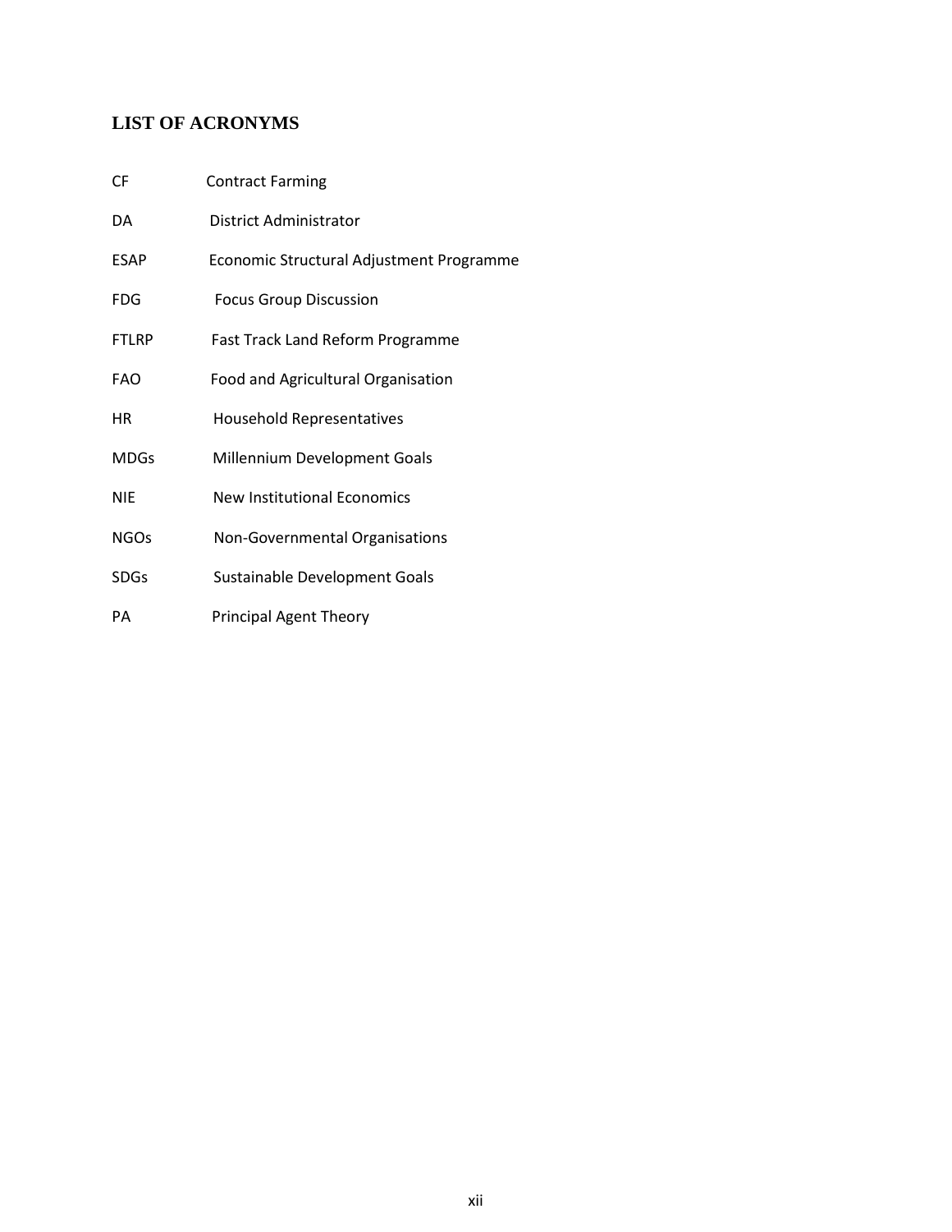## LIST OF ACRONYMS

| | |
|---|---|
| CF | Contract Farming |
| DA | District Administrator |
| ESAP | Economic Structural Adjustment Programme |
| FDG | Focus Group Discussion |
| FTLRP | Fast Track Land Reform Programme |
| FAO | Food and Agricultural Organisation |
| HR | Household Representatives |
| MDGs | Millennium Development Goals |
| NIE | New Institutional Economics |
| NGOs | Non-Governmental Organisations |
| SDGs | Sustainable Development Goals |
| PA | Principal Agent Theory |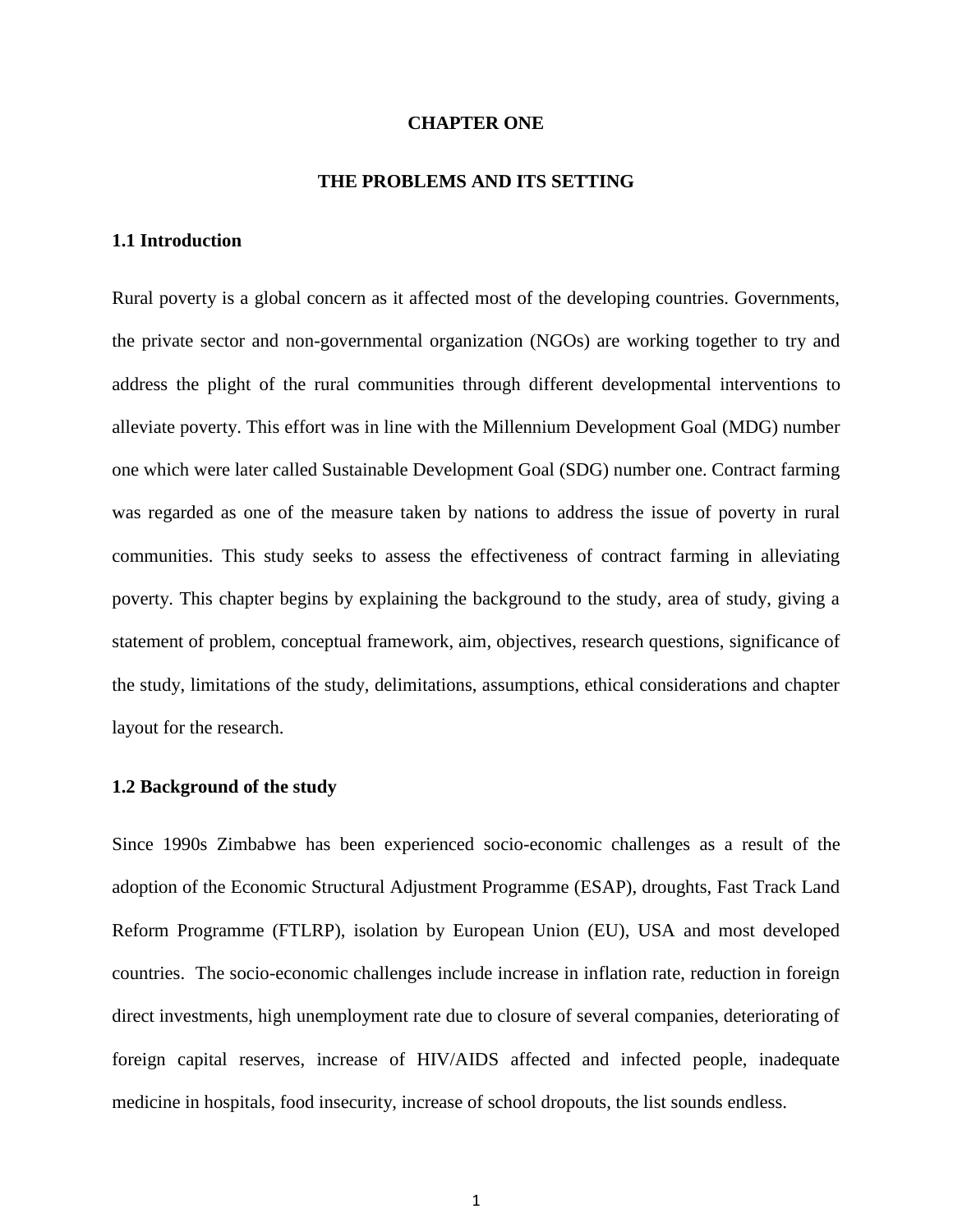# CHAPTER ONE

# THE PROBLEMS AND ITS SETTING

## 1.1 Introduction

Rural poverty is a global concern as it affected most of the developing countries. Governments, the private sector and non-governmental organization (NGOs) are working together to try and address the plight of the rural communities through different developmental interventions to alleviate poverty. This effort was in line with the Millennium Development Goal (MDG) number one which were later called Sustainable Development Goal (SDG) number one. Contract farming was regarded as one of the measure taken by nations to address the issue of poverty in rural communities. This study seeks to assess the effectiveness of contract farming in alleviating poverty. This chapter begins by explaining the background to the study, area of study, giving a statement of problem, conceptual framework, aim, objectives, research questions, significance of the study, limitations of the study, delimitations, assumptions, ethical considerations and chapter layout for the research.

## 1.2 Background of the study

Since 1990s Zimbabwe has been experienced socio-economic challenges as a result of the adoption of the Economic Structural Adjustment Programme (ESAP), droughts, Fast Track Land Reform Programme (FTLRP), isolation by European Union (EU), USA and most developed countries. The socio-economic challenges include increase in inflation rate, reduction in foreign direct investments, high unemployment rate due to closure of several companies, deteriorating of foreign capital reserves, increase of HIV/AIDS affected and infected people, inadequate medicine in hospitals, food insecurity, increase of school dropouts, the list sounds endless.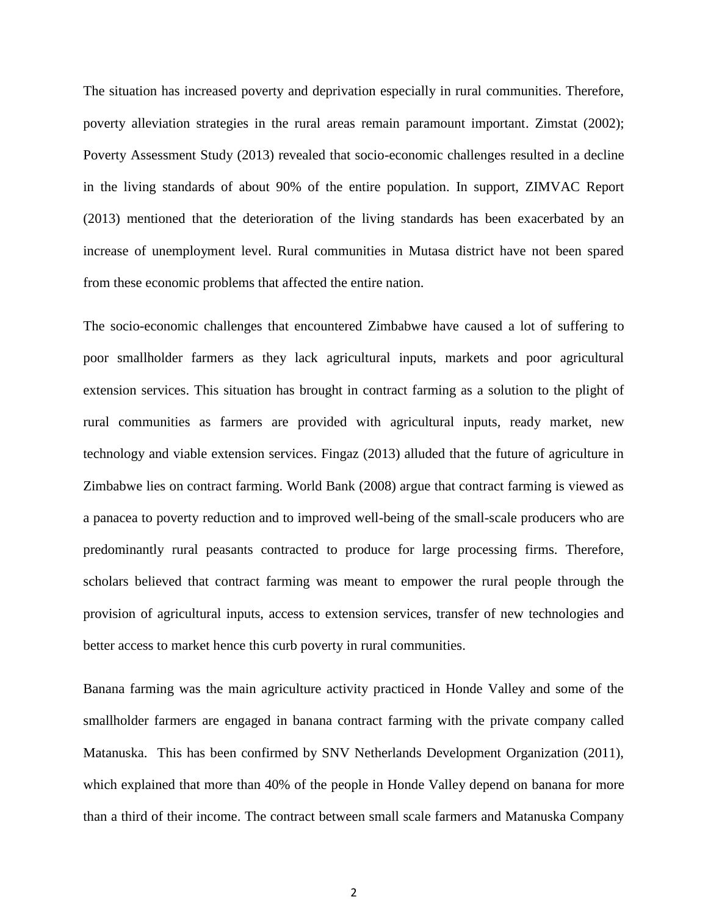The situation has increased poverty and deprivation especially in rural communities. Therefore, poverty alleviation strategies in the rural areas remain paramount important. Zimstat (2002); Poverty Assessment Study (2013) revealed that socio-economic challenges resulted in a decline in the living standards of about 90% of the entire population. In support, ZIMVAC Report (2013) mentioned that the deterioration of the living standards has been exacerbated by an increase of unemployment level. Rural communities in Mutasa district have not been spared from these economic problems that affected the entire nation.

The socio-economic challenges that encountered Zimbabwe have caused a lot of suffering to poor smallholder farmers as they lack agricultural inputs, markets and poor agricultural extension services. This situation has brought in contract farming as a solution to the plight of rural communities as farmers are provided with agricultural inputs, ready market, new technology and viable extension services. Fingaz (2013) alluded that the future of agriculture in Zimbabwe lies on contract farming. World Bank (2008) argue that contract farming is viewed as a panacea to poverty reduction and to improved well-being of the small-scale producers who are predominantly rural peasants contracted to produce for large processing firms. Therefore, scholars believed that contract farming was meant to empower the rural people through the provision of agricultural inputs, access to extension services, transfer of new technologies and better access to market hence this curb poverty in rural communities.

Banana farming was the main agriculture activity practiced in Honde Valley and some of the smallholder farmers are engaged in banana contract farming with the private company called Matanuska. This has been confirmed by SNV Netherlands Development Organization (2011), which explained that more than 40% of the people in Honde Valley depend on banana for more than a third of their income. The contract between small scale farmers and Matanuska Company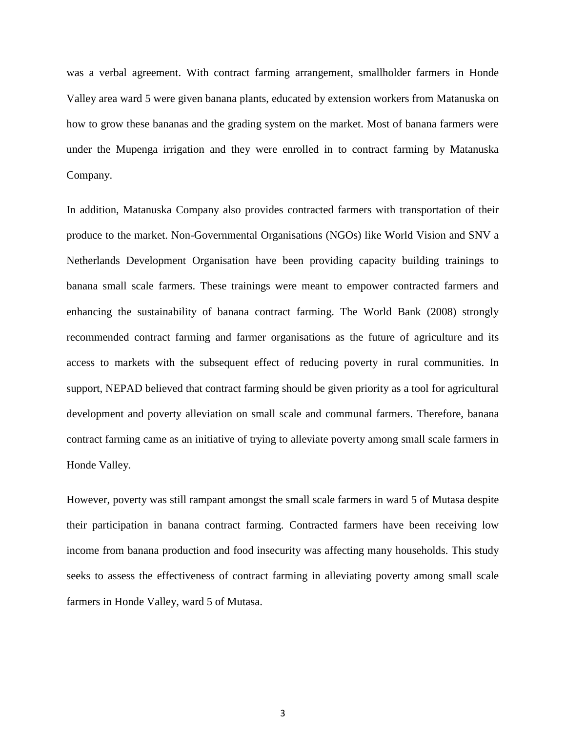was a verbal agreement. With contract farming arrangement, smallholder farmers in Honde Valley area ward 5 were given banana plants, educated by extension workers from Matanuska on how to grow these bananas and the grading system on the market. Most of banana farmers were under the Mupenga irrigation and they were enrolled in to contract farming by Matanuska Company.

In addition, Matanuska Company also provides contracted farmers with transportation of their produce to the market. Non-Governmental Organisations (NGOs) like World Vision and SNV a Netherlands Development Organisation have been providing capacity building trainings to banana small scale farmers. These trainings were meant to empower contracted farmers and enhancing the sustainability of banana contract farming. The World Bank (2008) strongly recommended contract farming and farmer organisations as the future of agriculture and its access to markets with the subsequent effect of reducing poverty in rural communities. In support, NEPAD believed that contract farming should be given priority as a tool for agricultural development and poverty alleviation on small scale and communal farmers. Therefore, banana contract farming came as an initiative of trying to alleviate poverty among small scale farmers in Honde Valley.

However, poverty was still rampant amongst the small scale farmers in ward 5 of Mutasa despite their participation in banana contract farming. Contracted farmers have been receiving low income from banana production and food insecurity was affecting many households. This study seeks to assess the effectiveness of contract farming in alleviating poverty among small scale farmers in Honde Valley, ward 5 of Mutasa.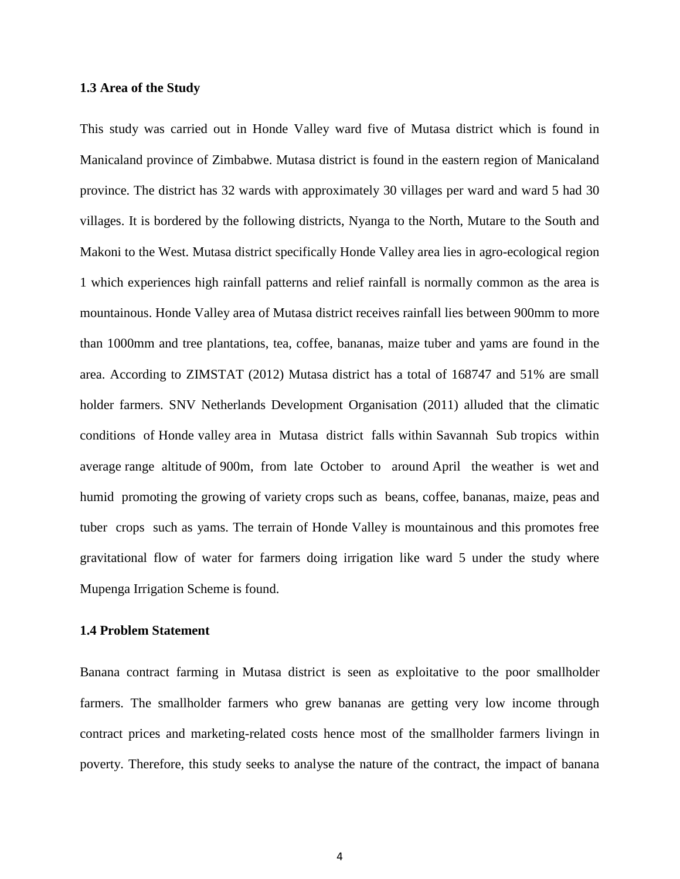### 1.3 Area of the Study

This study was carried out in Honde Valley ward five of Mutasa district which is found in Manicaland province of Zimbabwe. Mutasa district is found in the eastern region of Manicaland province. The district has 32 wards with approximately 30 villages per ward and ward 5 had 30 villages. It is bordered by the following districts, Nyanga to the North, Mutare to the South and Makoni to the West. Mutasa district specifically Honde Valley area lies in agro-ecological region 1 which experiences high rainfall patterns and relief rainfall is normally common as the area is mountainous. Honde Valley area of Mutasa district receives rainfall lies between 900mm to more than 1000mm and tree plantations, tea, coffee, bananas, maize tuber and yams are found in the area. According to ZIMSTAT (2012) Mutasa district has a total of 168747 and 51% are small holder farmers. SNV Netherlands Development Organisation (2011) alluded that the climatic conditions of Honde valley area in Mutasa district falls within Savannah Sub tropics within average range altitude of 900m, from late October to around April the weather is wet and humid promoting the growing of variety crops such as beans, coffee, bananas, maize, peas and tuber crops such as yams. The terrain of Honde Valley is mountainous and this promotes free gravitational flow of water for farmers doing irrigation like ward 5 under the study where Mupenga Irrigation Scheme is found.

### 1.4 Problem Statement

Banana contract farming in Mutasa district is seen as exploitative to the poor smallholder farmers. The smallholder farmers who grew bananas are getting very low income through contract prices and marketing-related costs hence most of the smallholder farmers livingn in poverty. Therefore, this study seeks to analyse the nature of the contract, the impact of banana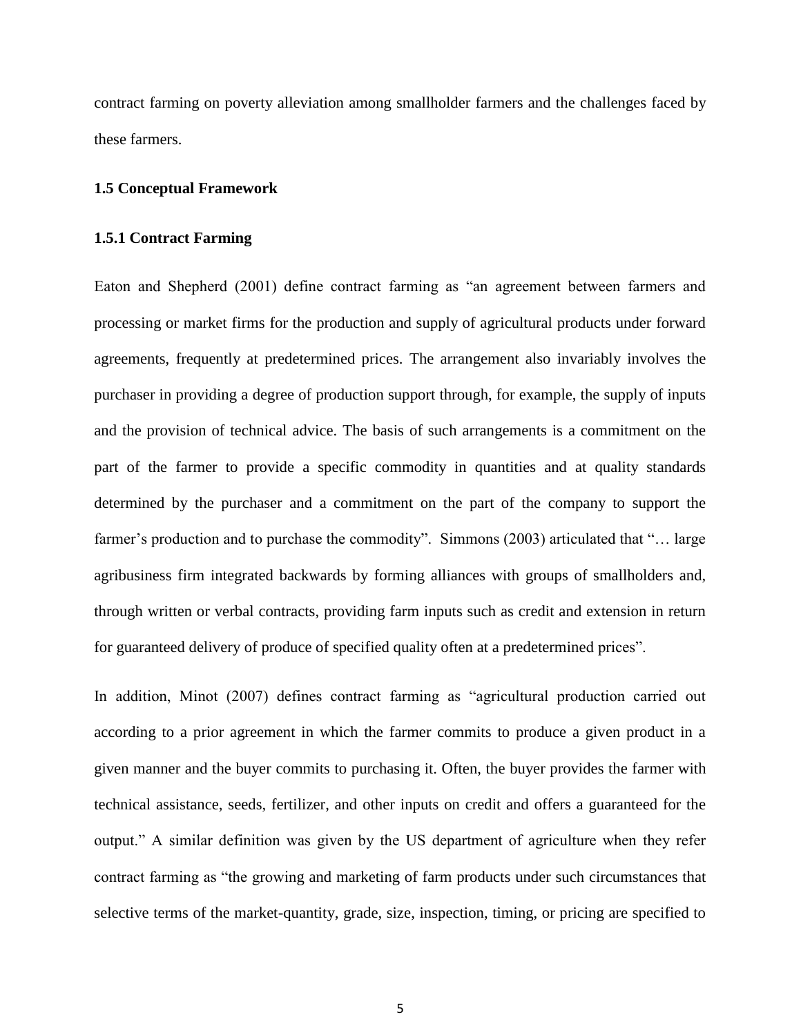contract farming on poverty alleviation among smallholder farmers and the challenges faced by these farmers.

### 1.5 Conceptual Framework

#### 1.5.1 Contract Farming

Eaton and Shepherd (2001) define contract farming as "an agreement between farmers and processing or market firms for the production and supply of agricultural products under forward agreements, frequently at predetermined prices. The arrangement also invariably involves the purchaser in providing a degree of production support through, for example, the supply of inputs and the provision of technical advice. The basis of such arrangements is a commitment on the part of the farmer to provide a specific commodity in quantities and at quality standards determined by the purchaser and a commitment on the part of the company to support the farmer's production and to purchase the commodity". Simmons (2003) articulated that "… large agribusiness firm integrated backwards by forming alliances with groups of smallholders and, through written or verbal contracts, providing farm inputs such as credit and extension in return for guaranteed delivery of produce of specified quality often at a predetermined prices".

In addition, Minot (2007) defines contract farming as "agricultural production carried out according to a prior agreement in which the farmer commits to produce a given product in a given manner and the buyer commits to purchasing it. Often, the buyer provides the farmer with technical assistance, seeds, fertilizer, and other inputs on credit and offers a guaranteed for the output." A similar definition was given by the US department of agriculture when they refer contract farming as "the growing and marketing of farm products under such circumstances that selective terms of the market-quantity, grade, size, inspection, timing, or pricing are specified to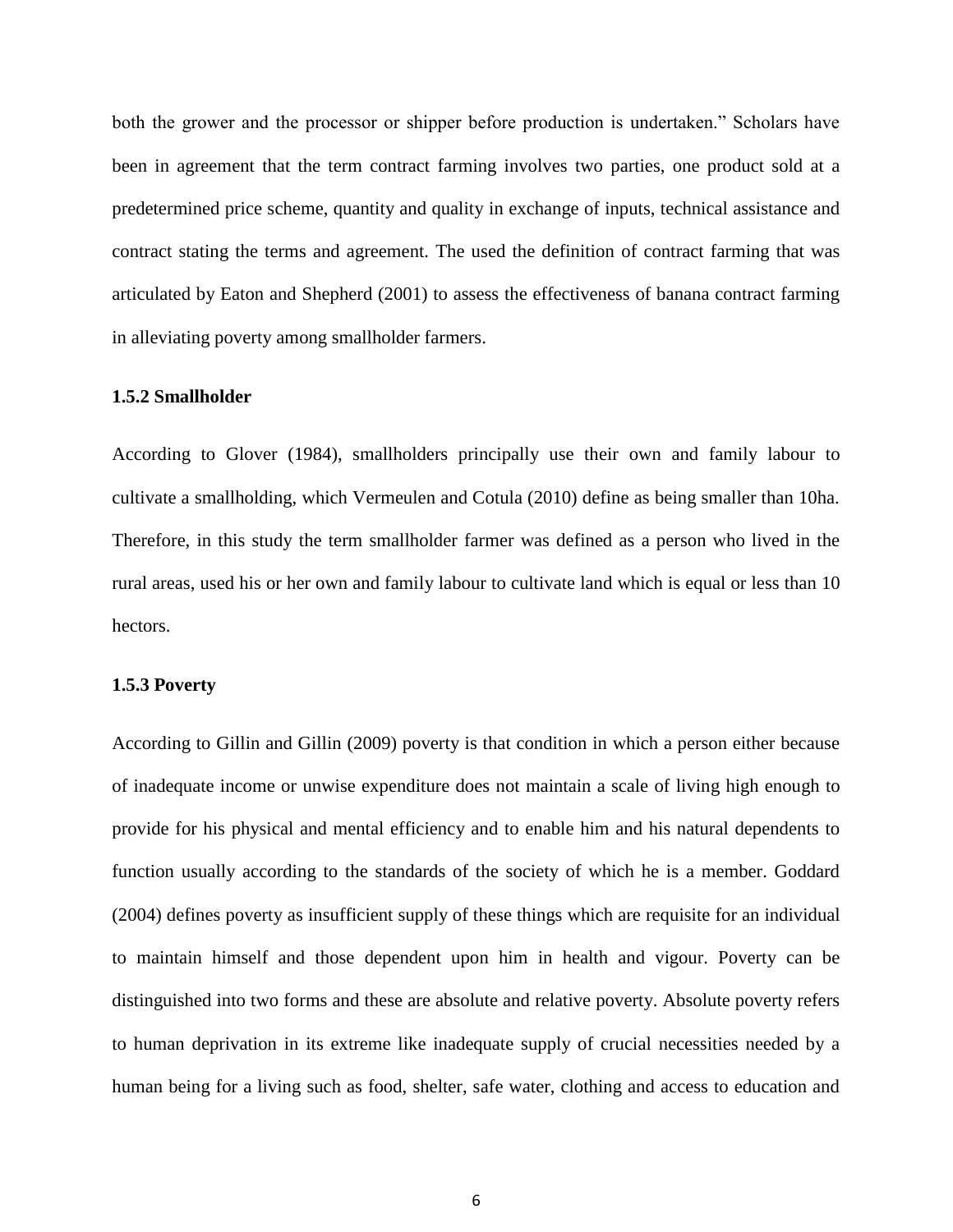both the grower and the processor or shipper before production is undertaken." Scholars have been in agreement that the term contract farming involves two parties, one product sold at a predetermined price scheme, quantity and quality in exchange of inputs, technical assistance and contract stating the terms and agreement. The used the definition of contract farming that was articulated by Eaton and Shepherd (2001) to assess the effectiveness of banana contract farming in alleviating poverty among smallholder farmers.

### 1.5.2 Smallholder

According to Glover (1984), smallholders principally use their own and family labour to cultivate a smallholding, which Vermeulen and Cotula (2010) define as being smaller than 10ha. Therefore, in this study the term smallholder farmer was defined as a person who lived in the rural areas, used his or her own and family labour to cultivate land which is equal or less than 10 hectors.

### 1.5.3 Poverty

According to Gillin and Gillin (2009) poverty is that condition in which a person either because of inadequate income or unwise expenditure does not maintain a scale of living high enough to provide for his physical and mental efficiency and to enable him and his natural dependents to function usually according to the standards of the society of which he is a member. Goddard (2004) defines poverty as insufficient supply of these things which are requisite for an individual to maintain himself and those dependent upon him in health and vigour. Poverty can be distinguished into two forms and these are absolute and relative poverty. Absolute poverty refers to human deprivation in its extreme like inadequate supply of crucial necessities needed by a human being for a living such as food, shelter, safe water, clothing and access to education and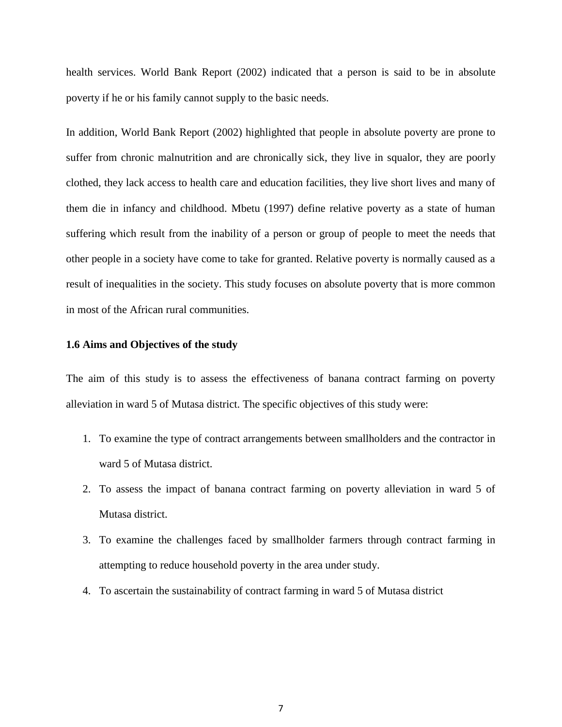health services. World Bank Report (2002) indicated that a person is said to be in absolute poverty if he or his family cannot supply to the basic needs.

In addition, World Bank Report (2002) highlighted that people in absolute poverty are prone to suffer from chronic malnutrition and are chronically sick, they live in squalor, they are poorly clothed, they lack access to health care and education facilities, they live short lives and many of them die in infancy and childhood. Mbetu (1997) define relative poverty as a state of human suffering which result from the inability of a person or group of people to meet the needs that other people in a society have come to take for granted. Relative poverty is normally caused as a result of inequalities in the society. This study focuses on absolute poverty that is more common in most of the African rural communities.

### 1.6 Aims and Objectives of the study

The aim of this study is to assess the effectiveness of banana contract farming on poverty alleviation in ward 5 of Mutasa district. The specific objectives of this study were:

1. To examine the type of contract arrangements between smallholders and the contractor in ward 5 of Mutasa district.
2. To assess the impact of banana contract farming on poverty alleviation in ward 5 of Mutasa district.
3. To examine the challenges faced by smallholder farmers through contract farming in attempting to reduce household poverty in the area under study.
4. To ascertain the sustainability of contract farming in ward 5 of Mutasa district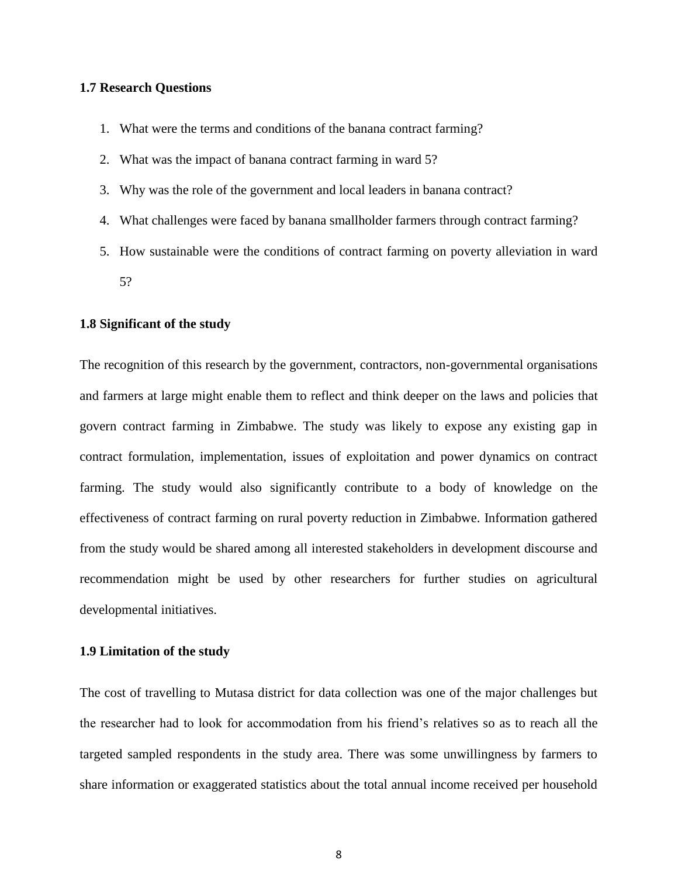### 1.7 Research Questions

1. What were the terms and conditions of the banana contract farming?
2. What was the impact of banana contract farming in ward 5?
3. Why was the role of the government and local leaders in banana contract?
4. What challenges were faced by banana smallholder farmers through contract farming?
5. How sustainable were the conditions of contract farming on poverty alleviation in ward 5?

### 1.8 Significant of the study

The recognition of this research by the government, contractors, non-governmental organisations and farmers at large might enable them to reflect and think deeper on the laws and policies that govern contract farming in Zimbabwe. The study was likely to expose any existing gap in contract formulation, implementation, issues of exploitation and power dynamics on contract farming. The study would also significantly contribute to a body of knowledge on the effectiveness of contract farming on rural poverty reduction in Zimbabwe. Information gathered from the study would be shared among all interested stakeholders in development discourse and recommendation might be used by other researchers for further studies on agricultural developmental initiatives.

### 1.9 Limitation of the study

The cost of travelling to Mutasa district for data collection was one of the major challenges but the researcher had to look for accommodation from his friend's relatives so as to reach all the targeted sampled respondents in the study area. There was some unwillingness by farmers to share information or exaggerated statistics about the total annual income received per household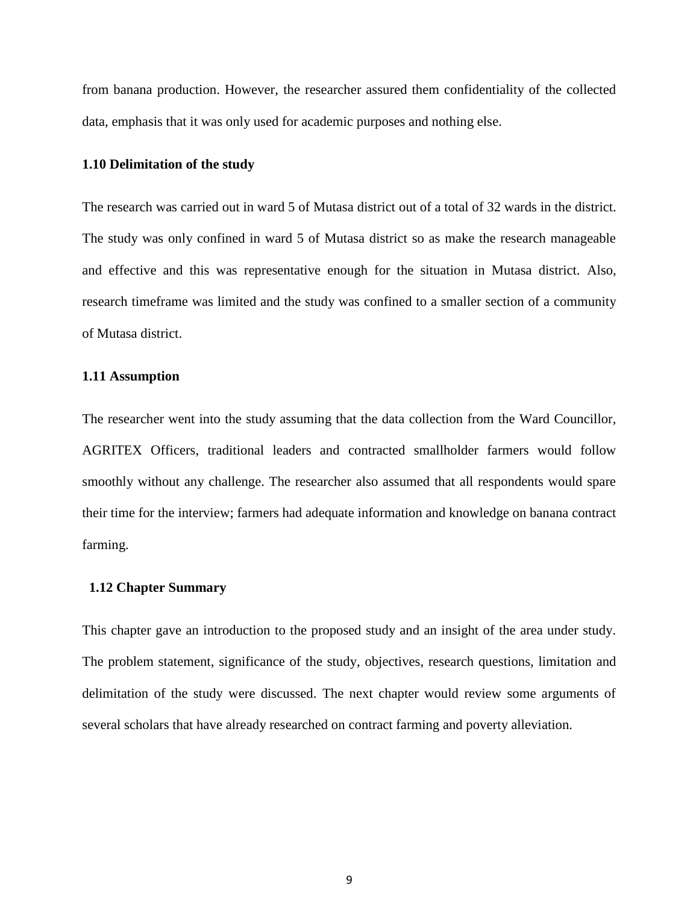from banana production. However, the researcher assured them confidentiality of the collected data, emphasis that it was only used for academic purposes and nothing else.

### 1.10 Delimitation of the study

The research was carried out in ward 5 of Mutasa district out of a total of 32 wards in the district. The study was only confined in ward 5 of Mutasa district so as make the research manageable and effective and this was representative enough for the situation in Mutasa district. Also, research timeframe was limited and the study was confined to a smaller section of a community of Mutasa district.

### 1.11 Assumption

The researcher went into the study assuming that the data collection from the Ward Councillor, AGRITEX Officers, traditional leaders and contracted smallholder farmers would follow smoothly without any challenge. The researcher also assumed that all respondents would spare their time for the interview; farmers had adequate information and knowledge on banana contract farming.

### 1.12 Chapter Summary

This chapter gave an introduction to the proposed study and an insight of the area under study. The problem statement, significance of the study, objectives, research questions, limitation and delimitation of the study were discussed. The next chapter would review some arguments of several scholars that have already researched on contract farming and poverty alleviation.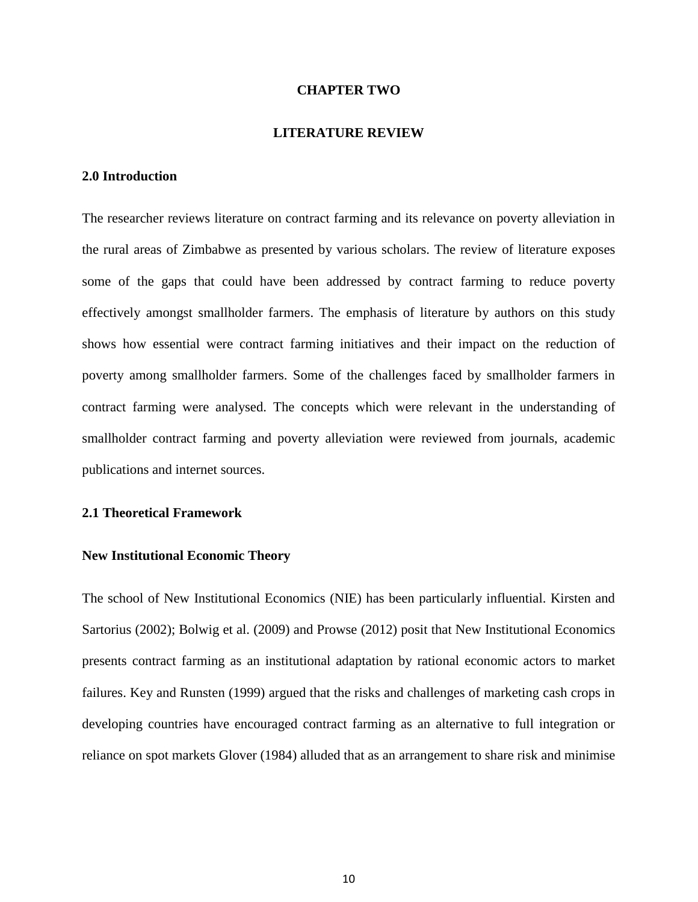# CHAPTER TWO

# LITERATURE REVIEW

## 2.0 Introduction

The researcher reviews literature on contract farming and its relevance on poverty alleviation in the rural areas of Zimbabwe as presented by various scholars. The review of literature exposes some of the gaps that could have been addressed by contract farming to reduce poverty effectively amongst smallholder farmers. The emphasis of literature by authors on this study shows how essential were contract farming initiatives and their impact on the reduction of poverty among smallholder farmers. Some of the challenges faced by smallholder farmers in contract farming were analysed. The concepts which were relevant in the understanding of smallholder contract farming and poverty alleviation were reviewed from journals, academic publications and internet sources.

## 2.1 Theoretical Framework

### New Institutional Economic Theory

The school of New Institutional Economics (NIE) has been particularly influential. Kirsten and Sartorius (2002); Bolwig et al. (2009) and Prowse (2012) posit that New Institutional Economics presents contract farming as an institutional adaptation by rational economic actors to market failures. Key and Runsten (1999) argued that the risks and challenges of marketing cash crops in developing countries have encouraged contract farming as an alternative to full integration or reliance on spot markets Glover (1984) alluded that as an arrangement to share risk and minimise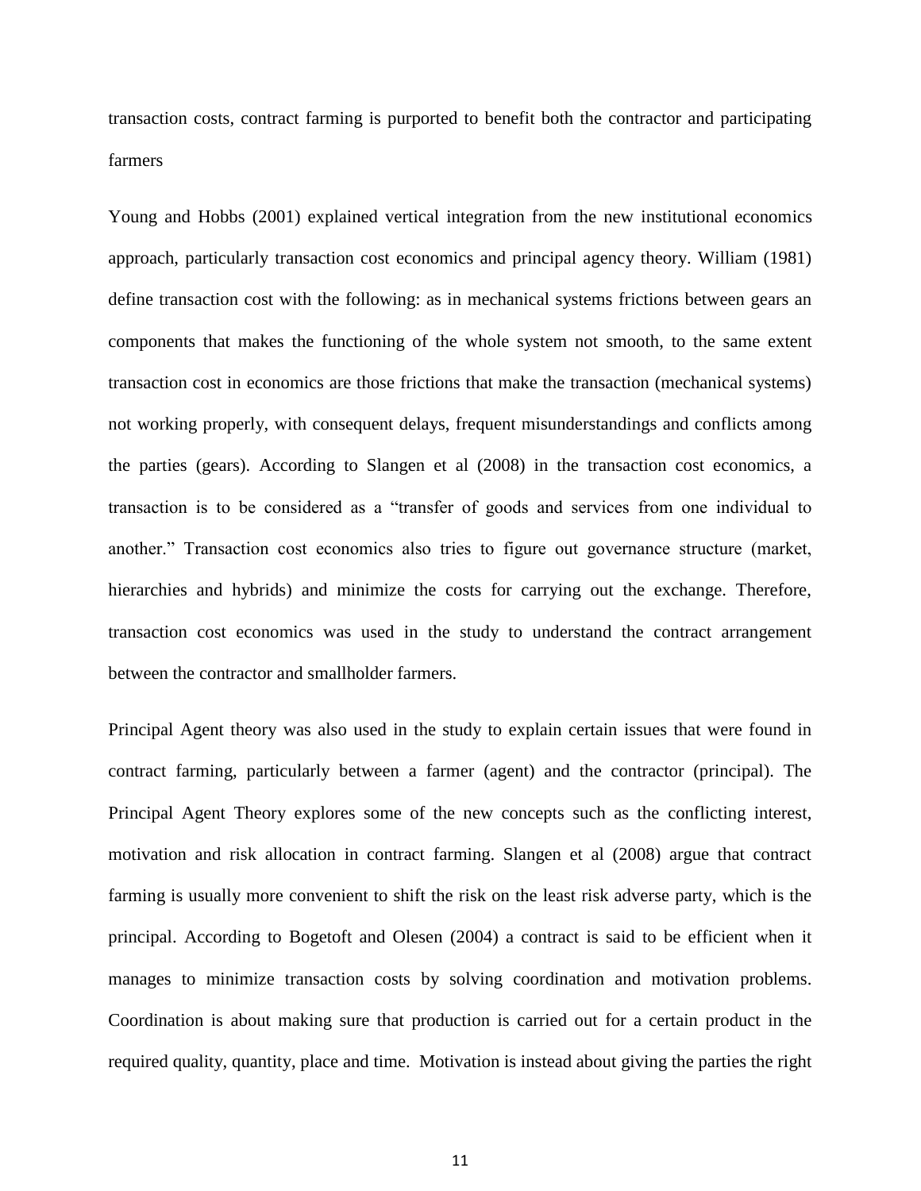transaction costs, contract farming is purported to benefit both the contractor and participating farmers

Young and Hobbs (2001) explained vertical integration from the new institutional economics approach, particularly transaction cost economics and principal agency theory. William (1981) define transaction cost with the following: as in mechanical systems frictions between gears an components that makes the functioning of the whole system not smooth, to the same extent transaction cost in economics are those frictions that make the transaction (mechanical systems) not working properly, with consequent delays, frequent misunderstandings and conflicts among the parties (gears). According to Slangen et al (2008) in the transaction cost economics, a transaction is to be considered as a "transfer of goods and services from one individual to another." Transaction cost economics also tries to figure out governance structure (market, hierarchies and hybrids) and minimize the costs for carrying out the exchange. Therefore, transaction cost economics was used in the study to understand the contract arrangement between the contractor and smallholder farmers.

Principal Agent theory was also used in the study to explain certain issues that were found in contract farming, particularly between a farmer (agent) and the contractor (principal). The Principal Agent Theory explores some of the new concepts such as the conflicting interest, motivation and risk allocation in contract farming. Slangen et al (2008) argue that contract farming is usually more convenient to shift the risk on the least risk adverse party, which is the principal. According to Bogetoft and Olesen (2004) a contract is said to be efficient when it manages to minimize transaction costs by solving coordination and motivation problems. Coordination is about making sure that production is carried out for a certain product in the required quality, quantity, place and time. Motivation is instead about giving the parties the right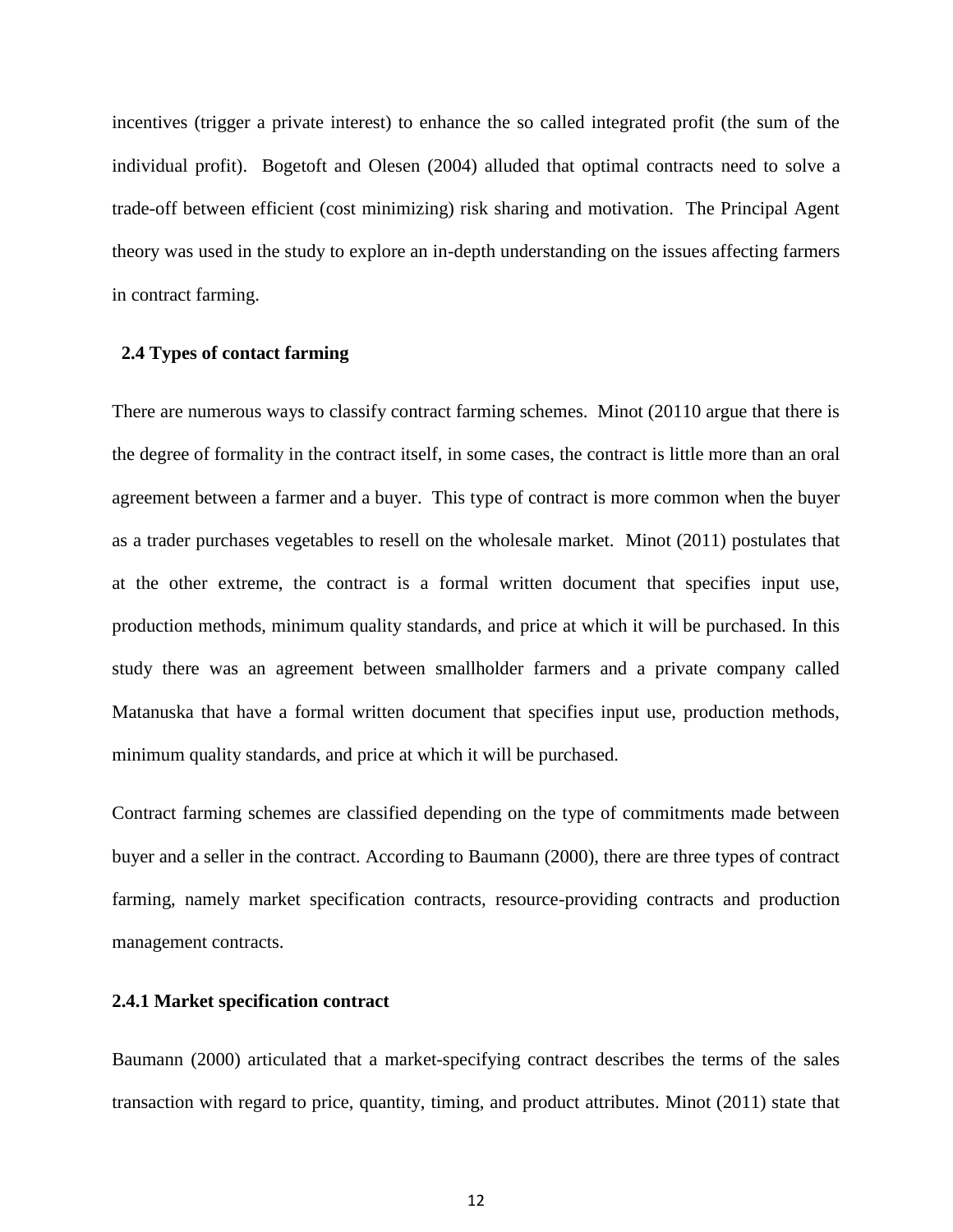incentives (trigger a private interest) to enhance the so called integrated profit (the sum of the individual profit). Bogetoft and Olesen (2004) alluded that optimal contracts need to solve a trade-off between efficient (cost minimizing) risk sharing and motivation. The Principal Agent theory was used in the study to explore an in-depth understanding on the issues affecting farmers in contract farming.

## 2.4 Types of contact farming

There are numerous ways to classify contract farming schemes. Minot (20110 argue that there is the degree of formality in the contract itself, in some cases, the contract is little more than an oral agreement between a farmer and a buyer. This type of contract is more common when the buyer as a trader purchases vegetables to resell on the wholesale market. Minot (2011) postulates that at the other extreme, the contract is a formal written document that specifies input use, production methods, minimum quality standards, and price at which it will be purchased. In this study there was an agreement between smallholder farmers and a private company called Matanuska that have a formal written document that specifies input use, production methods, minimum quality standards, and price at which it will be purchased.

Contract farming schemes are classified depending on the type of commitments made between buyer and a seller in the contract. According to Baumann (2000), there are three types of contract farming, namely market specification contracts, resource-providing contracts and production management contracts.

### 2.4.1 Market specification contract

Baumann (2000) articulated that a market-specifying contract describes the terms of the sales transaction with regard to price, quantity, timing, and product attributes. Minot (2011) state that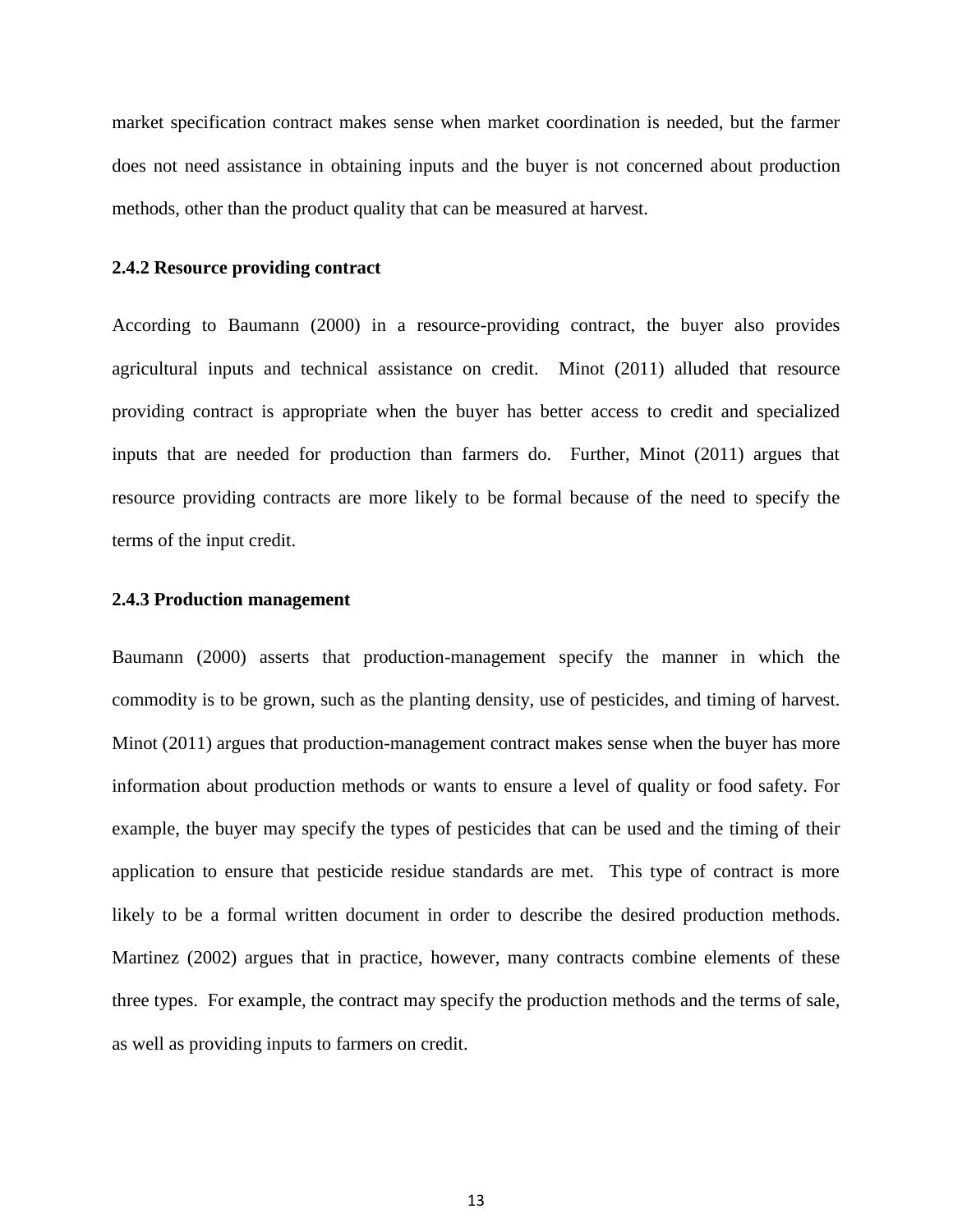market specification contract makes sense when market coordination is needed, but the farmer does not need assistance in obtaining inputs and the buyer is not concerned about production methods, other than the product quality that can be measured at harvest.

### 2.4.2 Resource providing contract

According to Baumann (2000) in a resource-providing contract, the buyer also provides agricultural inputs and technical assistance on credit. Minot (2011) alluded that resource providing contract is appropriate when the buyer has better access to credit and specialized inputs that are needed for production than farmers do. Further, Minot (2011) argues that resource providing contracts are more likely to be formal because of the need to specify the terms of the input credit.

### 2.4.3 Production management

Baumann (2000) asserts that production-management specify the manner in which the commodity is to be grown, such as the planting density, use of pesticides, and timing of harvest. Minot (2011) argues that production-management contract makes sense when the buyer has more information about production methods or wants to ensure a level of quality or food safety. For example, the buyer may specify the types of pesticides that can be used and the timing of their application to ensure that pesticide residue standards are met. This type of contract is more likely to be a formal written document in order to describe the desired production methods. Martinez (2002) argues that in practice, however, many contracts combine elements of these three types. For example, the contract may specify the production methods and the terms of sale, as well as providing inputs to farmers on credit.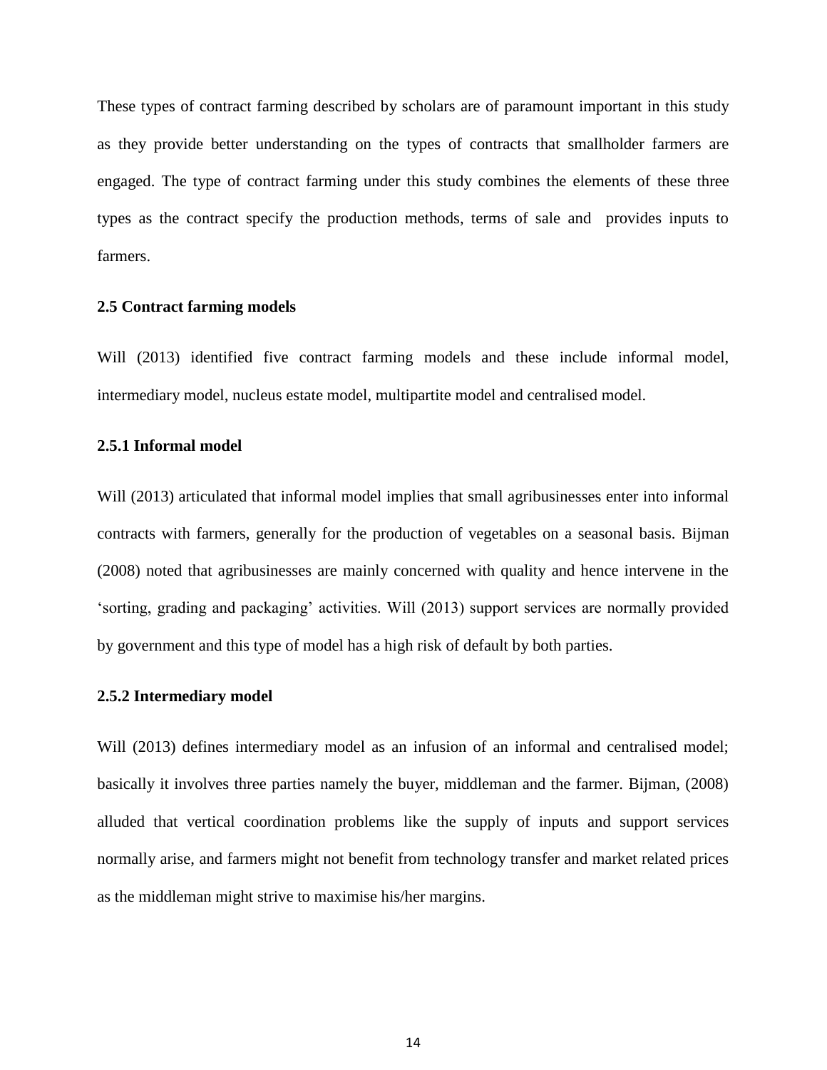These types of contract farming described by scholars are of paramount important in this study as they provide better understanding on the types of contracts that smallholder farmers are engaged. The type of contract farming under this study combines the elements of these three types as the contract specify the production methods, terms of sale and provides inputs to farmers.

### 2.5 Contract farming models

Will (2013) identified five contract farming models and these include informal model, intermediary model, nucleus estate model, multipartite model and centralised model.

#### 2.5.1 Informal model

Will (2013) articulated that informal model implies that small agribusinesses enter into informal contracts with farmers, generally for the production of vegetables on a seasonal basis. Bijman (2008) noted that agribusinesses are mainly concerned with quality and hence intervene in the 'sorting, grading and packaging' activities. Will (2013) support services are normally provided by government and this type of model has a high risk of default by both parties.

#### 2.5.2 Intermediary model

Will (2013) defines intermediary model as an infusion of an informal and centralised model; basically it involves three parties namely the buyer, middleman and the farmer. Bijman, (2008) alluded that vertical coordination problems like the supply of inputs and support services normally arise, and farmers might not benefit from technology transfer and market related prices as the middleman might strive to maximise his/her margins.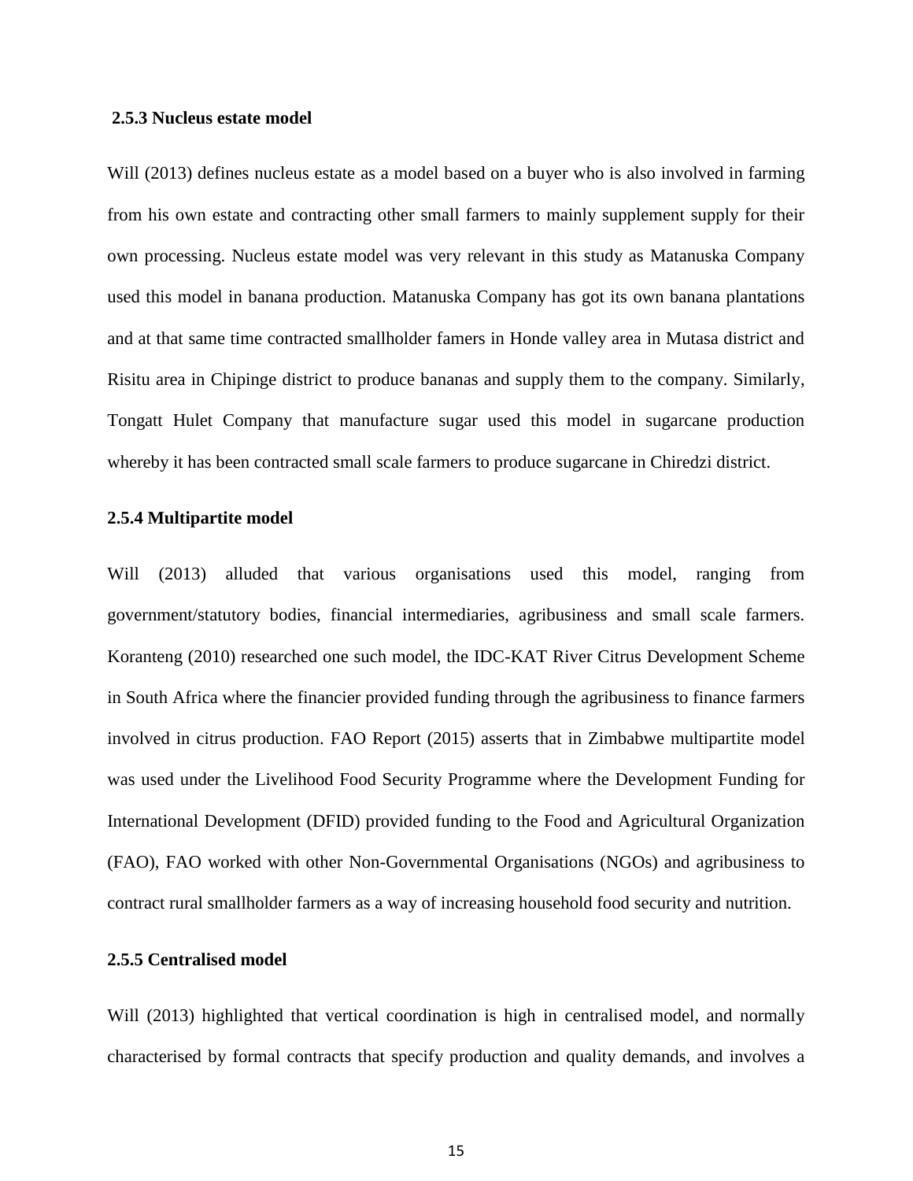### 2.5.3 Nucleus estate model

Will (2013) defines nucleus estate as a model based on a buyer who is also involved in farming from his own estate and contracting other small farmers to mainly supplement supply for their own processing. Nucleus estate model was very relevant in this study as Matanuska Company used this model in banana production. Matanuska Company has got its own banana plantations and at that same time contracted smallholder famers in Honde valley area in Mutasa district and Risitu area in Chipinge district to produce bananas and supply them to the company. Similarly, Tongatt Hulet Company that manufacture sugar used this model in sugarcane production whereby it has been contracted small scale farmers to produce sugarcane in Chiredzi district.

### 2.5.4 Multipartite model

Will (2013) alluded that various organisations used this model, ranging from government/statutory bodies, financial intermediaries, agribusiness and small scale farmers. Koranteng (2010) researched one such model, the IDC-KAT River Citrus Development Scheme in South Africa where the financier provided funding through the agribusiness to finance farmers involved in citrus production. FAO Report (2015) asserts that in Zimbabwe multipartite model was used under the Livelihood Food Security Programme where the Development Funding for International Development (DFID) provided funding to the Food and Agricultural Organization (FAO), FAO worked with other Non-Governmental Organisations (NGOs) and agribusiness to contract rural smallholder farmers as a way of increasing household food security and nutrition.

### 2.5.5 Centralised model

Will (2013) highlighted that vertical coordination is high in centralised model, and normally characterised by formal contracts that specify production and quality demands, and involves a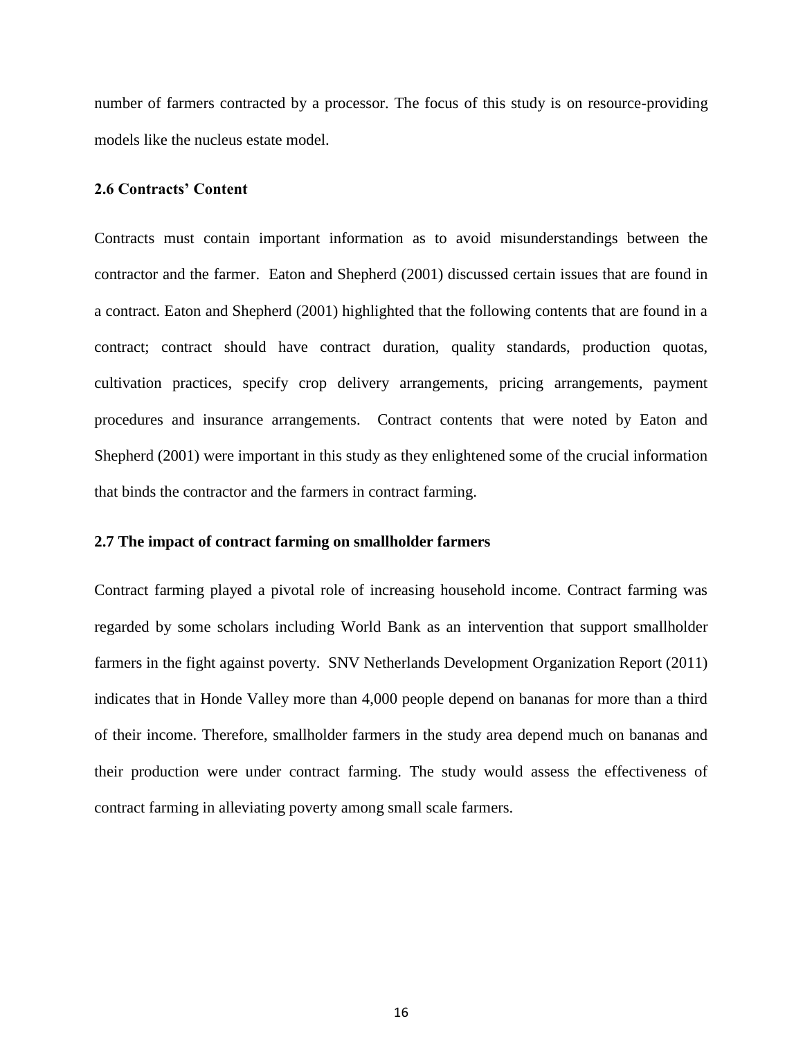number of farmers contracted by a processor. The focus of this study is on resource-providing models like the nucleus estate model.

### 2.6 Contracts' Content

Contracts must contain important information as to avoid misunderstandings between the contractor and the farmer. Eaton and Shepherd (2001) discussed certain issues that are found in a contract. Eaton and Shepherd (2001) highlighted that the following contents that are found in a contract; contract should have contract duration, quality standards, production quotas, cultivation practices, specify crop delivery arrangements, pricing arrangements, payment procedures and insurance arrangements. Contract contents that were noted by Eaton and Shepherd (2001) were important in this study as they enlightened some of the crucial information that binds the contractor and the farmers in contract farming.

### 2.7 The impact of contract farming on smallholder farmers

Contract farming played a pivotal role of increasing household income. Contract farming was regarded by some scholars including World Bank as an intervention that support smallholder farmers in the fight against poverty. SNV Netherlands Development Organization Report (2011) indicates that in Honde Valley more than 4,000 people depend on bananas for more than a third of their income. Therefore, smallholder farmers in the study area depend much on bananas and their production were under contract farming. The study would assess the effectiveness of contract farming in alleviating poverty among small scale farmers.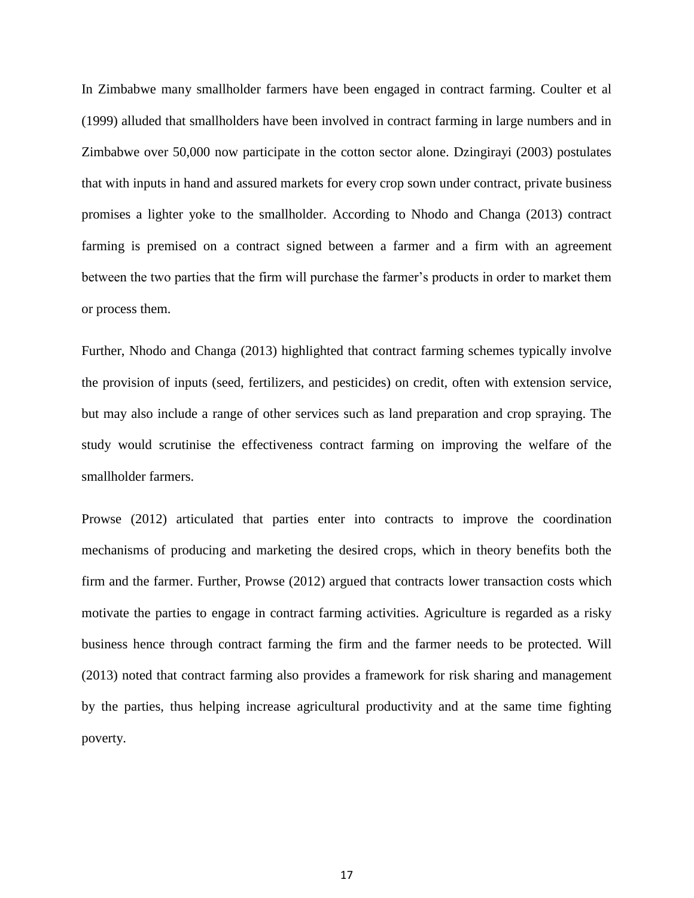In Zimbabwe many smallholder farmers have been engaged in contract farming. Coulter et al (1999) alluded that smallholders have been involved in contract farming in large numbers and in Zimbabwe over 50,000 now participate in the cotton sector alone. Dzingirayi (2003) postulates that with inputs in hand and assured markets for every crop sown under contract, private business promises a lighter yoke to the smallholder. According to Nhodo and Changa (2013) contract farming is premised on a contract signed between a farmer and a firm with an agreement between the two parties that the firm will purchase the farmer's products in order to market them or process them.

Further, Nhodo and Changa (2013) highlighted that contract farming schemes typically involve the provision of inputs (seed, fertilizers, and pesticides) on credit, often with extension service, but may also include a range of other services such as land preparation and crop spraying. The study would scrutinise the effectiveness contract farming on improving the welfare of the smallholder farmers.

Prowse (2012) articulated that parties enter into contracts to improve the coordination mechanisms of producing and marketing the desired crops, which in theory benefits both the firm and the farmer. Further, Prowse (2012) argued that contracts lower transaction costs which motivate the parties to engage in contract farming activities. Agriculture is regarded as a risky business hence through contract farming the firm and the farmer needs to be protected. Will (2013) noted that contract farming also provides a framework for risk sharing and management by the parties, thus helping increase agricultural productivity and at the same time fighting poverty.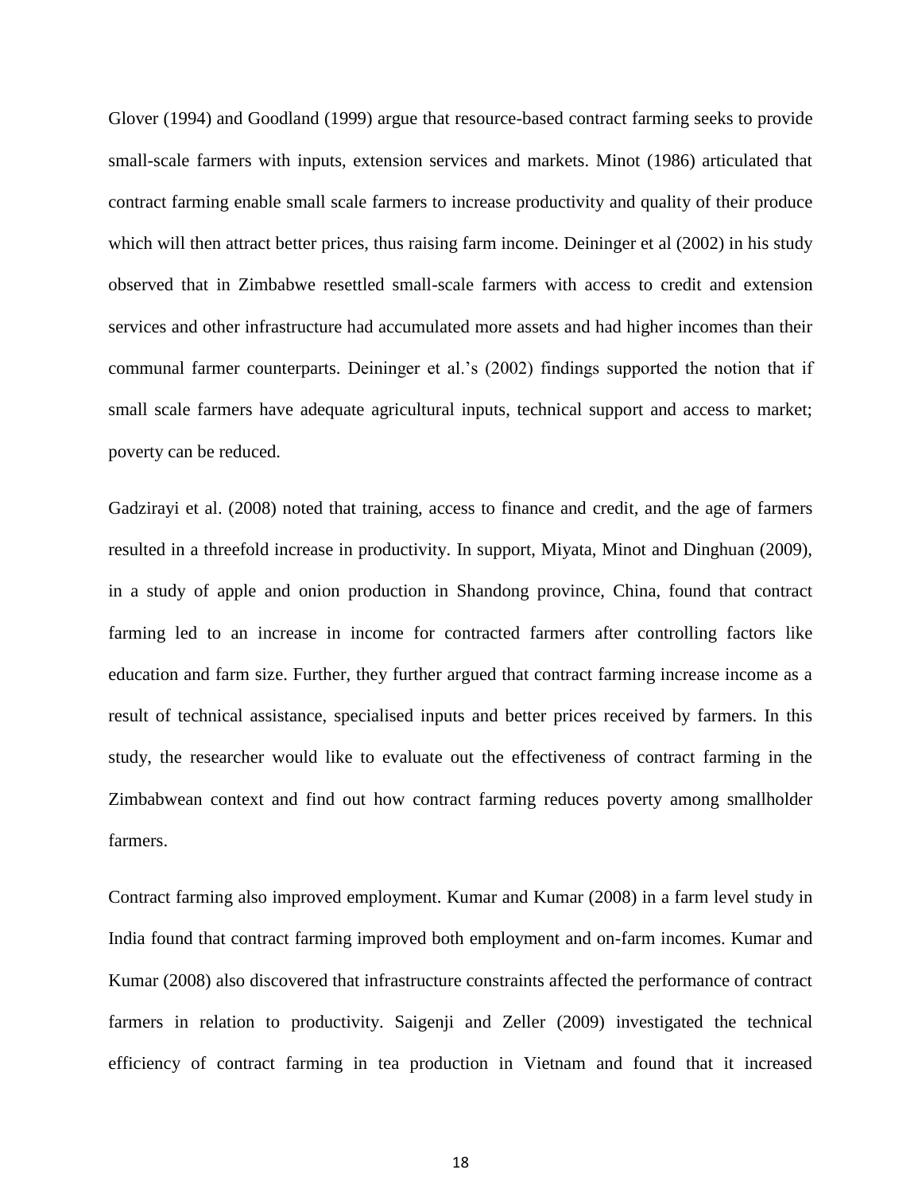Glover (1994) and Goodland (1999) argue that resource-based contract farming seeks to provide small-scale farmers with inputs, extension services and markets. Minot (1986) articulated that contract farming enable small scale farmers to increase productivity and quality of their produce which will then attract better prices, thus raising farm income. Deininger et al (2002) in his study observed that in Zimbabwe resettled small-scale farmers with access to credit and extension services and other infrastructure had accumulated more assets and had higher incomes than their communal farmer counterparts. Deininger et al.'s (2002) findings supported the notion that if small scale farmers have adequate agricultural inputs, technical support and access to market; poverty can be reduced.

Gadzirayi et al. (2008) noted that training, access to finance and credit, and the age of farmers resulted in a threefold increase in productivity. In support, Miyata, Minot and Dinghuan (2009), in a study of apple and onion production in Shandong province, China, found that contract farming led to an increase in income for contracted farmers after controlling factors like education and farm size. Further, they further argued that contract farming increase income as a result of technical assistance, specialised inputs and better prices received by farmers. In this study, the researcher would like to evaluate out the effectiveness of contract farming in the Zimbabwean context and find out how contract farming reduces poverty among smallholder farmers.

Contract farming also improved employment. Kumar and Kumar (2008) in a farm level study in India found that contract farming improved both employment and on-farm incomes. Kumar and Kumar (2008) also discovered that infrastructure constraints affected the performance of contract farmers in relation to productivity. Saigenji and Zeller (2009) investigated the technical efficiency of contract farming in tea production in Vietnam and found that it increased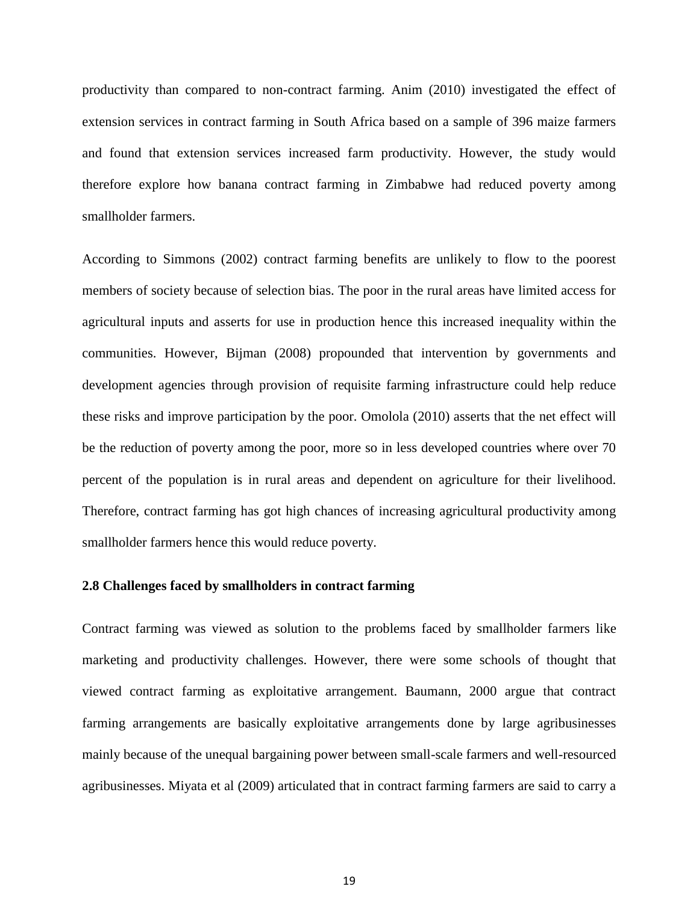productivity than compared to non-contract farming. Anim (2010) investigated the effect of extension services in contract farming in South Africa based on a sample of 396 maize farmers and found that extension services increased farm productivity. However, the study would therefore explore how banana contract farming in Zimbabwe had reduced poverty among smallholder farmers.

According to Simmons (2002) contract farming benefits are unlikely to flow to the poorest members of society because of selection bias. The poor in the rural areas have limited access for agricultural inputs and asserts for use in production hence this increased inequality within the communities. However, Bijman (2008) propounded that intervention by governments and development agencies through provision of requisite farming infrastructure could help reduce these risks and improve participation by the poor. Omolola (2010) asserts that the net effect will be the reduction of poverty among the poor, more so in less developed countries where over 70 percent of the population is in rural areas and dependent on agriculture for their livelihood. Therefore, contract farming has got high chances of increasing agricultural productivity among smallholder farmers hence this would reduce poverty.

### 2.8 Challenges faced by smallholders in contract farming

Contract farming was viewed as solution to the problems faced by smallholder farmers like marketing and productivity challenges. However, there were some schools of thought that viewed contract farming as exploitative arrangement. Baumann, 2000 argue that contract farming arrangements are basically exploitative arrangements done by large agribusinesses mainly because of the unequal bargaining power between small-scale farmers and well-resourced agribusinesses. Miyata et al (2009) articulated that in contract farming farmers are said to carry a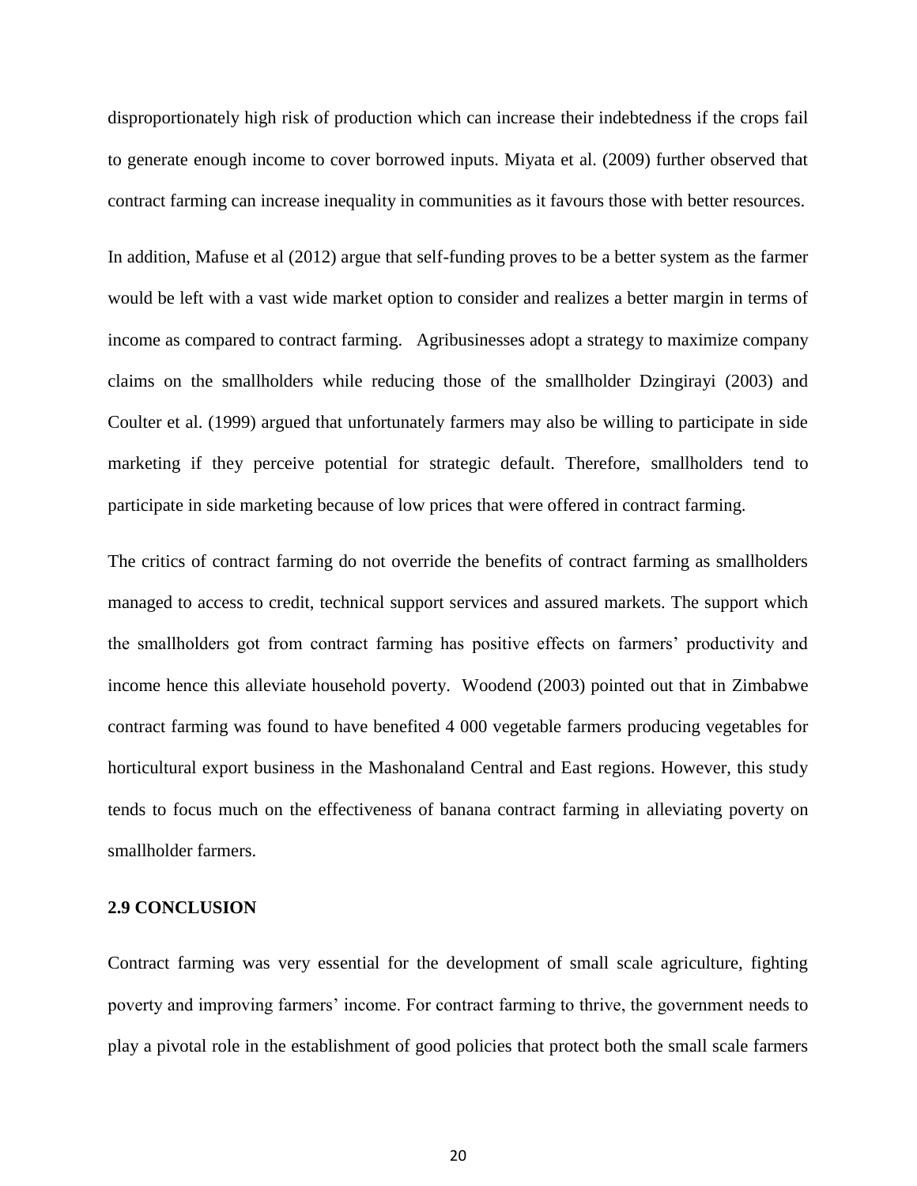disproportionately high risk of production which can increase their indebtedness if the crops fail to generate enough income to cover borrowed inputs. Miyata et al. (2009) further observed that contract farming can increase inequality in communities as it favours those with better resources.

In addition, Mafuse et al (2012) argue that self-funding proves to be a better system as the farmer would be left with a vast wide market option to consider and realizes a better margin in terms of income as compared to contract farming. Agribusinesses adopt a strategy to maximize company claims on the smallholders while reducing those of the smallholder Dzingirayi (2003) and Coulter et al. (1999) argued that unfortunately farmers may also be willing to participate in side marketing if they perceive potential for strategic default. Therefore, smallholders tend to participate in side marketing because of low prices that were offered in contract farming.

The critics of contract farming do not override the benefits of contract farming as smallholders managed to access to credit, technical support services and assured markets. The support which the smallholders got from contract farming has positive effects on farmers' productivity and income hence this alleviate household poverty. Woodend (2003) pointed out that in Zimbabwe contract farming was found to have benefited 4 000 vegetable farmers producing vegetables for horticultural export business in the Mashonaland Central and East regions. However, this study tends to focus much on the effectiveness of banana contract farming in alleviating poverty on smallholder farmers.

## 2.9 CONCLUSION

Contract farming was very essential for the development of small scale agriculture, fighting poverty and improving farmers' income. For contract farming to thrive, the government needs to play a pivotal role in the establishment of good policies that protect both the small scale farmers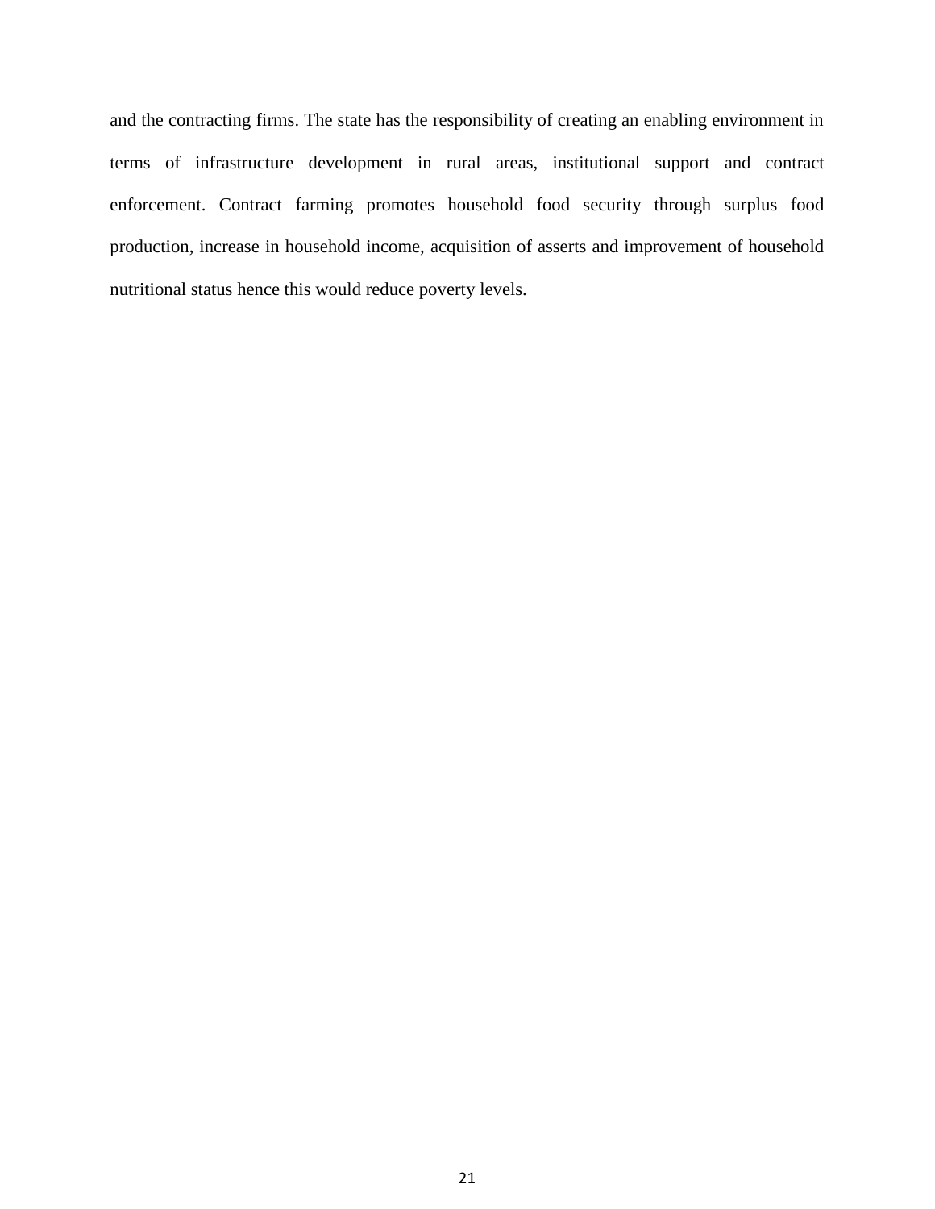and the contracting firms. The state has the responsibility of creating an enabling environment in terms of infrastructure development in rural areas, institutional support and contract enforcement. Contract farming promotes household food security through surplus food production, increase in household income, acquisition of asserts and improvement of household nutritional status hence this would reduce poverty levels.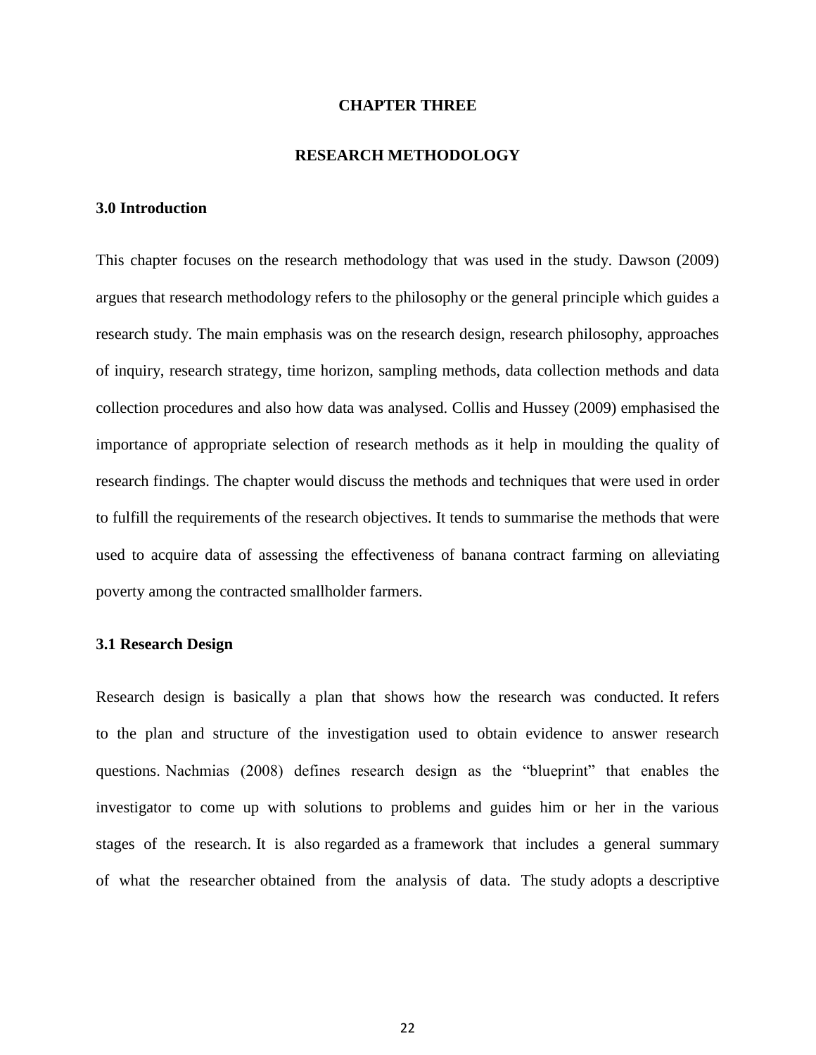# CHAPTER THREE

# RESEARCH METHODOLOGY

## 3.0 Introduction

This chapter focuses on the research methodology that was used in the study. Dawson (2009) argues that research methodology refers to the philosophy or the general principle which guides a research study. The main emphasis was on the research design, research philosophy, approaches of inquiry, research strategy, time horizon, sampling methods, data collection methods and data collection procedures and also how data was analysed. Collis and Hussey (2009) emphasised the importance of appropriate selection of research methods as it help in moulding the quality of research findings. The chapter would discuss the methods and techniques that were used in order to fulfill the requirements of the research objectives. It tends to summarise the methods that were used to acquire data of assessing the effectiveness of banana contract farming on alleviating poverty among the contracted smallholder farmers.

## 3.1 Research Design

Research design is basically a plan that shows how the research was conducted. It refers to the plan and structure of the investigation used to obtain evidence to answer research questions. Nachmias (2008) defines research design as the "blueprint" that enables the investigator to come up with solutions to problems and guides him or her in the various stages of the research. It is also regarded as a framework that includes a general summary of what the researcher obtained from the analysis of data. The study adopts a descriptive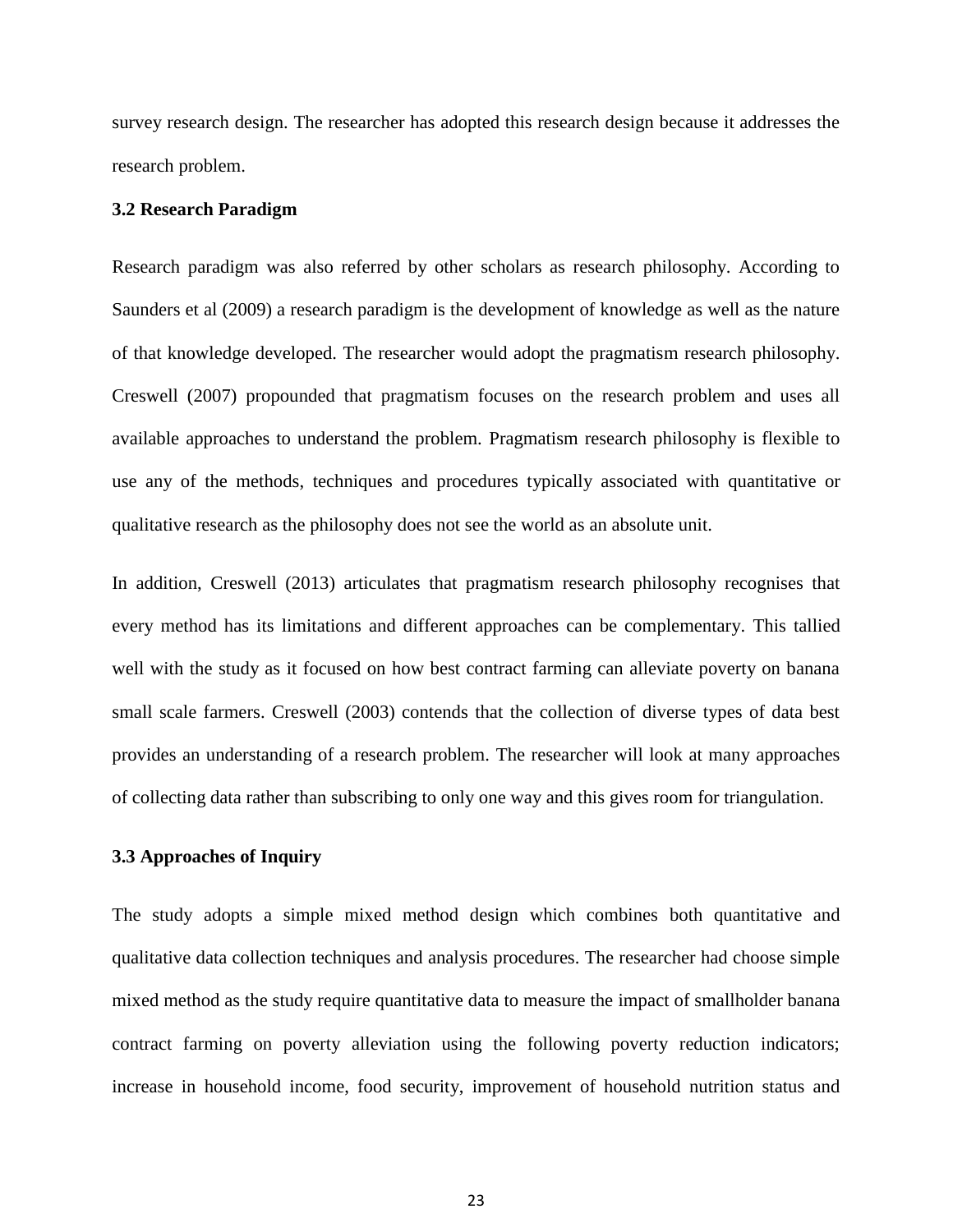survey research design. The researcher has adopted this research design because it addresses the research problem.

### 3.2 Research Paradigm

Research paradigm was also referred by other scholars as research philosophy. According to Saunders et al (2009) a research paradigm is the development of knowledge as well as the nature of that knowledge developed. The researcher would adopt the pragmatism research philosophy. Creswell (2007) propounded that pragmatism focuses on the research problem and uses all available approaches to understand the problem. Pragmatism research philosophy is flexible to use any of the methods, techniques and procedures typically associated with quantitative or qualitative research as the philosophy does not see the world as an absolute unit.

In addition, Creswell (2013) articulates that pragmatism research philosophy recognises that every method has its limitations and different approaches can be complementary. This tallied well with the study as it focused on how best contract farming can alleviate poverty on banana small scale farmers. Creswell (2003) contends that the collection of diverse types of data best provides an understanding of a research problem. The researcher will look at many approaches of collecting data rather than subscribing to only one way and this gives room for triangulation.

### 3.3 Approaches of Inquiry

The study adopts a simple mixed method design which combines both quantitative and qualitative data collection techniques and analysis procedures. The researcher had choose simple mixed method as the study require quantitative data to measure the impact of smallholder banana contract farming on poverty alleviation using the following poverty reduction indicators; increase in household income, food security, improvement of household nutrition status and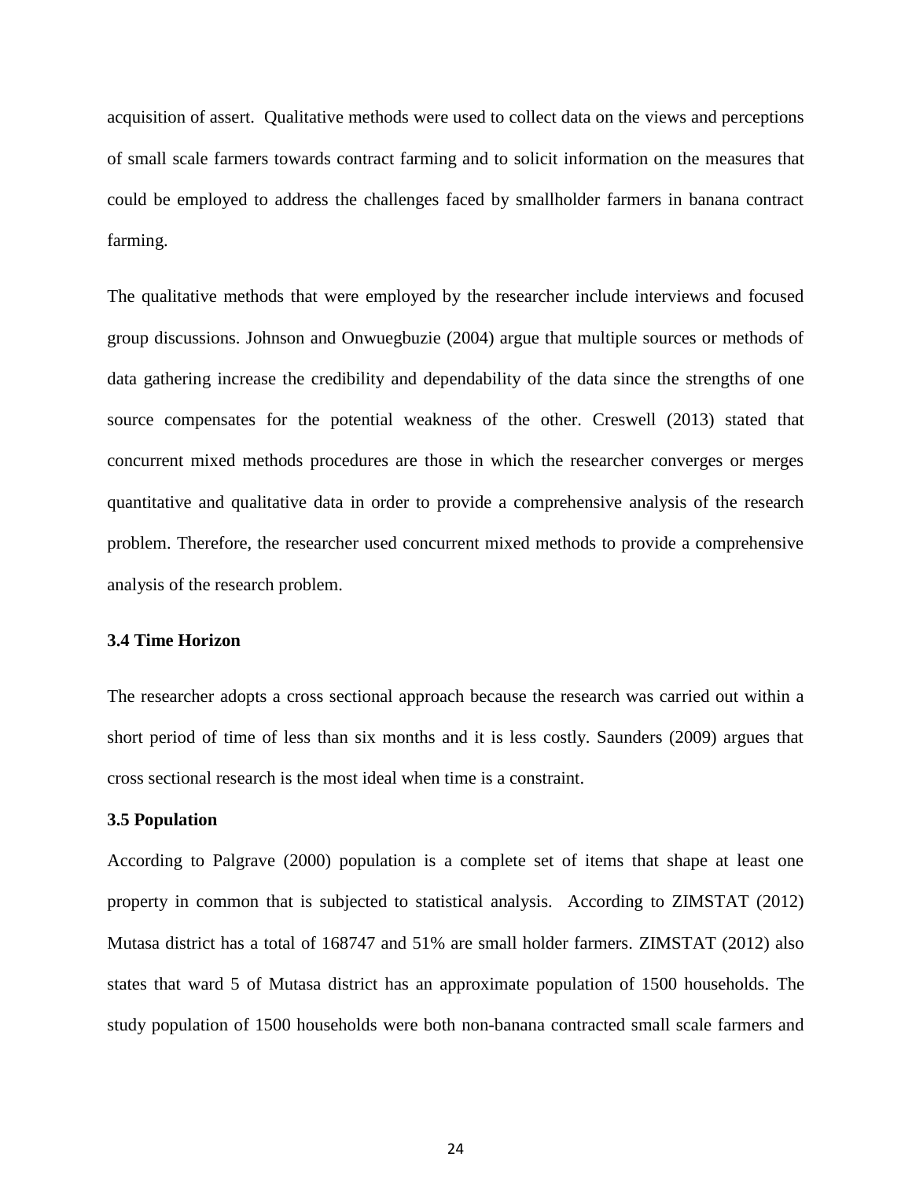acquisition of assert. Qualitative methods were used to collect data on the views and perceptions of small scale farmers towards contract farming and to solicit information on the measures that could be employed to address the challenges faced by smallholder farmers in banana contract farming.

The qualitative methods that were employed by the researcher include interviews and focused group discussions. Johnson and Onwuegbuzie (2004) argue that multiple sources or methods of data gathering increase the credibility and dependability of the data since the strengths of one source compensates for the potential weakness of the other. Creswell (2013) stated that concurrent mixed methods procedures are those in which the researcher converges or merges quantitative and qualitative data in order to provide a comprehensive analysis of the research problem. Therefore, the researcher used concurrent mixed methods to provide a comprehensive analysis of the research problem.

### 3.4 Time Horizon

The researcher adopts a cross sectional approach because the research was carried out within a short period of time of less than six months and it is less costly. Saunders (2009) argues that cross sectional research is the most ideal when time is a constraint.

### 3.5 Population

According to Palgrave (2000) population is a complete set of items that shape at least one property in common that is subjected to statistical analysis. According to ZIMSTAT (2012) Mutasa district has a total of 168747 and 51% are small holder farmers. ZIMSTAT (2012) also states that ward 5 of Mutasa district has an approximate population of 1500 households. The study population of 1500 households were both non-banana contracted small scale farmers and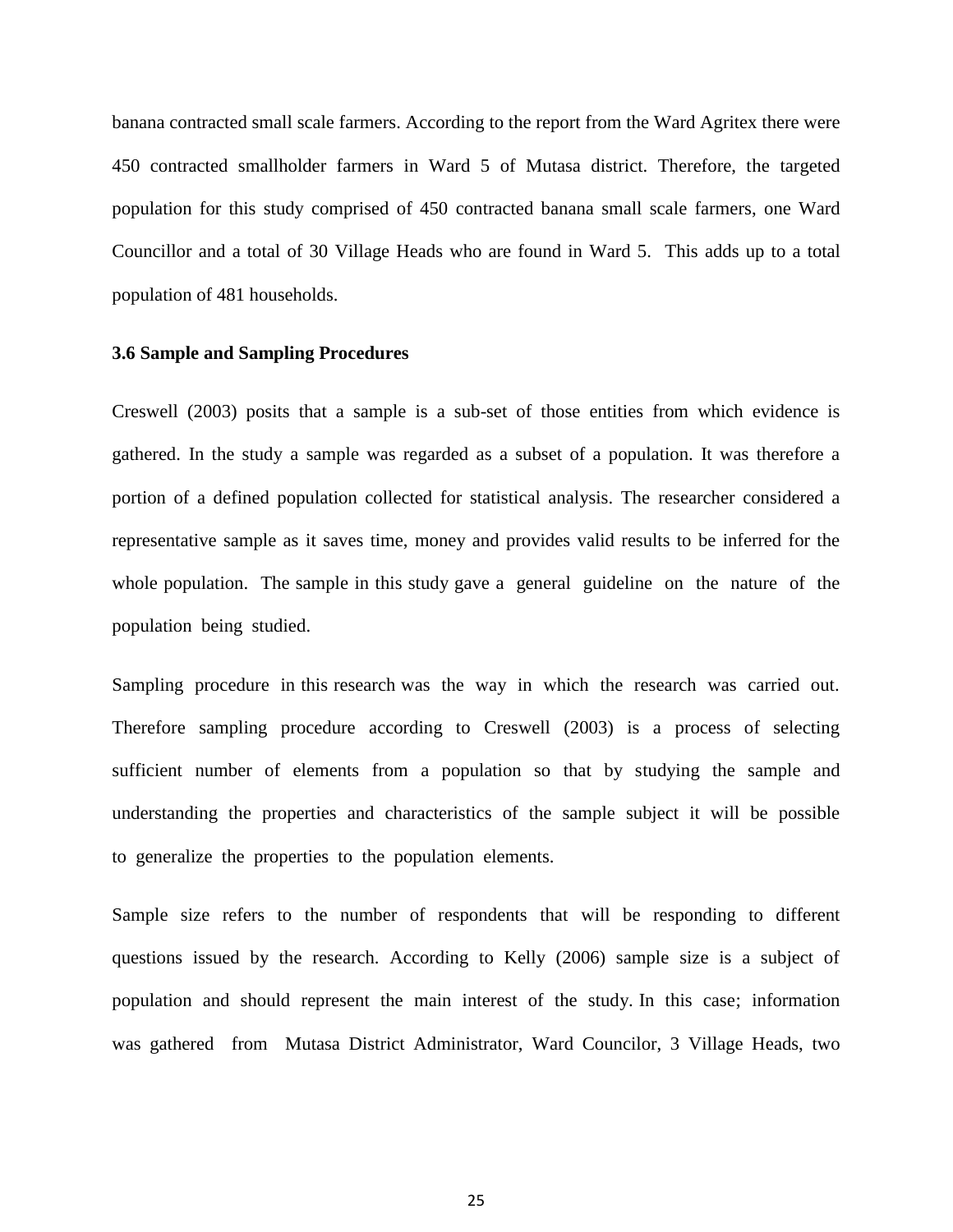banana contracted small scale farmers. According to the report from the Ward Agritex there were 450 contracted smallholder farmers in Ward 5 of Mutasa district. Therefore, the targeted population for this study comprised of 450 contracted banana small scale farmers, one Ward Councillor and a total of 30 Village Heads who are found in Ward 5. This adds up to a total population of 481 households.

### 3.6 Sample and Sampling Procedures

Creswell (2003) posits that a sample is a sub-set of those entities from which evidence is gathered. In the study a sample was regarded as a subset of a population. It was therefore a portion of a defined population collected for statistical analysis. The researcher considered a representative sample as it saves time, money and provides valid results to be inferred for the whole population. The sample in this study gave a general guideline on the nature of the population being studied.

Sampling procedure in this research was the way in which the research was carried out. Therefore sampling procedure according to Creswell (2003) is a process of selecting sufficient number of elements from a population so that by studying the sample and understanding the properties and characteristics of the sample subject it will be possible to generalize the properties to the population elements.

Sample size refers to the number of respondents that will be responding to different questions issued by the research. According to Kelly (2006) sample size is a subject of population and should represent the main interest of the study. In this case; information was gathered from Mutasa District Administrator, Ward Councilor, 3 Village Heads, two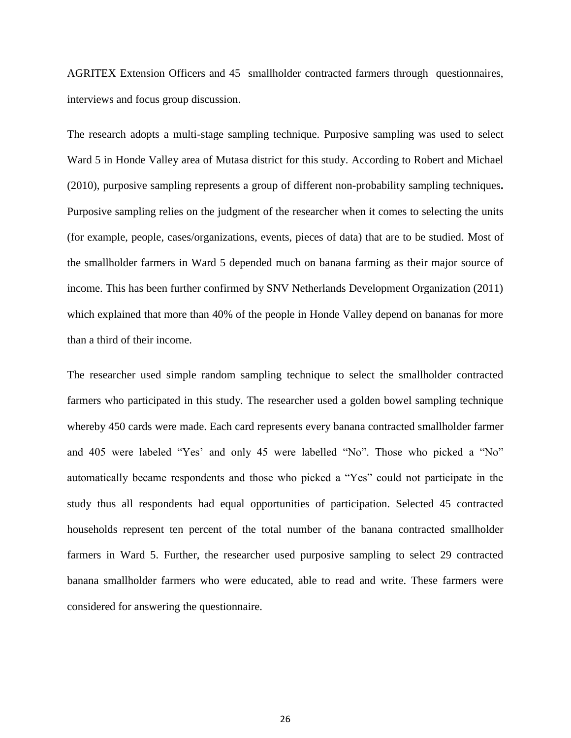AGRITEX Extension Officers and 45 smallholder contracted farmers through questionnaires, interviews and focus group discussion.

The research adopts a multi-stage sampling technique. Purposive sampling was used to select Ward 5 in Honde Valley area of Mutasa district for this study. According to Robert and Michael (2010), purposive sampling represents a group of different non-probability sampling techniques**.** Purposive sampling relies on the judgment of the researcher when it comes to selecting the units (for example, people, cases/organizations, events, pieces of data) that are to be studied. Most of the smallholder farmers in Ward 5 depended much on banana farming as their major source of income. This has been further confirmed by SNV Netherlands Development Organization (2011) which explained that more than 40% of the people in Honde Valley depend on bananas for more than a third of their income.

The researcher used simple random sampling technique to select the smallholder contracted farmers who participated in this study. The researcher used a golden bowel sampling technique whereby 450 cards were made. Each card represents every banana contracted smallholder farmer and 405 were labeled "Yes' and only 45 were labelled "No". Those who picked a "No" automatically became respondents and those who picked a "Yes" could not participate in the study thus all respondents had equal opportunities of participation. Selected 45 contracted households represent ten percent of the total number of the banana contracted smallholder farmers in Ward 5. Further, the researcher used purposive sampling to select 29 contracted banana smallholder farmers who were educated, able to read and write. These farmers were considered for answering the questionnaire.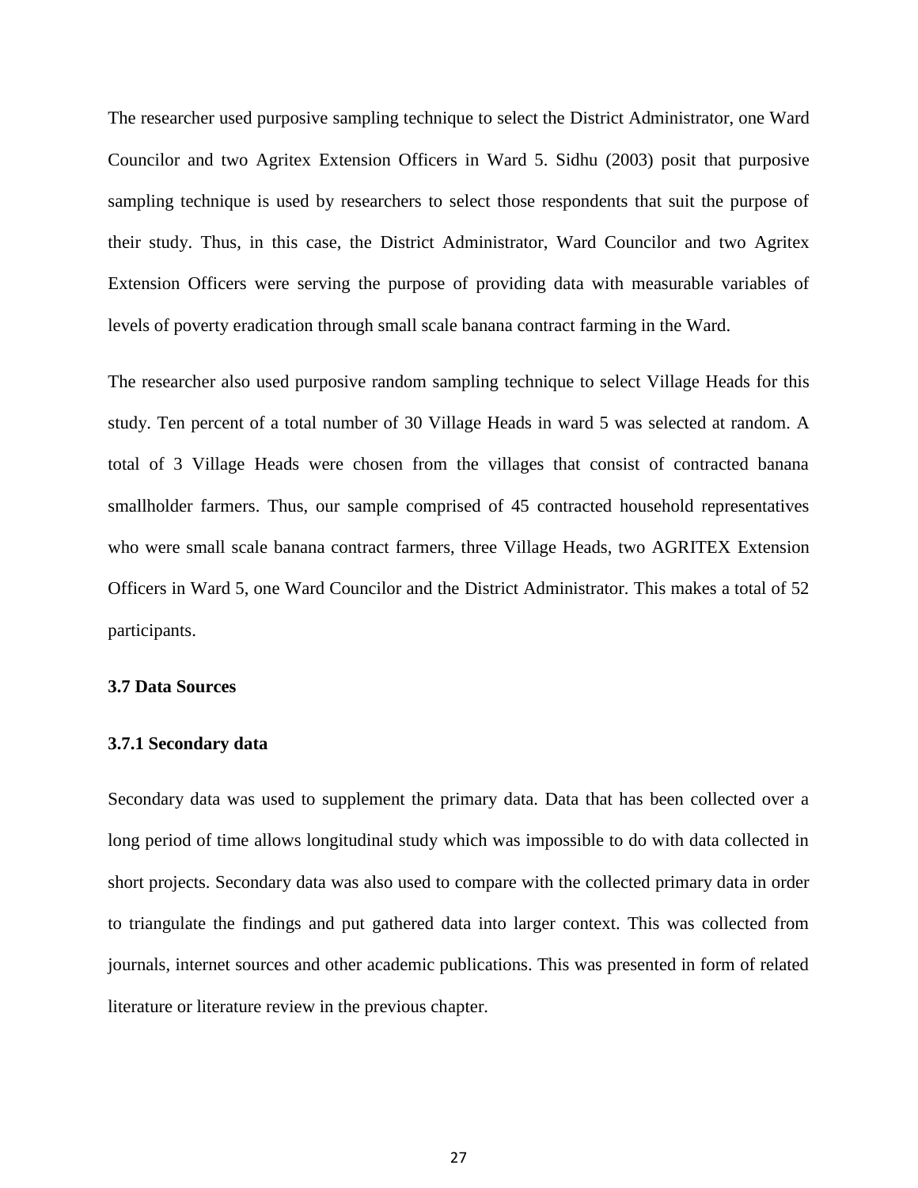The researcher used purposive sampling technique to select the District Administrator, one Ward Councilor and two Agritex Extension Officers in Ward 5. Sidhu (2003) posit that purposive sampling technique is used by researchers to select those respondents that suit the purpose of their study. Thus, in this case, the District Administrator, Ward Councilor and two Agritex Extension Officers were serving the purpose of providing data with measurable variables of levels of poverty eradication through small scale banana contract farming in the Ward.

The researcher also used purposive random sampling technique to select Village Heads for this study. Ten percent of a total number of 30 Village Heads in ward 5 was selected at random. A total of 3 Village Heads were chosen from the villages that consist of contracted banana smallholder farmers. Thus, our sample comprised of 45 contracted household representatives who were small scale banana contract farmers, three Village Heads, two AGRITEX Extension Officers in Ward 5, one Ward Councilor and the District Administrator. This makes a total of 52 participants.

### 3.7 Data Sources

#### 3.7.1 Secondary data

Secondary data was used to supplement the primary data. Data that has been collected over a long period of time allows longitudinal study which was impossible to do with data collected in short projects. Secondary data was also used to compare with the collected primary data in order to triangulate the findings and put gathered data into larger context. This was collected from journals, internet sources and other academic publications. This was presented in form of related literature or literature review in the previous chapter.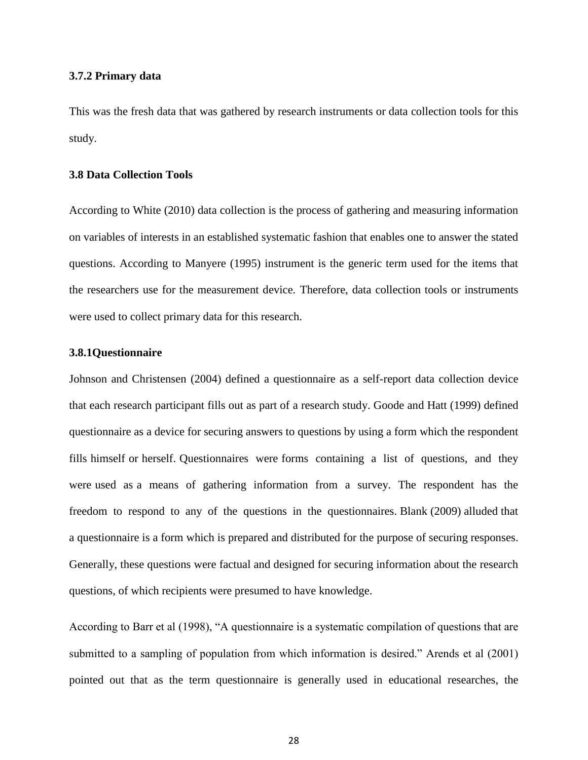### 3.7.2 Primary data

This was the fresh data that was gathered by research instruments or data collection tools for this study.

### 3.8 Data Collection Tools

According to White (2010) data collection is the process of gathering and measuring information on variables of interests in an established systematic fashion that enables one to answer the stated questions. According to Manyere (1995) instrument is the generic term used for the items that the researchers use for the measurement device. Therefore, data collection tools or instruments were used to collect primary data for this research.

### 3.8.1Questionnaire

Johnson and Christensen (2004) defined a questionnaire as a self-report data collection device that each research participant fills out as part of a research study. Goode and Hatt (1999) defined questionnaire as a device for securing answers to questions by using a form which the respondent fills himself or herself. Questionnaires were forms containing a list of questions, and they were used as a means of gathering information from a survey. The respondent has the freedom to respond to any of the questions in the questionnaires. Blank (2009) alluded that a questionnaire is a form which is prepared and distributed for the purpose of securing responses. Generally, these questions were factual and designed for securing information about the research questions, of which recipients were presumed to have knowledge.

According to Barr et al (1998), "A questionnaire is a systematic compilation of questions that are submitted to a sampling of population from which information is desired." Arends et al (2001) pointed out that as the term questionnaire is generally used in educational researches, the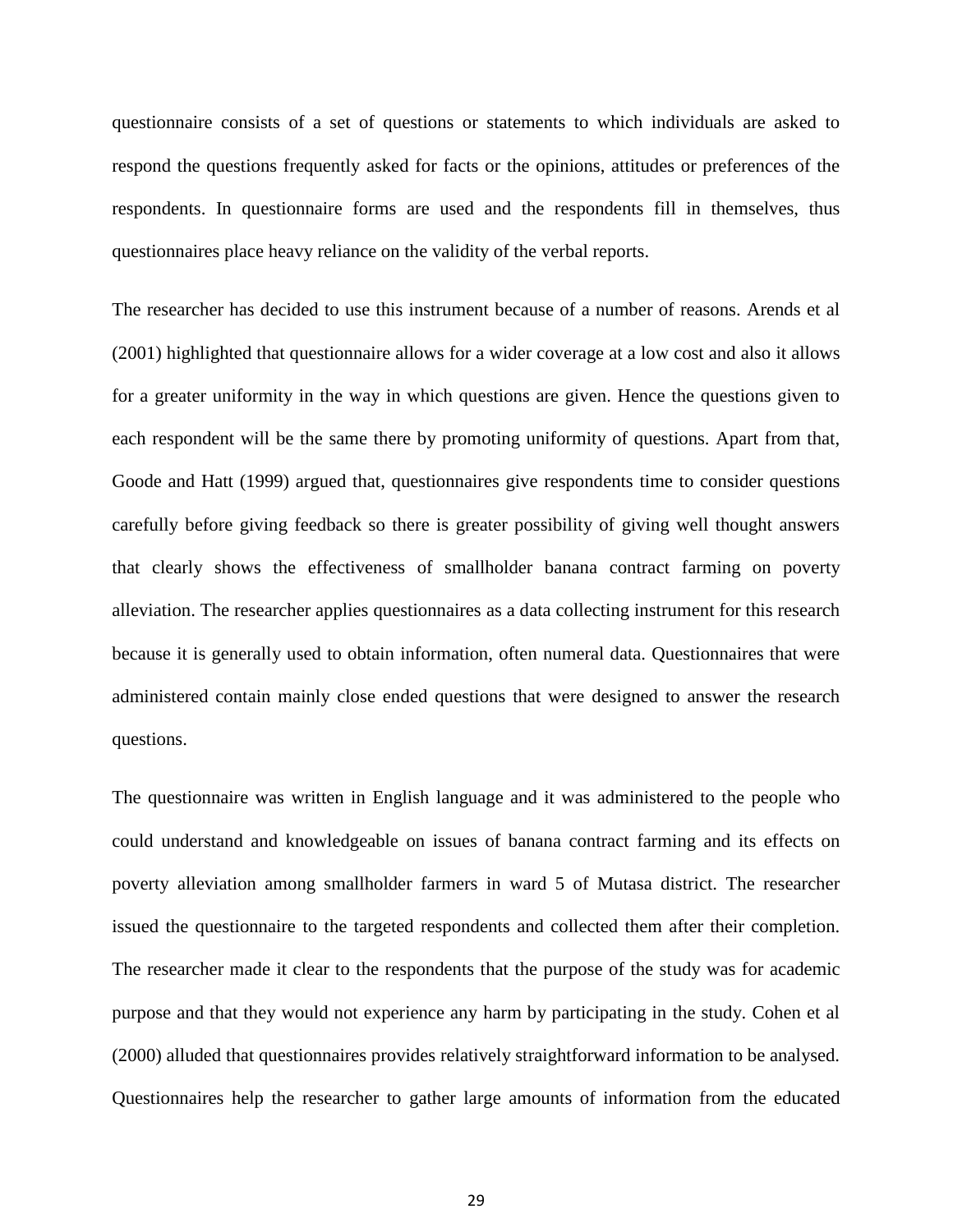questionnaire consists of a set of questions or statements to which individuals are asked to respond the questions frequently asked for facts or the opinions, attitudes or preferences of the respondents. In questionnaire forms are used and the respondents fill in themselves, thus questionnaires place heavy reliance on the validity of the verbal reports.

The researcher has decided to use this instrument because of a number of reasons. Arends et al (2001) highlighted that questionnaire allows for a wider coverage at a low cost and also it allows for a greater uniformity in the way in which questions are given. Hence the questions given to each respondent will be the same there by promoting uniformity of questions. Apart from that, Goode and Hatt (1999) argued that, questionnaires give respondents time to consider questions carefully before giving feedback so there is greater possibility of giving well thought answers that clearly shows the effectiveness of smallholder banana contract farming on poverty alleviation. The researcher applies questionnaires as a data collecting instrument for this research because it is generally used to obtain information, often numeral data. Questionnaires that were administered contain mainly close ended questions that were designed to answer the research questions.

The questionnaire was written in English language and it was administered to the people who could understand and knowledgeable on issues of banana contract farming and its effects on poverty alleviation among smallholder farmers in ward 5 of Mutasa district. The researcher issued the questionnaire to the targeted respondents and collected them after their completion. The researcher made it clear to the respondents that the purpose of the study was for academic purpose and that they would not experience any harm by participating in the study. Cohen et al (2000) alluded that questionnaires provides relatively straightforward information to be analysed. Questionnaires help the researcher to gather large amounts of information from the educated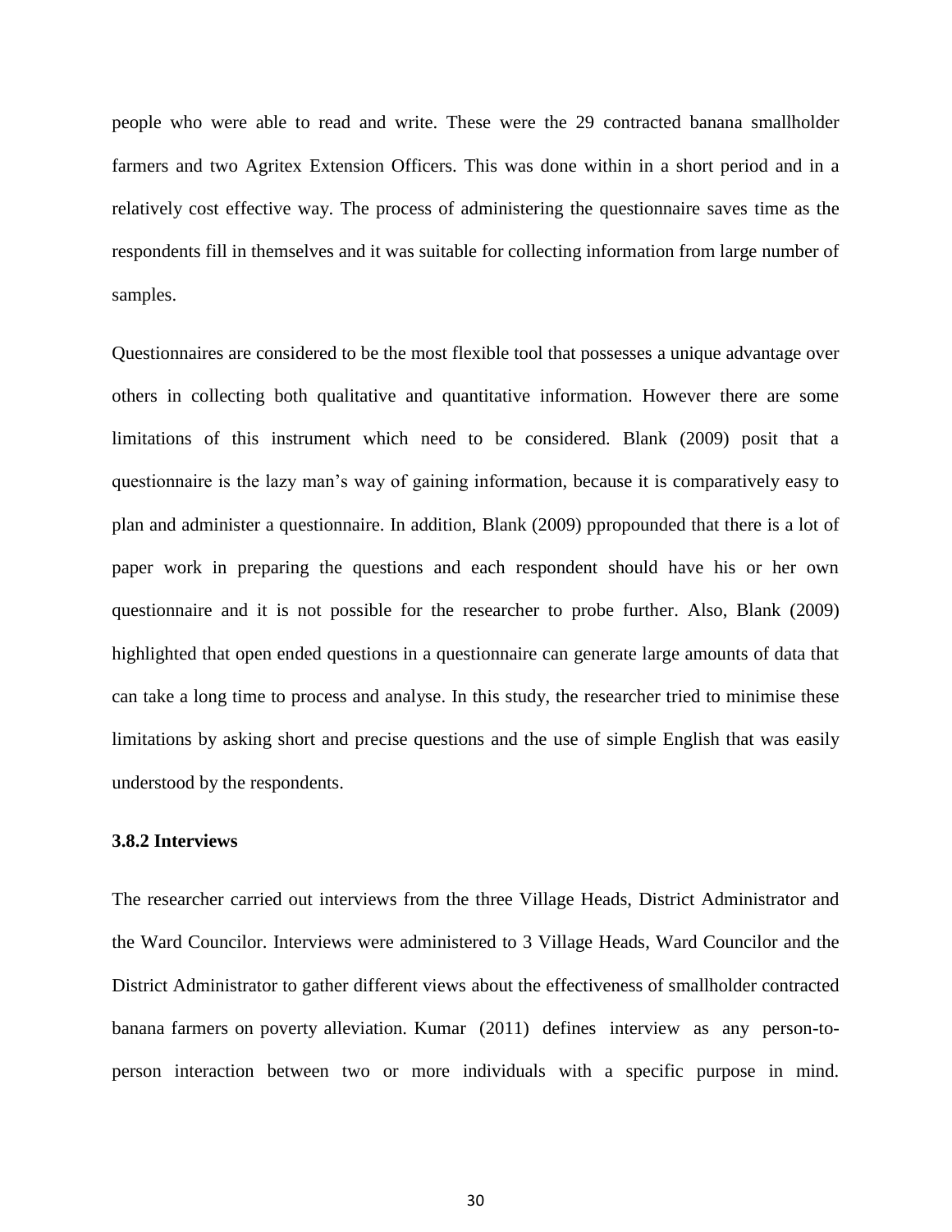people who were able to read and write. These were the 29 contracted banana smallholder farmers and two Agritex Extension Officers. This was done within in a short period and in a relatively cost effective way. The process of administering the questionnaire saves time as the respondents fill in themselves and it was suitable for collecting information from large number of samples.

Questionnaires are considered to be the most flexible tool that possesses a unique advantage over others in collecting both qualitative and quantitative information. However there are some limitations of this instrument which need to be considered. Blank (2009) posit that a questionnaire is the lazy man's way of gaining information, because it is comparatively easy to plan and administer a questionnaire. In addition, Blank (2009) ppropounded that there is a lot of paper work in preparing the questions and each respondent should have his or her own questionnaire and it is not possible for the researcher to probe further. Also, Blank (2009) highlighted that open ended questions in a questionnaire can generate large amounts of data that can take a long time to process and analyse. In this study, the researcher tried to minimise these limitations by asking short and precise questions and the use of simple English that was easily understood by the respondents.

### 3.8.2 Interviews

The researcher carried out interviews from the three Village Heads, District Administrator and the Ward Councilor. Interviews were administered to 3 Village Heads, Ward Councilor and the District Administrator to gather different views about the effectiveness of smallholder contracted banana farmers on poverty alleviation. Kumar (2011) defines interview as any person-to-person interaction between two or more individuals with a specific purpose in mind.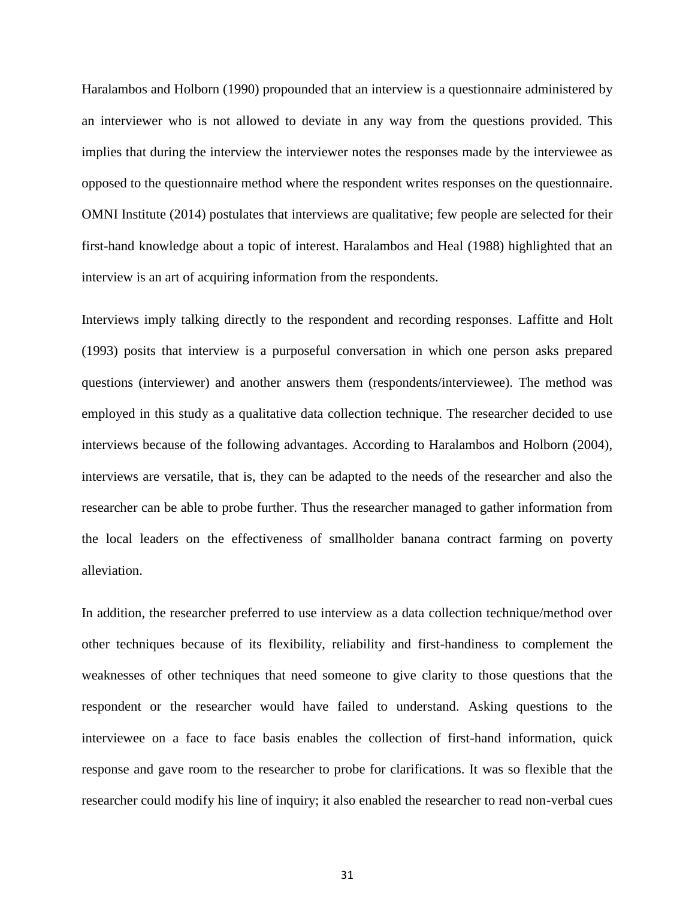Haralambos and Holborn (1990) propounded that an interview is a questionnaire administered by an interviewer who is not allowed to deviate in any way from the questions provided. This implies that during the interview the interviewer notes the responses made by the interviewee as opposed to the questionnaire method where the respondent writes responses on the questionnaire. OMNI Institute (2014) postulates that interviews are qualitative; few people are selected for their first-hand knowledge about a topic of interest. Haralambos and Heal (1988) highlighted that an interview is an art of acquiring information from the respondents.

Interviews imply talking directly to the respondent and recording responses. Laffitte and Holt (1993) posits that interview is a purposeful conversation in which one person asks prepared questions (interviewer) and another answers them (respondents/interviewee). The method was employed in this study as a qualitative data collection technique. The researcher decided to use interviews because of the following advantages. According to Haralambos and Holborn (2004), interviews are versatile, that is, they can be adapted to the needs of the researcher and also the researcher can be able to probe further. Thus the researcher managed to gather information from the local leaders on the effectiveness of smallholder banana contract farming on poverty alleviation.

In addition, the researcher preferred to use interview as a data collection technique/method over other techniques because of its flexibility, reliability and first-handiness to complement the weaknesses of other techniques that need someone to give clarity to those questions that the respondent or the researcher would have failed to understand. Asking questions to the interviewee on a face to face basis enables the collection of first-hand information, quick response and gave room to the researcher to probe for clarifications. It was so flexible that the researcher could modify his line of inquiry; it also enabled the researcher to read non-verbal cues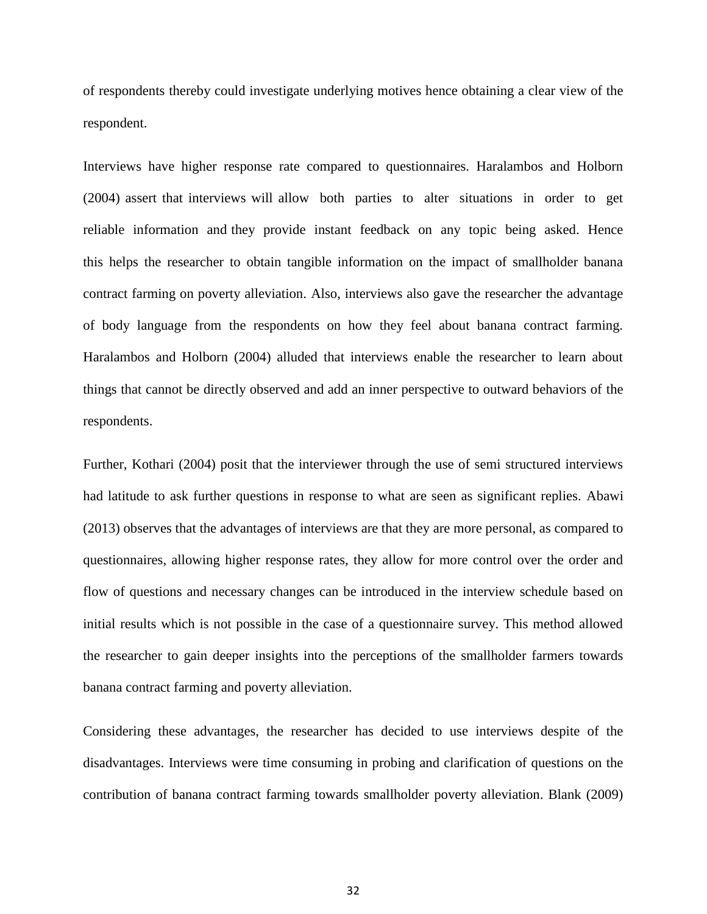of respondents thereby could investigate underlying motives hence obtaining a clear view of the respondent.

Interviews have higher response rate compared to questionnaires. Haralambos and Holborn (2004) assert that interviews will allow both parties to alter situations in order to get reliable information and they provide instant feedback on any topic being asked. Hence this helps the researcher to obtain tangible information on the impact of smallholder banana contract farming on poverty alleviation. Also, interviews also gave the researcher the advantage of body language from the respondents on how they feel about banana contract farming. Haralambos and Holborn (2004) alluded that interviews enable the researcher to learn about things that cannot be directly observed and add an inner perspective to outward behaviors of the respondents.

Further, Kothari (2004) posit that the interviewer through the use of semi structured interviews had latitude to ask further questions in response to what are seen as significant replies. Abawi (2013) observes that the advantages of interviews are that they are more personal, as compared to questionnaires, allowing higher response rates, they allow for more control over the order and flow of questions and necessary changes can be introduced in the interview schedule based on initial results which is not possible in the case of a questionnaire survey. This method allowed the researcher to gain deeper insights into the perceptions of the smallholder farmers towards banana contract farming and poverty alleviation.

Considering these advantages, the researcher has decided to use interviews despite of the disadvantages. Interviews were time consuming in probing and clarification of questions on the contribution of banana contract farming towards smallholder poverty alleviation. Blank (2009)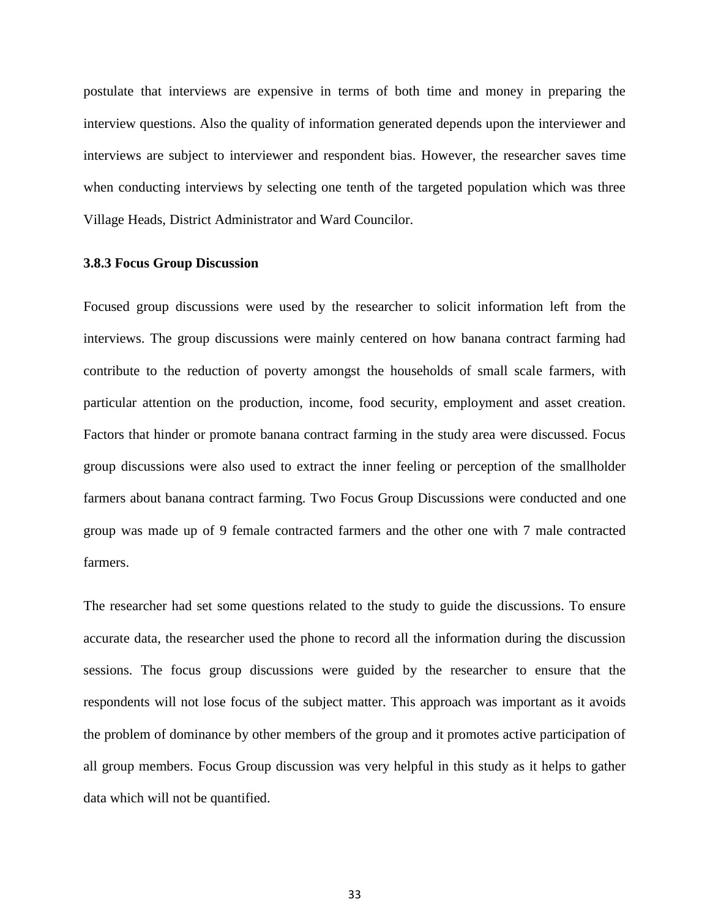postulate that interviews are expensive in terms of both time and money in preparing the interview questions. Also the quality of information generated depends upon the interviewer and interviews are subject to interviewer and respondent bias. However, the researcher saves time when conducting interviews by selecting one tenth of the targeted population which was three Village Heads, District Administrator and Ward Councilor.

### 3.8.3 Focus Group Discussion

Focused group discussions were used by the researcher to solicit information left from the interviews. The group discussions were mainly centered on how banana contract farming had contribute to the reduction of poverty amongst the households of small scale farmers, with particular attention on the production, income, food security, employment and asset creation. Factors that hinder or promote banana contract farming in the study area were discussed. Focus group discussions were also used to extract the inner feeling or perception of the smallholder farmers about banana contract farming. Two Focus Group Discussions were conducted and one group was made up of 9 female contracted farmers and the other one with 7 male contracted farmers.

The researcher had set some questions related to the study to guide the discussions. To ensure accurate data, the researcher used the phone to record all the information during the discussion sessions. The focus group discussions were guided by the researcher to ensure that the respondents will not lose focus of the subject matter. This approach was important as it avoids the problem of dominance by other members of the group and it promotes active participation of all group members. Focus Group discussion was very helpful in this study as it helps to gather data which will not be quantified.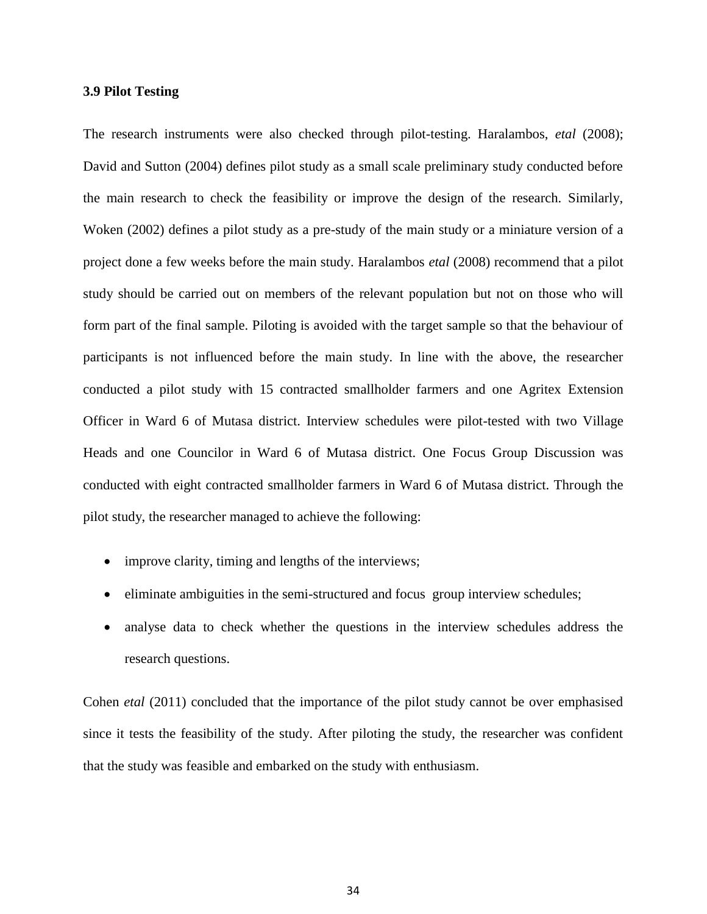### 3.9 Pilot Testing

The research instruments were also checked through pilot-testing. Haralambos, *etal* (2008); David and Sutton (2004) defines pilot study as a small scale preliminary study conducted before the main research to check the feasibility or improve the design of the research. Similarly, Woken (2002) defines a pilot study as a pre-study of the main study or a miniature version of a project done a few weeks before the main study. Haralambos *etal* (2008) recommend that a pilot study should be carried out on members of the relevant population but not on those who will form part of the final sample. Piloting is avoided with the target sample so that the behaviour of participants is not influenced before the main study. In line with the above, the researcher conducted a pilot study with 15 contracted smallholder farmers and one Agritex Extension Officer in Ward 6 of Mutasa district. Interview schedules were pilot-tested with two Village Heads and one Councilor in Ward 6 of Mutasa district. One Focus Group Discussion was conducted with eight contracted smallholder farmers in Ward 6 of Mutasa district. Through the pilot study, the researcher managed to achieve the following:

- improve clarity, timing and lengths of the interviews;
- eliminate ambiguities in the semi-structured and focus group interview schedules;
- analyse data to check whether the questions in the interview schedules address the research questions.

Cohen *etal* (2011) concluded that the importance of the pilot study cannot be over emphasised since it tests the feasibility of the study. After piloting the study, the researcher was confident that the study was feasible and embarked on the study with enthusiasm.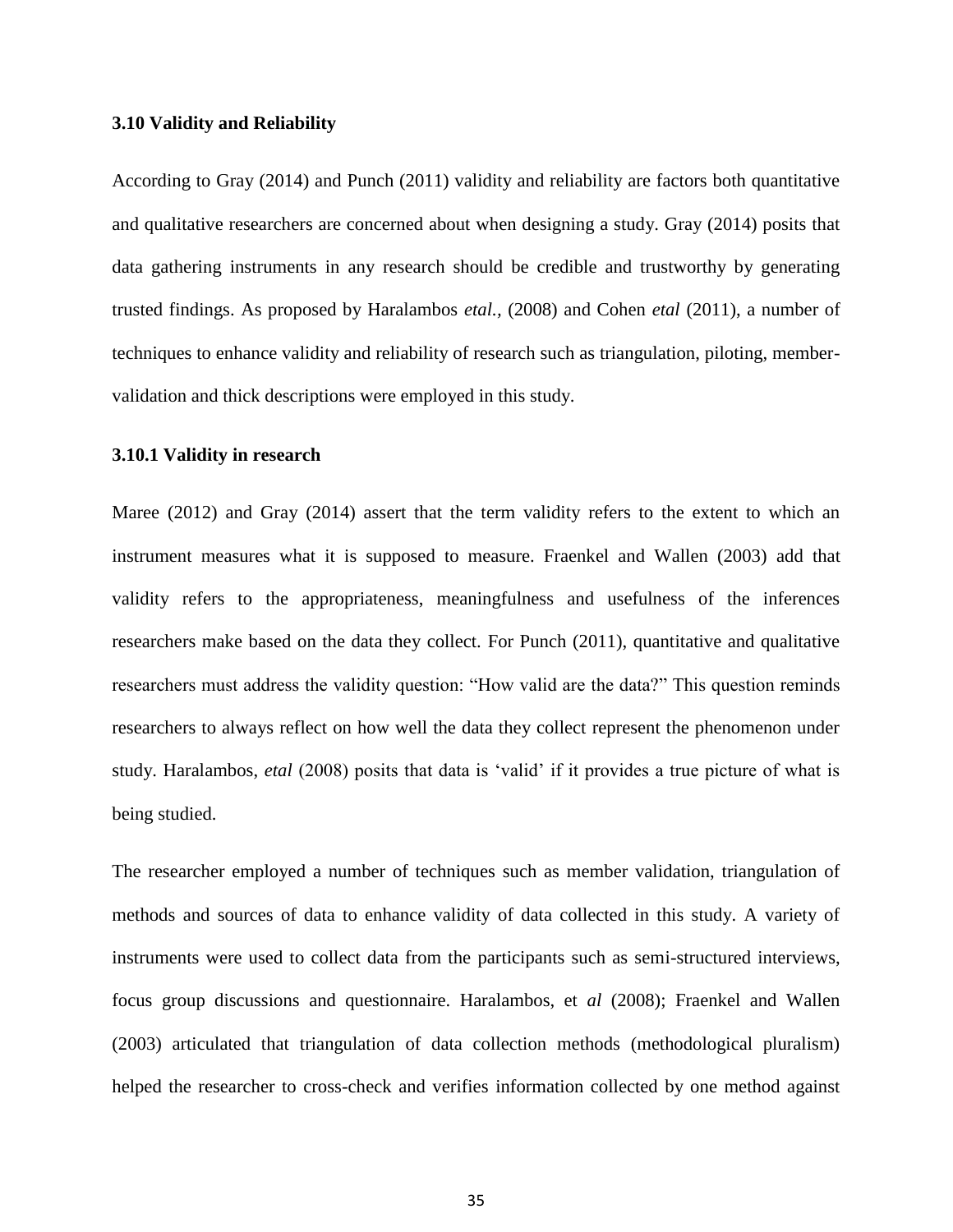### 3.10 Validity and Reliability

According to Gray (2014) and Punch (2011) validity and reliability are factors both quantitative and qualitative researchers are concerned about when designing a study. Gray (2014) posits that data gathering instruments in any research should be credible and trustworthy by generating trusted findings. As proposed by Haralambos *etal.,* (2008) and Cohen *etal* (2011), a number of techniques to enhance validity and reliability of research such as triangulation, piloting, member-validation and thick descriptions were employed in this study.

#### 3.10.1 Validity in research

Maree (2012) and Gray (2014) assert that the term validity refers to the extent to which an instrument measures what it is supposed to measure. Fraenkel and Wallen (2003) add that validity refers to the appropriateness, meaningfulness and usefulness of the inferences researchers make based on the data they collect. For Punch (2011), quantitative and qualitative researchers must address the validity question: "How valid are the data?" This question reminds researchers to always reflect on how well the data they collect represent the phenomenon under study. Haralambos, *etal* (2008) posits that data is 'valid' if it provides a true picture of what is being studied.

The researcher employed a number of techniques such as member validation, triangulation of methods and sources of data to enhance validity of data collected in this study. A variety of instruments were used to collect data from the participants such as semi-structured interviews, focus group discussions and questionnaire. Haralambos, et *al* (2008); Fraenkel and Wallen (2003) articulated that triangulation of data collection methods (methodological pluralism) helped the researcher to cross-check and verifies information collected by one method against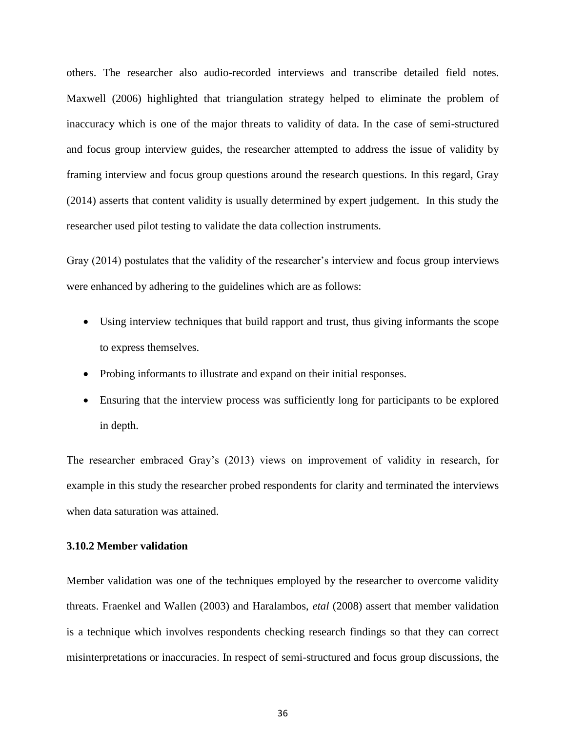others. The researcher also audio-recorded interviews and transcribe detailed field notes. Maxwell (2006) highlighted that triangulation strategy helped to eliminate the problem of inaccuracy which is one of the major threats to validity of data. In the case of semi-structured and focus group interview guides, the researcher attempted to address the issue of validity by framing interview and focus group questions around the research questions. In this regard, Gray (2014) asserts that content validity is usually determined by expert judgement. In this study the researcher used pilot testing to validate the data collection instruments.

Gray (2014) postulates that the validity of the researcher's interview and focus group interviews were enhanced by adhering to the guidelines which are as follows:

- Using interview techniques that build rapport and trust, thus giving informants the scope to express themselves.
- Probing informants to illustrate and expand on their initial responses.
- Ensuring that the interview process was sufficiently long for participants to be explored in depth.

The researcher embraced Gray's (2013) views on improvement of validity in research, for example in this study the researcher probed respondents for clarity and terminated the interviews when data saturation was attained.

### 3.10.2 Member validation

Member validation was one of the techniques employed by the researcher to overcome validity threats. Fraenkel and Wallen (2003) and Haralambos, *etal* (2008) assert that member validation is a technique which involves respondents checking research findings so that they can correct misinterpretations or inaccuracies. In respect of semi-structured and focus group discussions, the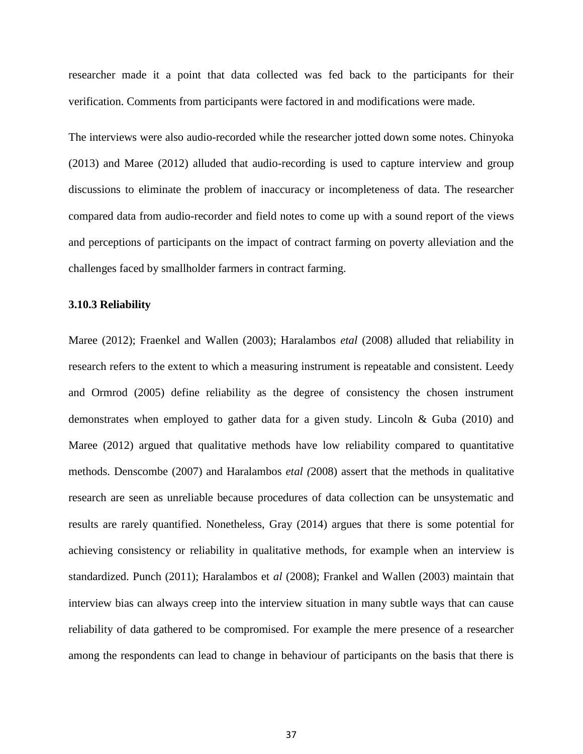researcher made it a point that data collected was fed back to the participants for their verification. Comments from participants were factored in and modifications were made.

The interviews were also audio-recorded while the researcher jotted down some notes. Chinyoka (2013) and Maree (2012) alluded that audio-recording is used to capture interview and group discussions to eliminate the problem of inaccuracy or incompleteness of data. The researcher compared data from audio-recorder and field notes to come up with a sound report of the views and perceptions of participants on the impact of contract farming on poverty alleviation and the challenges faced by smallholder farmers in contract farming.

### 3.10.3 Reliability

Maree (2012); Fraenkel and Wallen (2003); Haralambos *etal* (2008) alluded that reliability in research refers to the extent to which a measuring instrument is repeatable and consistent. Leedy and Ormrod (2005) define reliability as the degree of consistency the chosen instrument demonstrates when employed to gather data for a given study. Lincoln & Guba (2010) and Maree (2012) argued that qualitative methods have low reliability compared to quantitative methods. Denscombe (2007) and Haralambos *etal (*2008) assert that the methods in qualitative research are seen as unreliable because procedures of data collection can be unsystematic and results are rarely quantified. Nonetheless, Gray (2014) argues that there is some potential for achieving consistency or reliability in qualitative methods, for example when an interview is standardized. Punch (2011); Haralambos et *al* (2008); Frankel and Wallen (2003) maintain that interview bias can always creep into the interview situation in many subtle ways that can cause reliability of data gathered to be compromised. For example the mere presence of a researcher among the respondents can lead to change in behaviour of participants on the basis that there is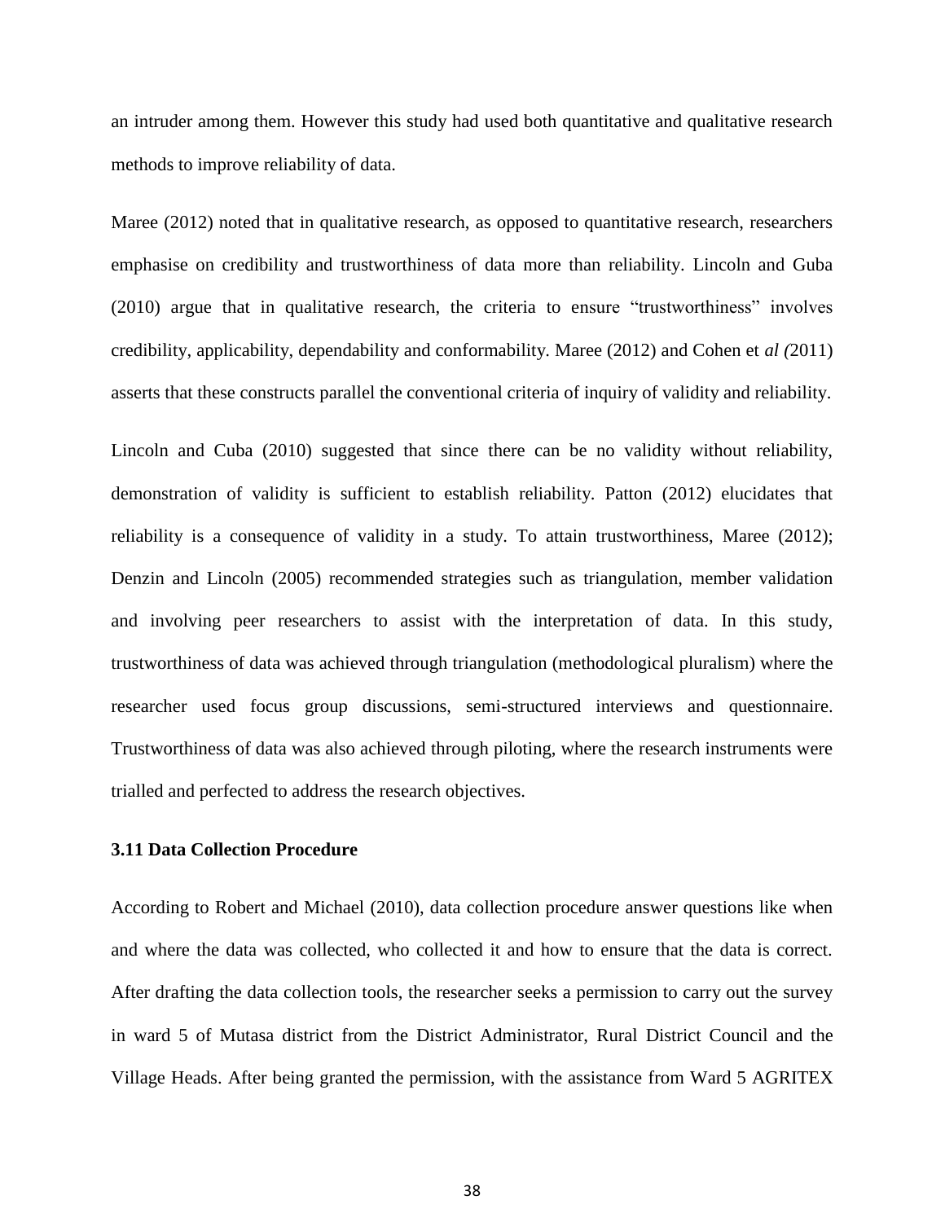an intruder among them. However this study had used both quantitative and qualitative research methods to improve reliability of data.

Maree (2012) noted that in qualitative research, as opposed to quantitative research, researchers emphasise on credibility and trustworthiness of data more than reliability. Lincoln and Guba (2010) argue that in qualitative research, the criteria to ensure "trustworthiness" involves credibility, applicability, dependability and conformability. Maree (2012) and Cohen et *al (*2011) asserts that these constructs parallel the conventional criteria of inquiry of validity and reliability.

Lincoln and Cuba (2010) suggested that since there can be no validity without reliability, demonstration of validity is sufficient to establish reliability. Patton (2012) elucidates that reliability is a consequence of validity in a study. To attain trustworthiness, Maree (2012); Denzin and Lincoln (2005) recommended strategies such as triangulation, member validation and involving peer researchers to assist with the interpretation of data. In this study, trustworthiness of data was achieved through triangulation (methodological pluralism) where the researcher used focus group discussions, semi-structured interviews and questionnaire. Trustworthiness of data was also achieved through piloting, where the research instruments were trialled and perfected to address the research objectives.

### 3.11 Data Collection Procedure

According to Robert and Michael (2010), data collection procedure answer questions like when and where the data was collected, who collected it and how to ensure that the data is correct. After drafting the data collection tools, the researcher seeks a permission to carry out the survey in ward 5 of Mutasa district from the District Administrator, Rural District Council and the Village Heads. After being granted the permission, with the assistance from Ward 5 AGRITEX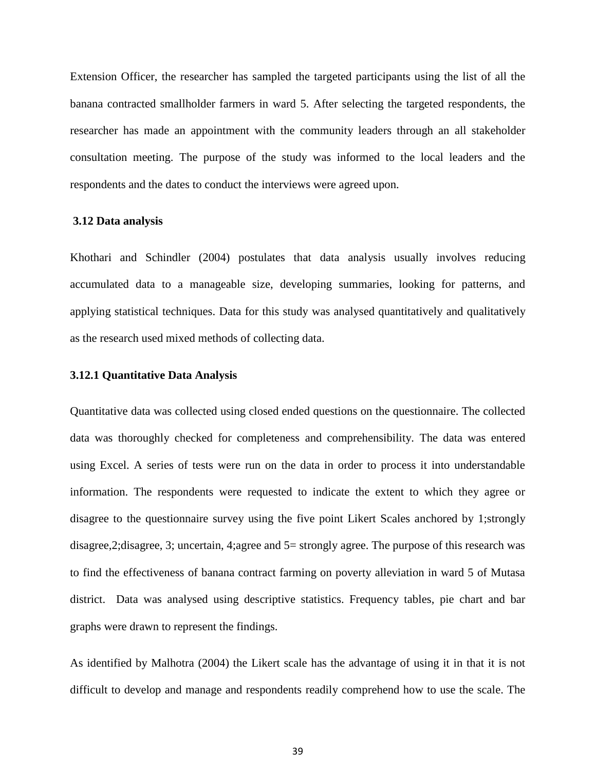Extension Officer, the researcher has sampled the targeted participants using the list of all the banana contracted smallholder farmers in ward 5. After selecting the targeted respondents, the researcher has made an appointment with the community leaders through an all stakeholder consultation meeting. The purpose of the study was informed to the local leaders and the respondents and the dates to conduct the interviews were agreed upon.

### 3.12 Data analysis

Khothari and Schindler (2004) postulates that data analysis usually involves reducing accumulated data to a manageable size, developing summaries, looking for patterns, and applying statistical techniques. Data for this study was analysed quantitatively and qualitatively as the research used mixed methods of collecting data.

#### 3.12.1 Quantitative Data Analysis

Quantitative data was collected using closed ended questions on the questionnaire. The collected data was thoroughly checked for completeness and comprehensibility. The data was entered using Excel. A series of tests were run on the data in order to process it into understandable information. The respondents were requested to indicate the extent to which they agree or disagree to the questionnaire survey using the five point Likert Scales anchored by 1;strongly disagree,2;disagree, 3; uncertain, 4;agree and 5= strongly agree. The purpose of this research was to find the effectiveness of banana contract farming on poverty alleviation in ward 5 of Mutasa district. Data was analysed using descriptive statistics. Frequency tables, pie chart and bar graphs were drawn to represent the findings.

As identified by Malhotra (2004) the Likert scale has the advantage of using it in that it is not difficult to develop and manage and respondents readily comprehend how to use the scale. The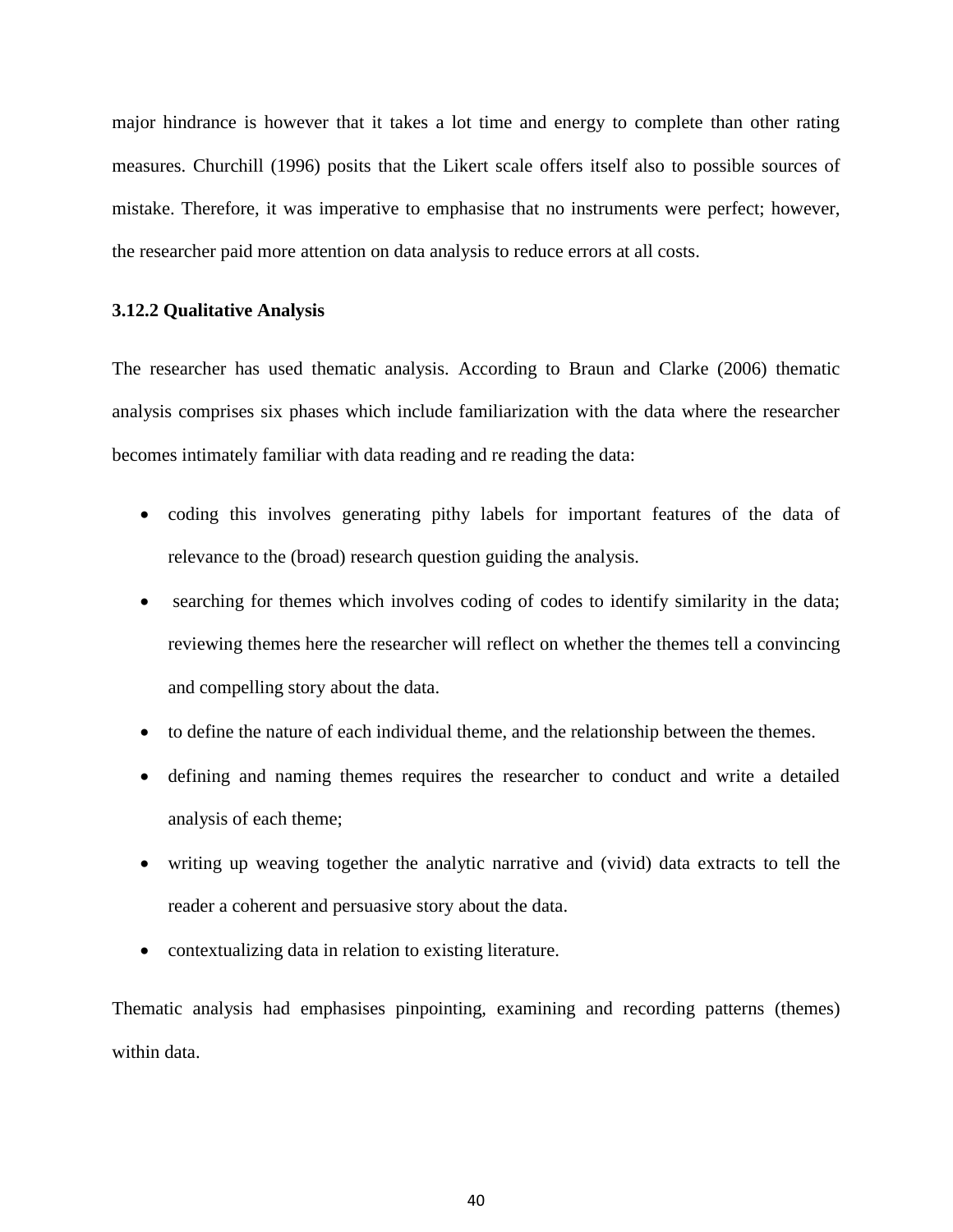major hindrance is however that it takes a lot time and energy to complete than other rating measures. Churchill (1996) posits that the Likert scale offers itself also to possible sources of mistake. Therefore, it was imperative to emphasise that no instruments were perfect; however, the researcher paid more attention on data analysis to reduce errors at all costs.

### 3.12.2 Qualitative Analysis

The researcher has used thematic analysis. According to Braun and Clarke (2006) thematic analysis comprises six phases which include familiarization with the data where the researcher becomes intimately familiar with data reading and re reading the data:

- coding this involves generating pithy labels for important features of the data of relevance to the (broad) research question guiding the analysis.
- searching for themes which involves coding of codes to identify similarity in the data; reviewing themes here the researcher will reflect on whether the themes tell a convincing and compelling story about the data.
- to define the nature of each individual theme, and the relationship between the themes.
- defining and naming themes requires the researcher to conduct and write a detailed analysis of each theme;
- writing up weaving together the analytic narrative and (vivid) data extracts to tell the reader a coherent and persuasive story about the data.
- contextualizing data in relation to existing literature.

Thematic analysis had emphasises pinpointing, examining and recording patterns (themes) within data.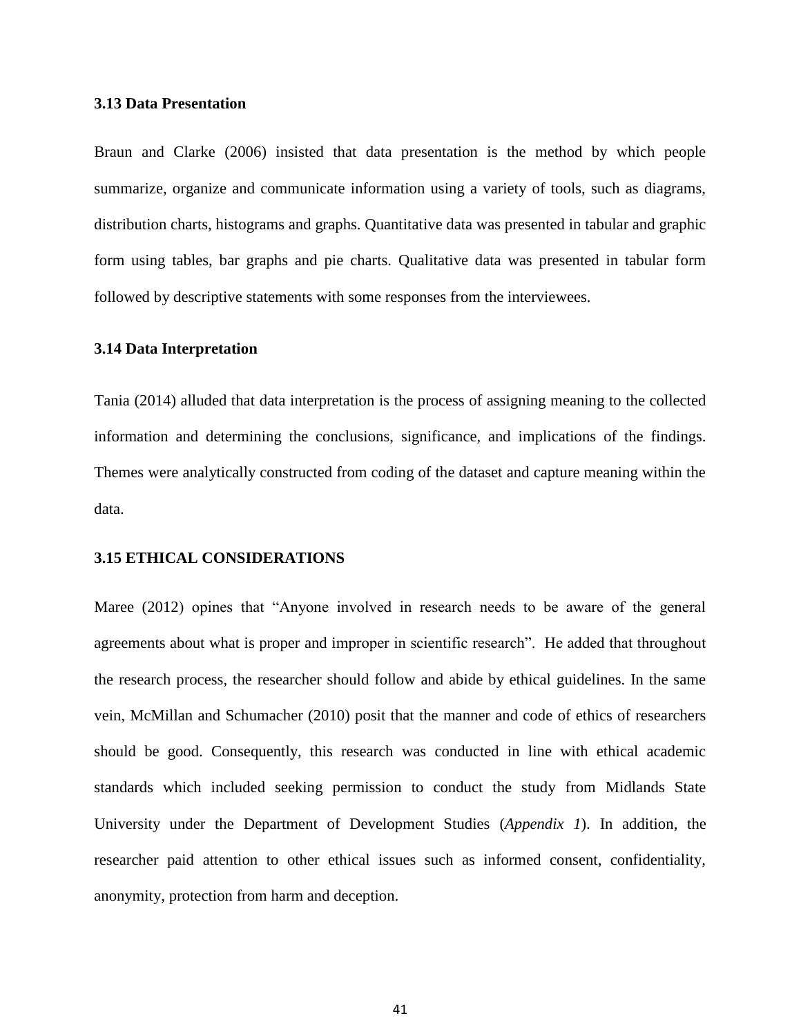### 3.13 Data Presentation

Braun and Clarke (2006) insisted that data presentation is the method by which people summarize, organize and communicate information using a variety of tools, such as diagrams, distribution charts, histograms and graphs. Quantitative data was presented in tabular and graphic form using tables, bar graphs and pie charts. Qualitative data was presented in tabular form followed by descriptive statements with some responses from the interviewees.

### 3.14 Data Interpretation

Tania (2014) alluded that data interpretation is the process of assigning meaning to the collected information and determining the conclusions, significance, and implications of the findings. Themes were analytically constructed from coding of the dataset and capture meaning within the data.

### 3.15 ETHICAL CONSIDERATIONS

Maree (2012) opines that "Anyone involved in research needs to be aware of the general agreements about what is proper and improper in scientific research". He added that throughout the research process, the researcher should follow and abide by ethical guidelines. In the same vein, McMillan and Schumacher (2010) posit that the manner and code of ethics of researchers should be good. Consequently, this research was conducted in line with ethical academic standards which included seeking permission to conduct the study from Midlands State University under the Department of Development Studies (*Appendix 1*). In addition, the researcher paid attention to other ethical issues such as informed consent, confidentiality, anonymity, protection from harm and deception.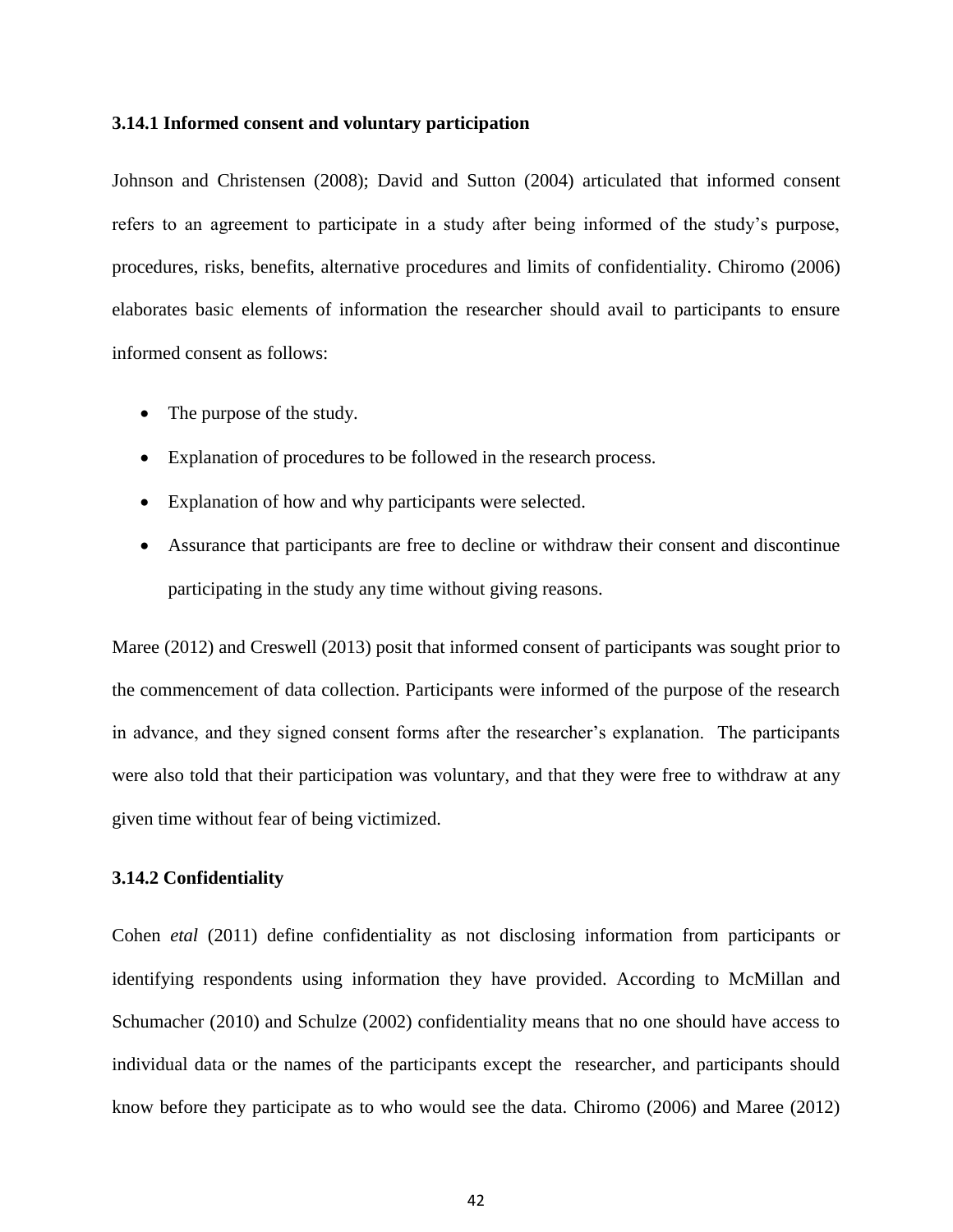### 3.14.1 Informed consent and voluntary participation

Johnson and Christensen (2008); David and Sutton (2004) articulated that informed consent refers to an agreement to participate in a study after being informed of the study's purpose, procedures, risks, benefits, alternative procedures and limits of confidentiality. Chiromo (2006) elaborates basic elements of information the researcher should avail to participants to ensure informed consent as follows:

- The purpose of the study.
- Explanation of procedures to be followed in the research process.
- Explanation of how and why participants were selected.
- Assurance that participants are free to decline or withdraw their consent and discontinue participating in the study any time without giving reasons.

Maree (2012) and Creswell (2013) posit that informed consent of participants was sought prior to the commencement of data collection. Participants were informed of the purpose of the research in advance, and they signed consent forms after the researcher's explanation. The participants were also told that their participation was voluntary, and that they were free to withdraw at any given time without fear of being victimized.

### 3.14.2 Confidentiality

Cohen *etal* (2011) define confidentiality as not disclosing information from participants or identifying respondents using information they have provided. According to McMillan and Schumacher (2010) and Schulze (2002) confidentiality means that no one should have access to individual data or the names of the participants except the researcher, and participants should know before they participate as to who would see the data. Chiromo (2006) and Maree (2012)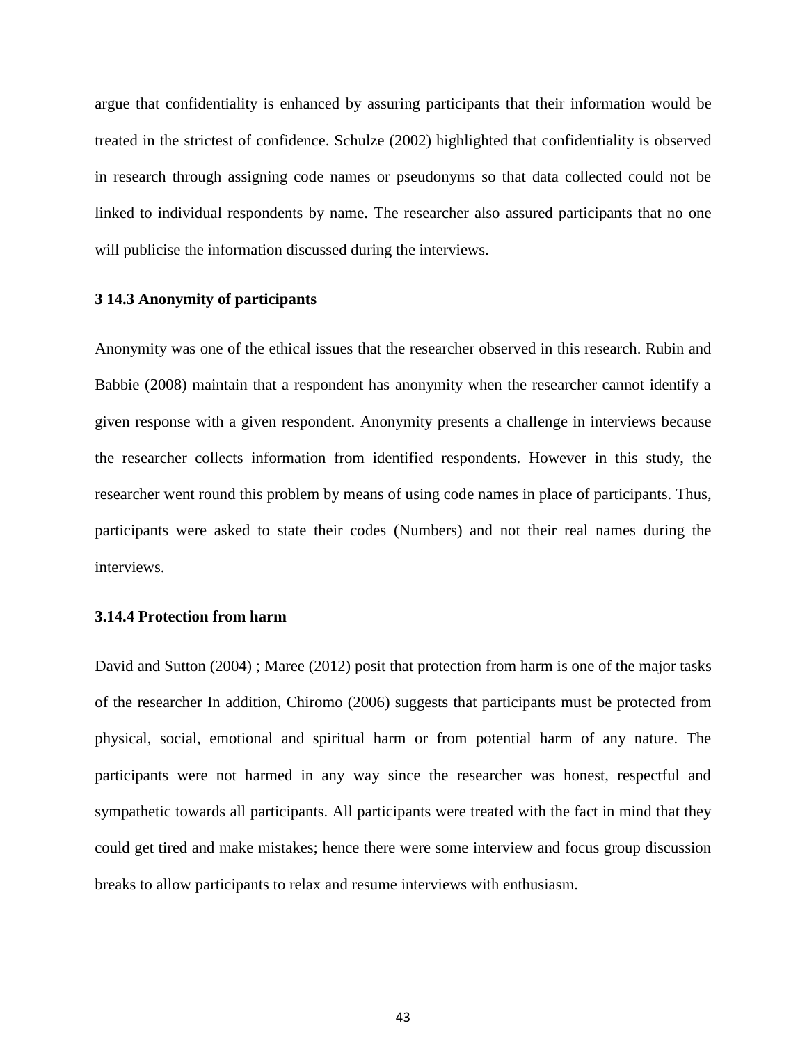argue that confidentiality is enhanced by assuring participants that their information would be treated in the strictest of confidence. Schulze (2002) highlighted that confidentiality is observed in research through assigning code names or pseudonyms so that data collected could not be linked to individual respondents by name. The researcher also assured participants that no one will publicise the information discussed during the interviews.

### 3 14.3 Anonymity of participants

Anonymity was one of the ethical issues that the researcher observed in this research. Rubin and Babbie (2008) maintain that a respondent has anonymity when the researcher cannot identify a given response with a given respondent. Anonymity presents a challenge in interviews because the researcher collects information from identified respondents. However in this study, the researcher went round this problem by means of using code names in place of participants. Thus, participants were asked to state their codes (Numbers) and not their real names during the interviews.

### 3.14.4 Protection from harm

David and Sutton (2004) ; Maree (2012) posit that protection from harm is one of the major tasks of the researcher In addition, Chiromo (2006) suggests that participants must be protected from physical, social, emotional and spiritual harm or from potential harm of any nature. The participants were not harmed in any way since the researcher was honest, respectful and sympathetic towards all participants. All participants were treated with the fact in mind that they could get tired and make mistakes; hence there were some interview and focus group discussion breaks to allow participants to relax and resume interviews with enthusiasm.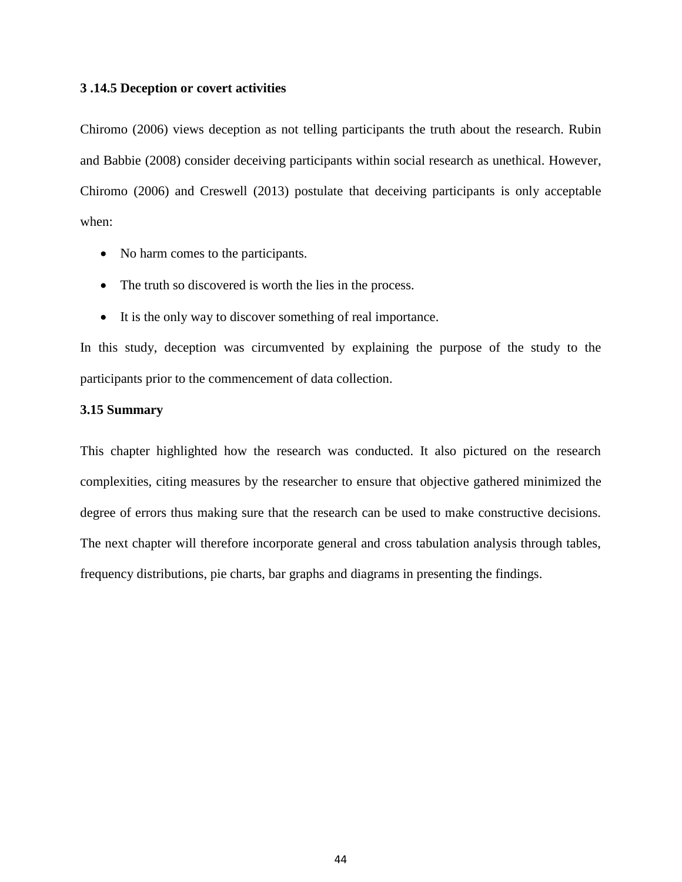### 3 .14.5 Deception or covert activities

Chiromo (2006) views deception as not telling participants the truth about the research. Rubin and Babbie (2008) consider deceiving participants within social research as unethical. However, Chiromo (2006) and Creswell (2013) postulate that deceiving participants is only acceptable when:

- No harm comes to the participants.
- The truth so discovered is worth the lies in the process.
- It is the only way to discover something of real importance.

In this study, deception was circumvented by explaining the purpose of the study to the participants prior to the commencement of data collection.

## 3.15 Summary

This chapter highlighted how the research was conducted. It also pictured on the research complexities, citing measures by the researcher to ensure that objective gathered minimized the degree of errors thus making sure that the research can be used to make constructive decisions. The next chapter will therefore incorporate general and cross tabulation analysis through tables, frequency distributions, pie charts, bar graphs and diagrams in presenting the findings.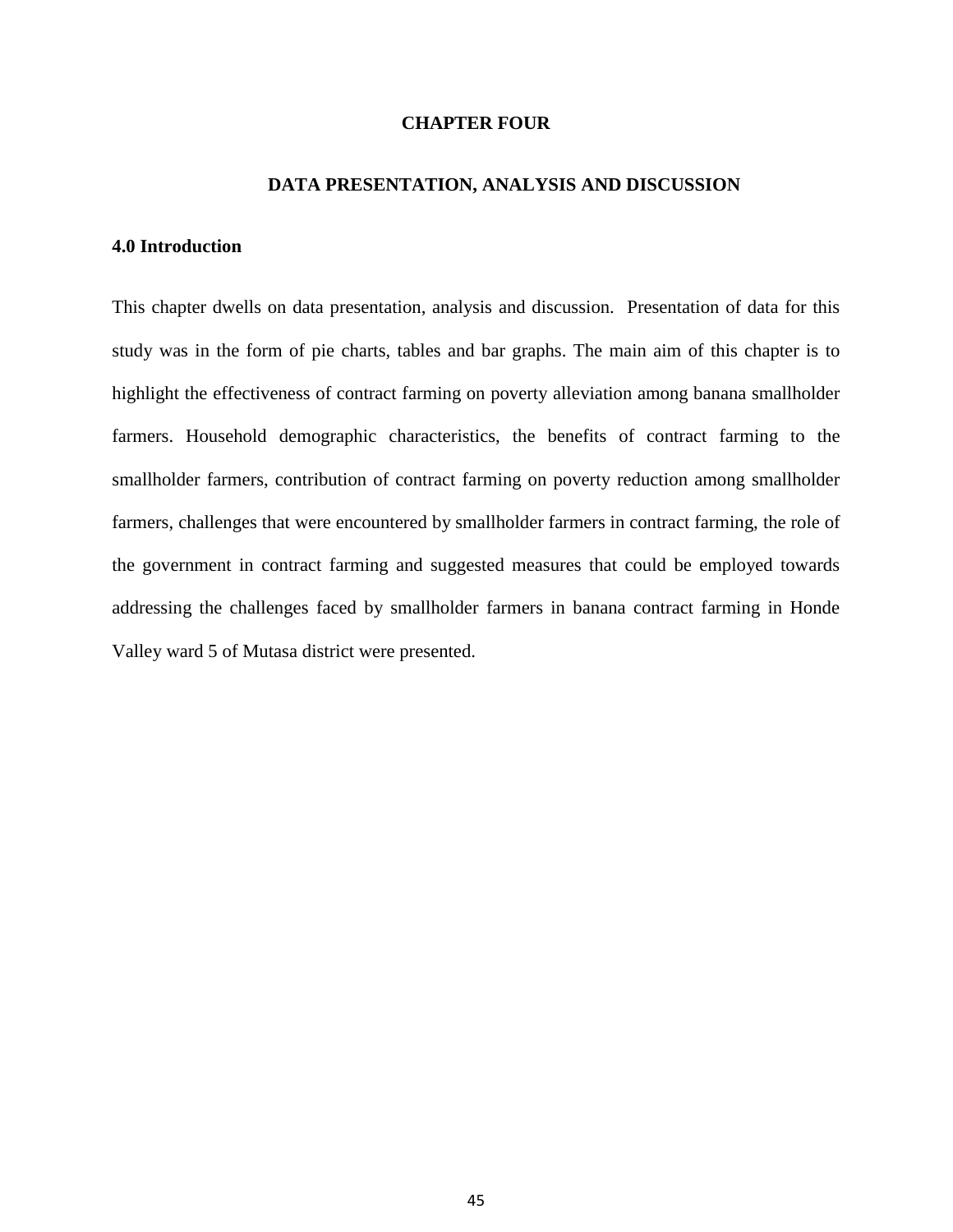# CHAPTER FOUR

## DATA PRESENTATION, ANALYSIS AND DISCUSSION

### 4.0 Introduction

This chapter dwells on data presentation, analysis and discussion. Presentation of data for this study was in the form of pie charts, tables and bar graphs. The main aim of this chapter is to highlight the effectiveness of contract farming on poverty alleviation among banana smallholder farmers. Household demographic characteristics, the benefits of contract farming to the smallholder farmers, contribution of contract farming on poverty reduction among smallholder farmers, challenges that were encountered by smallholder farmers in contract farming, the role of the government in contract farming and suggested measures that could be employed towards addressing the challenges faced by smallholder farmers in banana contract farming in Honde Valley ward 5 of Mutasa district were presented.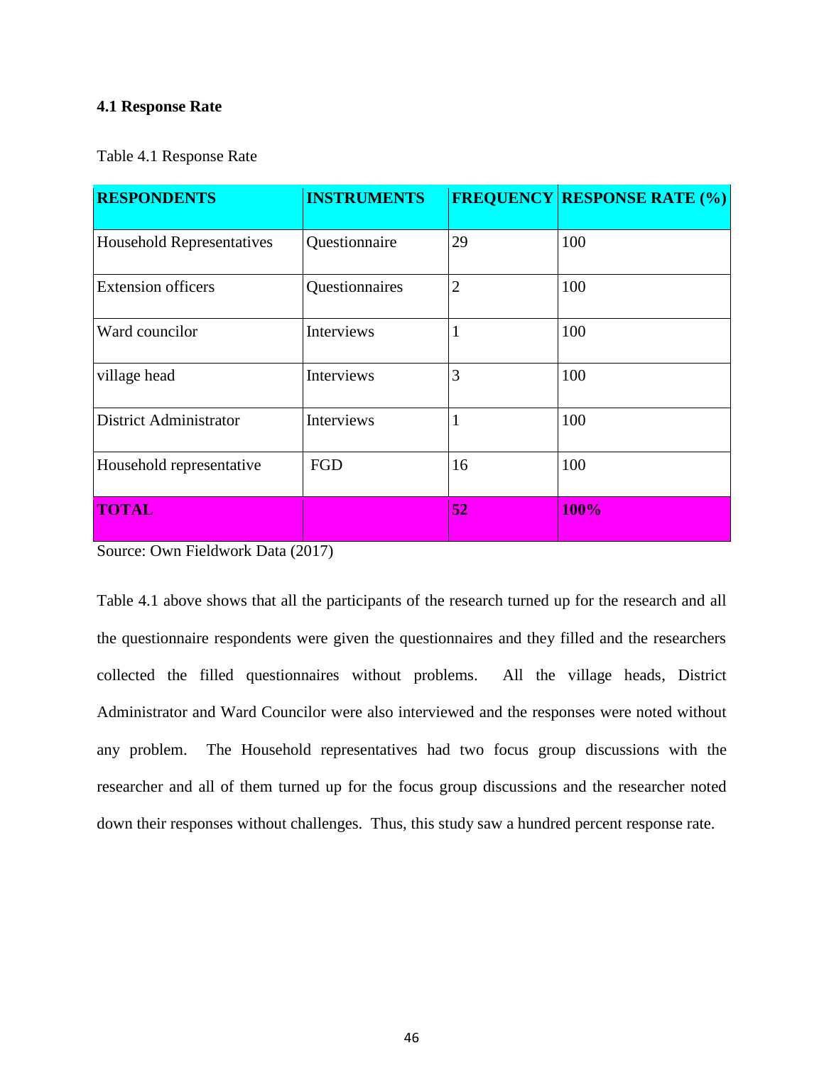### 4.1 Response Rate

Table 4.1 Response Rate

| RESPONDENTS | INSTRUMENTS | FREQUENCY | RESPONSE RATE (%) |
|---|---|---|---|
| Household Representatives | Questionnaire | 29 | 100 |
| Extension officers | Questionnaires | 2 | 100 |
| Ward councilor | Interviews | 1 | 100 |
| village head | Interviews | 3 | 100 |
| District Administrator | Interviews | 1 | 100 |
| Household representative | FGD | 16 | 100 |
| **TOTAL** | | **52** | **100%** |

Source: Own Fieldwork Data (2017)

Table 4.1 above shows that all the participants of the research turned up for the research and all the questionnaire respondents were given the questionnaires and they filled and the researchers collected the filled questionnaires without problems. All the village heads, District Administrator and Ward Councilor were also interviewed and the responses were noted without any problem. The Household representatives had two focus group discussions with the researcher and all of them turned up for the focus group discussions and the researcher noted down their responses without challenges. Thus, this study saw a hundred percent response rate.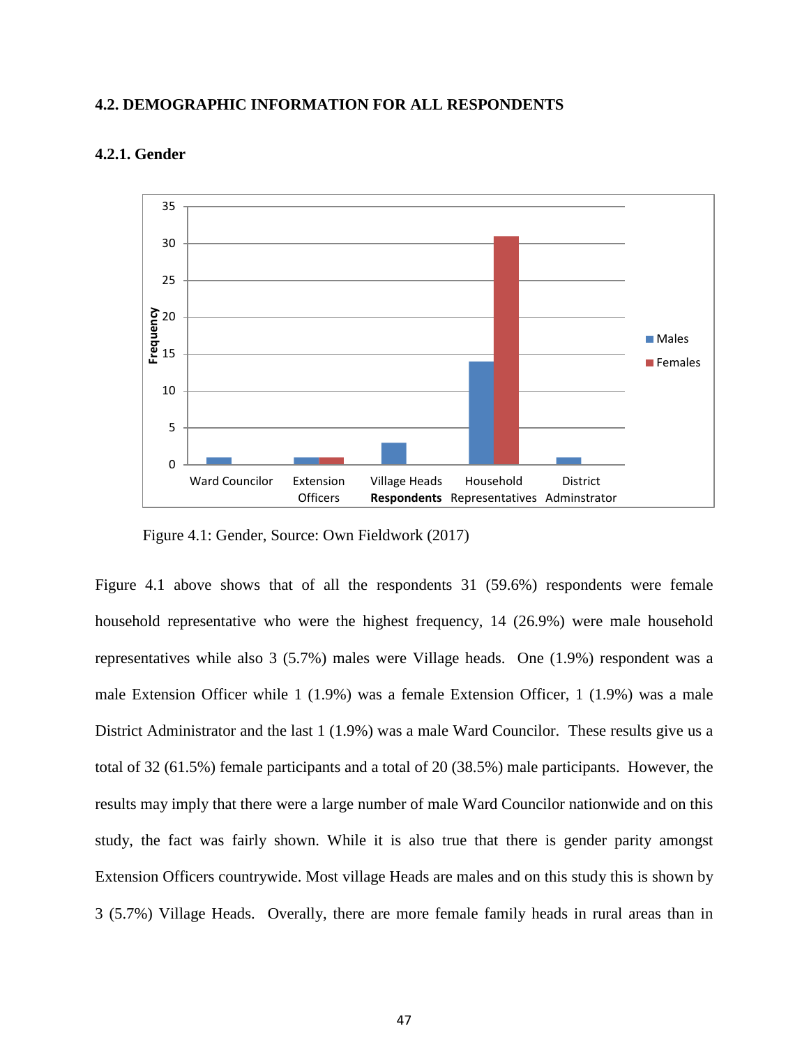## 4.2. DEMOGRAPHIC INFORMATION FOR ALL RESPONDENTS

### 4.2.1. Gender

Figure 4.1: Gender, Source: Own Fieldwork (2017)

Figure 4.1 above shows that of all the respondents 31 (59.6%) respondents were female household representative who were the highest frequency, 14 (26.9%) were male household representatives while also 3 (5.7%) males were Village heads. One (1.9%) respondent was a male Extension Officer while 1 (1.9%) was a female Extension Officer, 1 (1.9%) was a male District Administrator and the last 1 (1.9%) was a male Ward Councilor. These results give us a total of 32 (61.5%) female participants and a total of 20 (38.5%) male participants. However, the results may imply that there were a large number of male Ward Councilor nationwide and on this study, the fact was fairly shown. While it is also true that there is gender parity amongst Extension Officers countrywide. Most village Heads are males and on this study this is shown by 3 (5.7%) Village Heads. Overaly, there are more female family heads in rural areas than in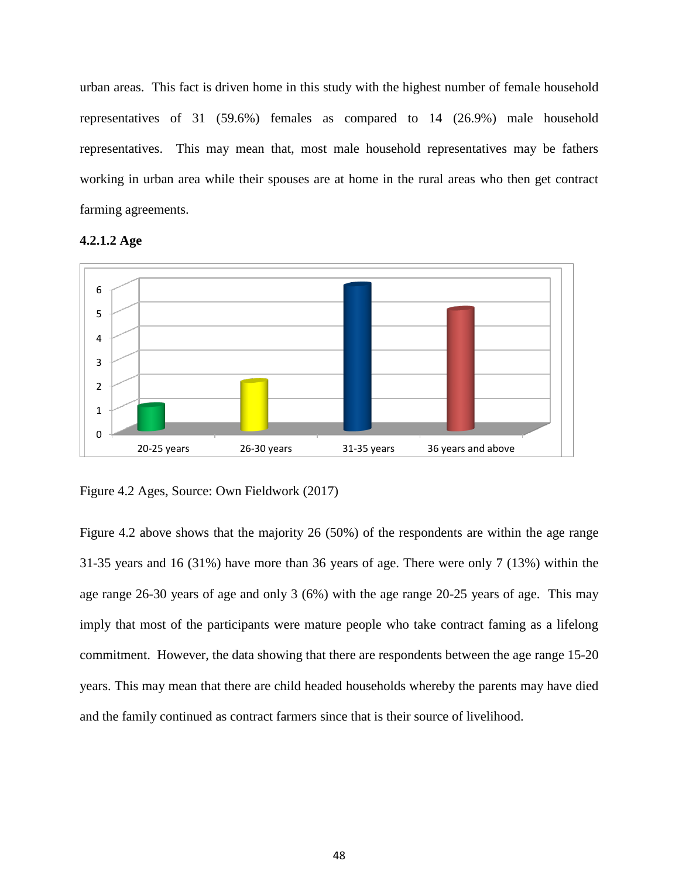urban areas. This fact is driven home in this study with the highest number of female household representatives of 31 (59.6%) females as compared to 14 (26.9%) male household representatives. This may mean that, most male household representatives may be fathers working in urban area while their spouses are at home in the rural areas who then get contract farming agreements.

#### 4.2.1.2 Age

| Age range | Value |
| --- | --- |
| 20-25 years | 1 |
| 26-30 years | 2 |
| 31-35 years | 6 |
| 36 years and above | 5 |

Figure 4.2 Ages, Source: Own Fieldwork (2017)

Figure 4.2 above shows that the majority 26 (50%) of the respondents are within the age range 31-35 years and 16 (31%) have more than 36 years of age. There were only 7 (13%) within the age range 26-30 years of age and only 3 (6%) with the age range 20-25 years of age. This may imply that most of the participants were mature people who take contract faming as a lifelong commitment. However, the data showing that there are respondents between the age range 15-20 years. This may mean that there are child headed households whereby the parents may have died and the family continued as contract farmers since that is their source of livelihood.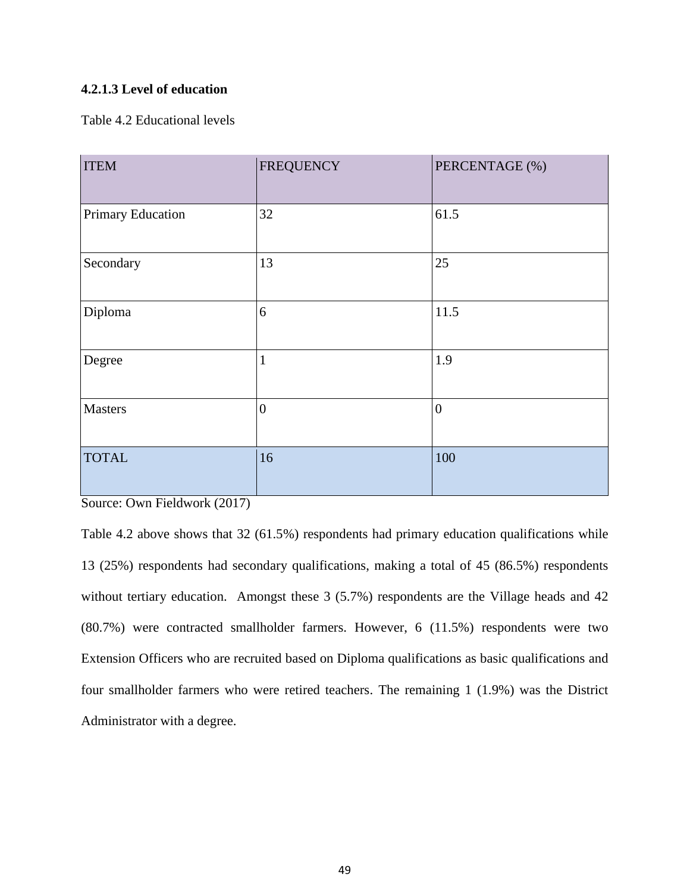#### 4.2.1.3 Level of education

Table 4.2 Educational levels

| ITEM | FREQUENCY | PERCENTAGE (%) |
|---|---|---|
| Primary Education | 32 | 61.5 |
| Secondary | 13 | 25 |
| Diploma | 6 | 11.5 |
| Degree | 1 | 1.9 |
| Masters | 0 | 0 |
| TOTAL | 16 | 100 |

Source: Own Fieldwork (2017)

Table 4.2 above shows that 32 (61.5%) respondents had primary education qualifications while 13 (25%) respondents had secondary qualifications, making a total of 45 (86.5%) respondents without tertiary education. Amongst these 3 (5.7%) respondents are the Village heads and 42 (80.7%) were contracted smallholder farmers. However, 6 (11.5%) respondents were two Extension Officers who are recruited based on Diploma qualifications as basic qualifications and four smallholder farmers who were retired teachers. The remaining 1 (1.9%) was the District Administrator with a degree.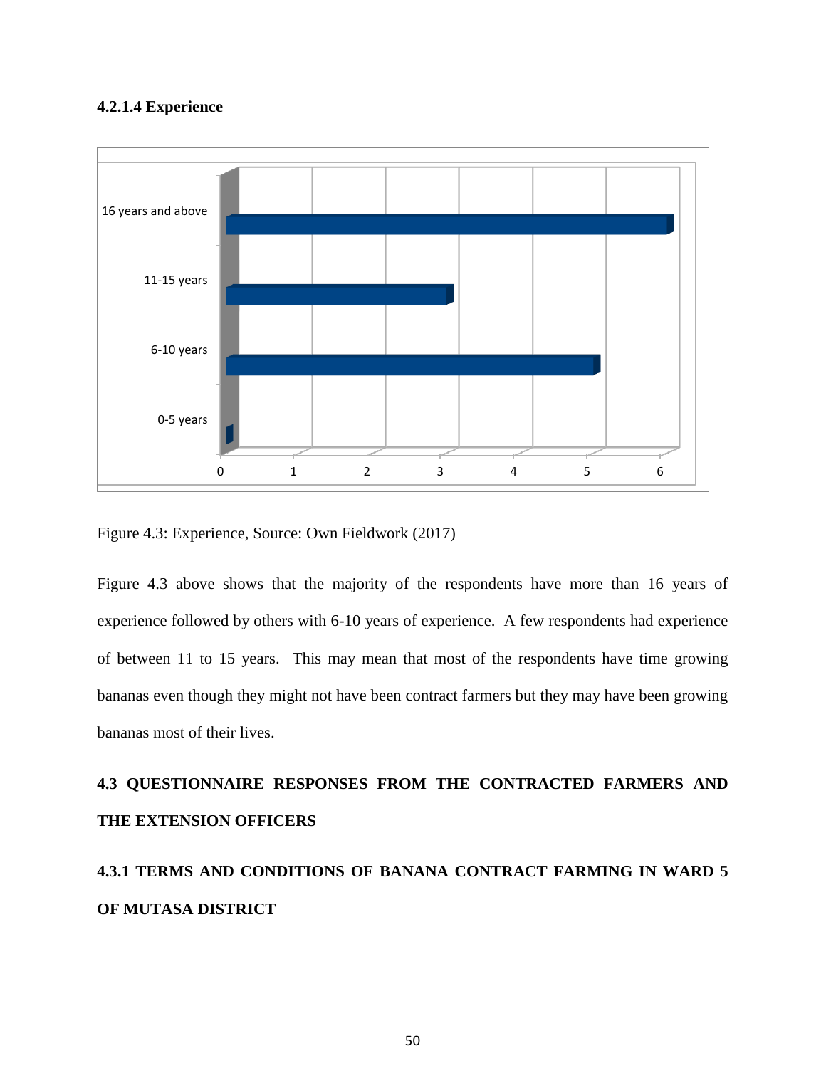#### 4.2.1.4 Experience

Figure 4.3: Experience, Source: Own Fieldwork (2017)

Figure 4.3 above shows that the majority of the respondents have more than 16 years of experience followed by others with 6-10 years of experience. A few respondents had experience of between 11 to 15 years. This may mean that most of the respondents have time growing bananas even though they might not have been contract farmers but they may have been growing bananas most of their lives.

## 4.3 QUESTIONNAIRE RESPONSES FROM THE CONTRACTED FARMERS AND THE EXTENSION OFFICERS

### 4.3.1 TERMS AND CONDITIONS OF BANANA CONTRACT FARMING IN WARD 5 OF MUTASA DISTRICT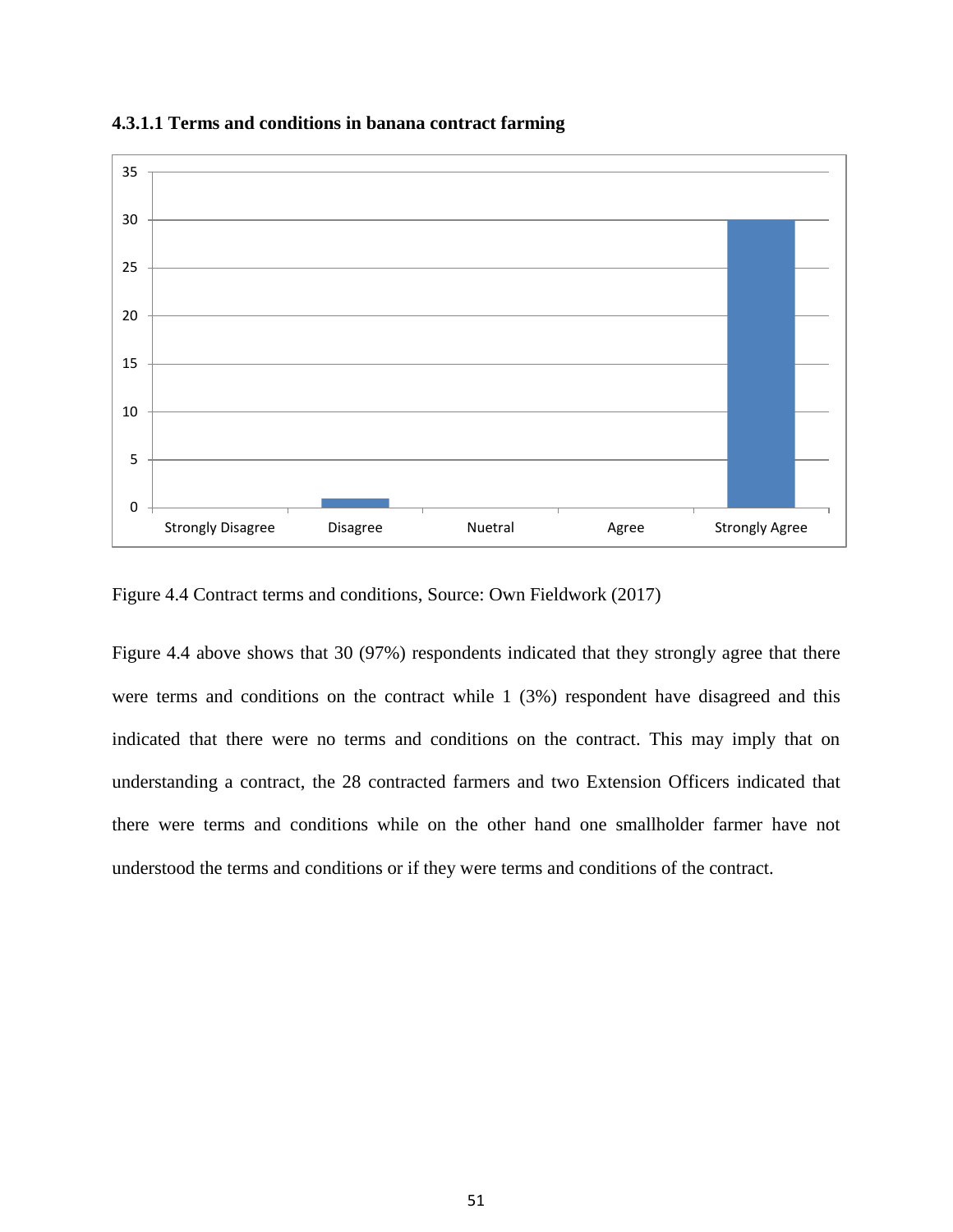#### 4.3.1.1 Terms and conditions in banana contract farming

Figure 4.4 Contract terms and conditions, Source: Own Fieldwork (2017)

Figure 4.4 above shows that 30 (97%) respondents indicated that they strongly agree that there were terms and conditions on the contract while 1 (3%) respondent have disagreed and this indicated that there were no terms and conditions on the contract. This may imply that on understanding a contract, the 28 contracted farmers and two Extension Officers indicated that there were terms and conditions while on the other hand one smallholder farmer have not understood the terms and conditions or if they were terms and conditions of the contract.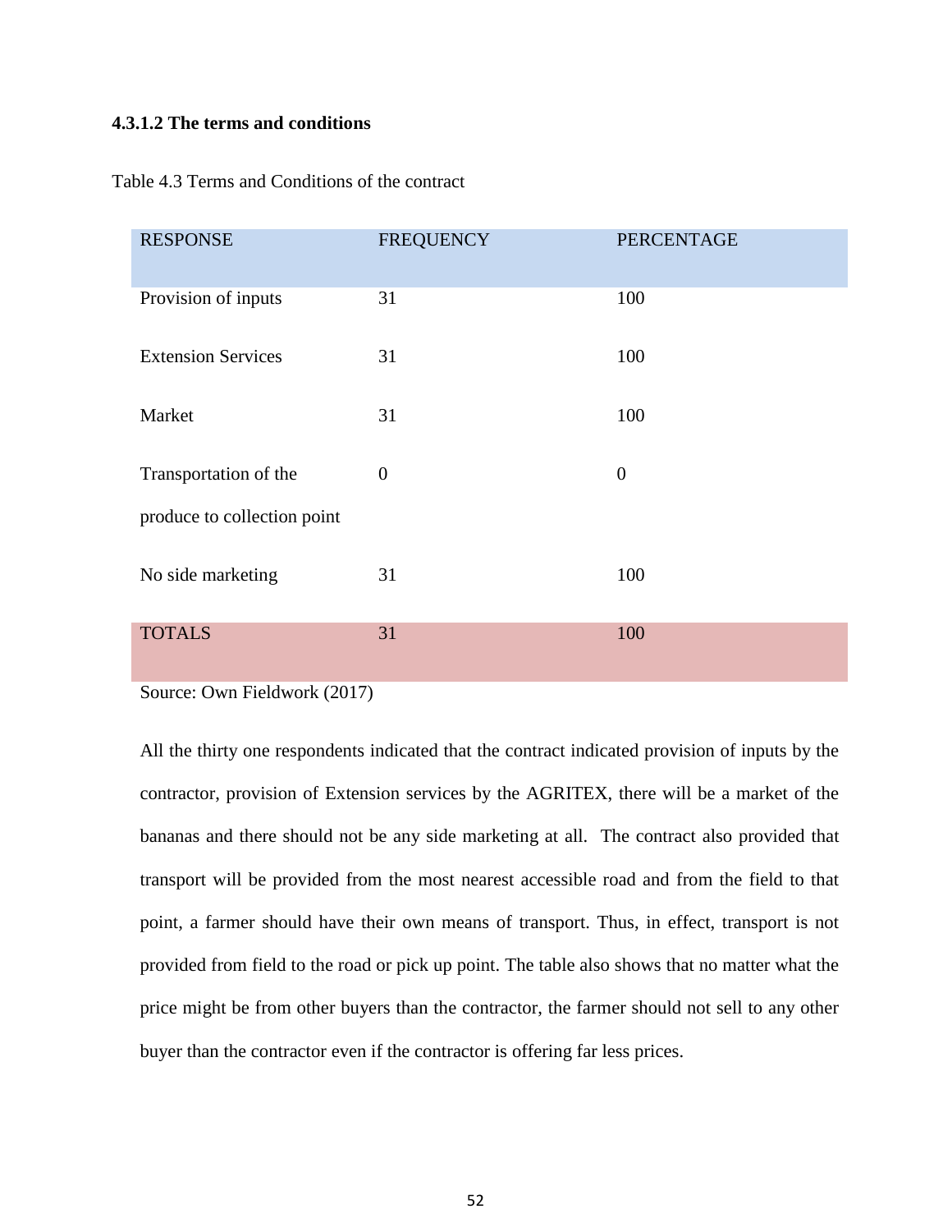#### 4.3.1.2 The terms and conditions

Table 4.3 Terms and Conditions of the contract

| RESPONSE | FREQUENCY | PERCENTAGE |
| --- | --- | --- |
| Provision of inputs | 31 | 100 |
| Extension Services | 31 | 100 |
| Market | 31 | 100 |
| Transportation of the produce to collection point | 0 | 0 |
| No side marketing | 31 | 100 |
| TOTALS | 31 | 100 |

Source: Own Fieldwork (2017)

All the thirty one respondents indicated that the contract indicated provision of inputs by the contractor, provision of Extension services by the AGRITEX, there will be a market of the bananas and there should not be any side marketing at all. The contract also provided that transport will be provided from the most nearest accessible road and from the field to that point, a farmer should have their own means of transport. Thus, in effect, transport is not provided from field to the road or pick up point. The table also shows that no matter what the price might be from other buyers than the contractor, the farmer should not sell to any other buyer than the contractor even if the contractor is offering far less prices.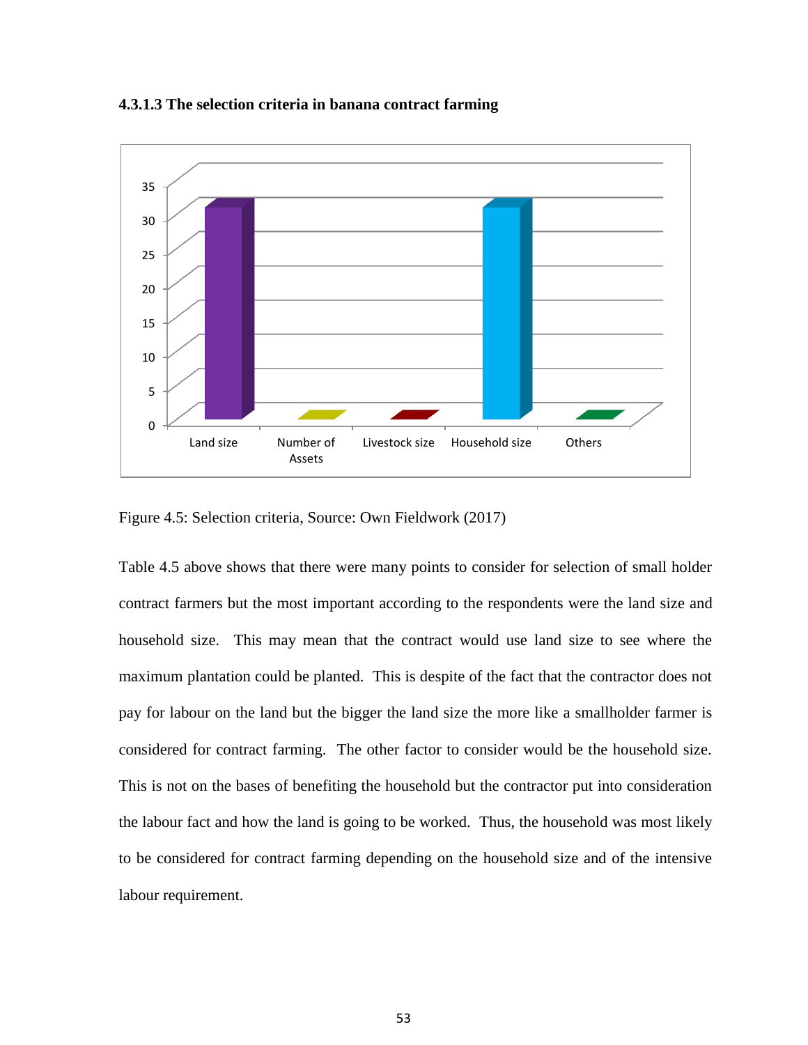#### 4.3.1.3 The selection criteria in banana contract farming

Figure 4.5: Selection criteria, Source: Own Fieldwork (2017)

Table 4.5 above shows that there were many points to consider for selection of small holder contract farmers but the most important according to the respondents were the land size and household size. This may mean that the contract would use land size to see where the maximum plantation could be planted. This is despite of the fact that the contractor does not pay for labour on the land but the bigger the land size the more like a smallholder farmer is considered for contract farming. The other factor to consider would be the household size. This is not on the bases of benefiting the household but the contractor put into consideration the labour fact and how the land is going to be worked. Thus, the household was most likely to be considered for contract farming depending on the household size and of the intensive labour requirement.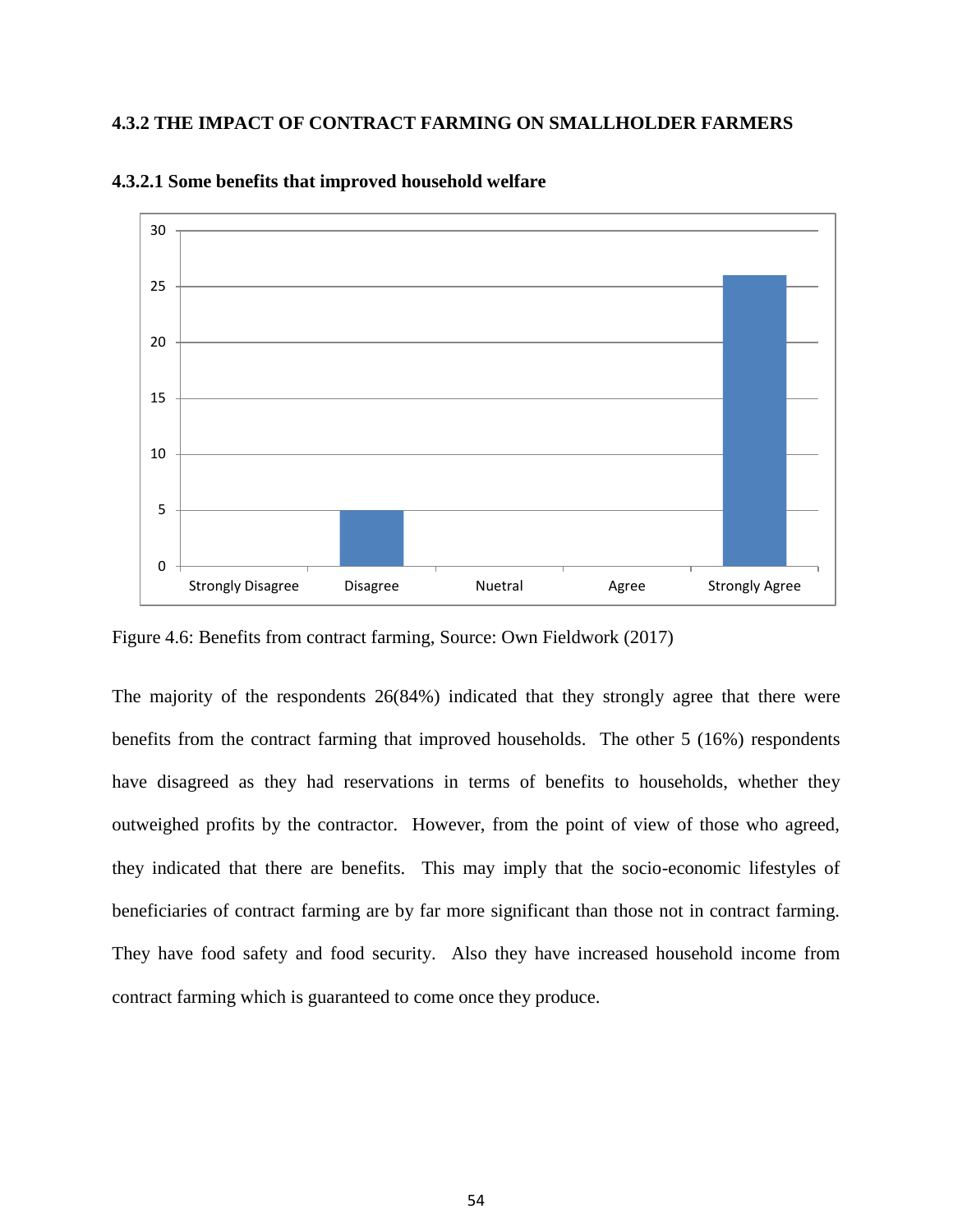### 4.3.2 THE IMPACT OF CONTRACT FARMING ON SMALLHOLDER FARMERS

#### 4.3.2.1 Some benefits that improved household welfare

Figure 4.6: Benefits from contract farming, Source: Own Fieldwork (2017)

The majority of the respondents 26(84%) indicated that they strongly agree that there were benefits from the contract farming that improved households. The other 5 (16%) respondents have disagreed as they had reservations in terms of benefits to households, whether they outweighed profits by the contractor. However, from the point of view of those who agreed, they indicated that there are benefits. This may imply that the socio-economic lifestyles of beneficiaries of contract farming are by far more significant than those not in contract farming. They have food safety and food security. Also they have increased household income from contract farming which is guaranteed to come once they produce.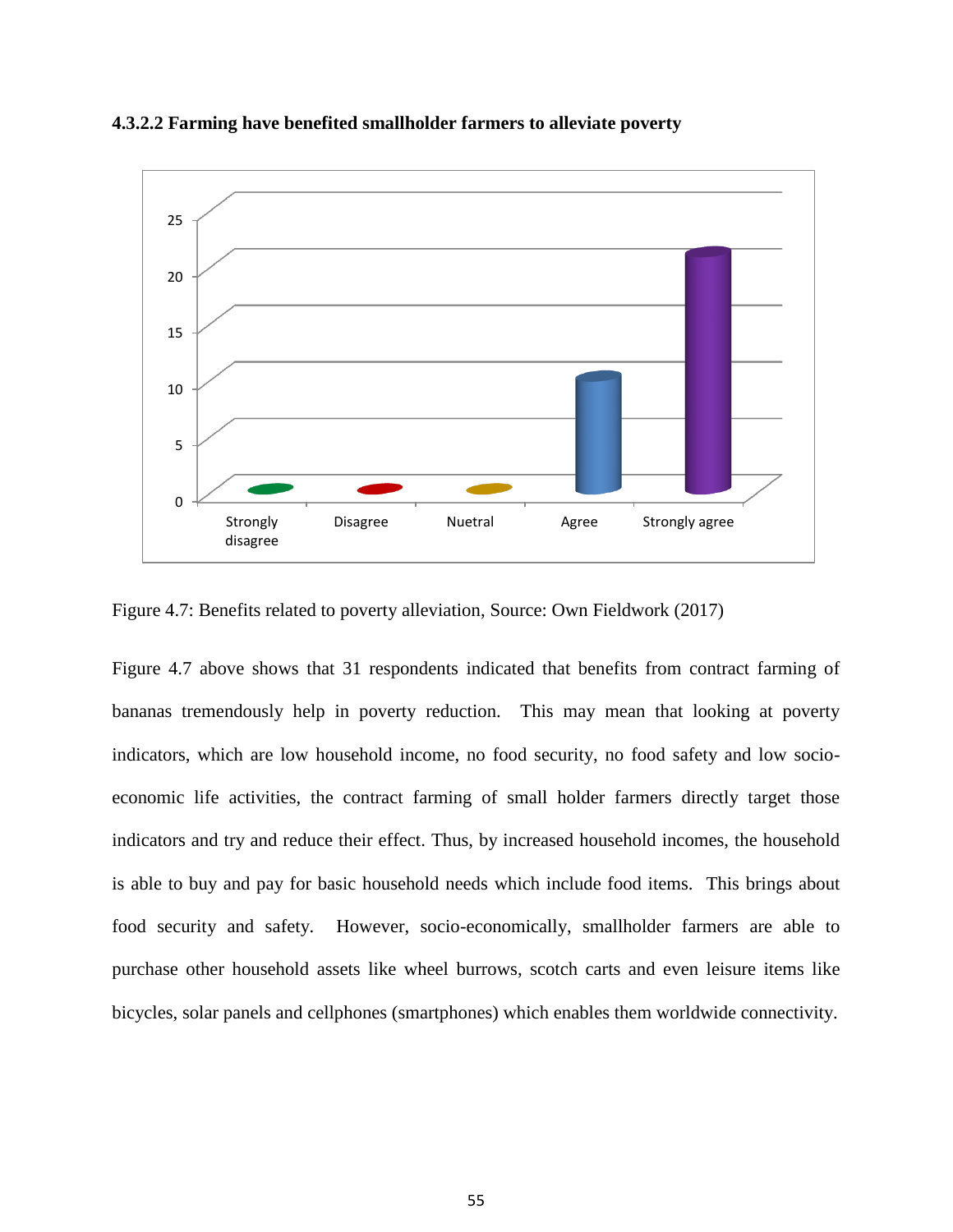#### 4.3.2.2 Farming have benefited smallholder farmers to alleviate poverty

Figure 4.7: Benefits related to poverty alleviation, Source: Own Fieldwork (2017)

Figure 4.7 above shows that 31 respondents indicated that benefits from contract farming of bananas tremendously help in poverty reduction. This may mean that looking at poverty indicators, which are low household income, no food security, no food safety and low socio-economic life activities, the contract farming of small holder farmers directly target those indicators and try and reduce their effect. Thus, by increased household incomes, the household is able to buy and pay for basic household needs which include food items. This brings about food security and safety. However, socio-economically, smallholder farmers are able to purchase other household assets like wheel burrows, scotch carts and even leisure items like bicycles, solar panels and cellphones (smartphones) which enables them worldwide connectivity.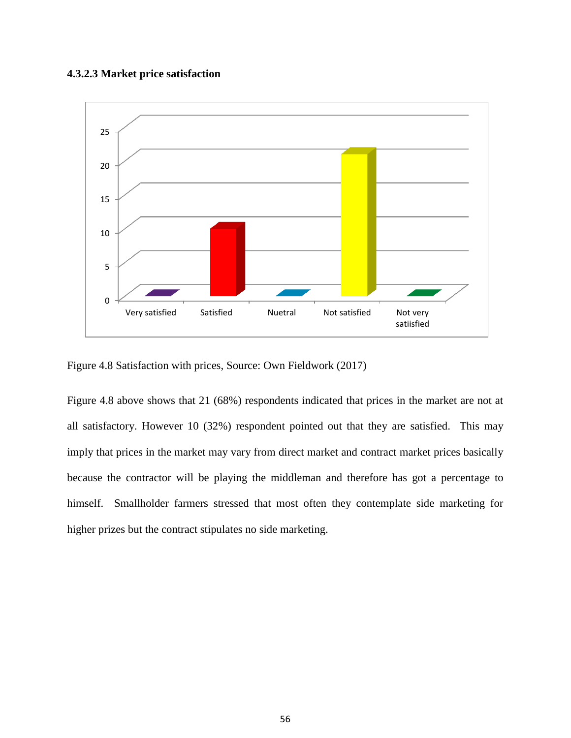### 4.3.2.3 Market price satisfaction

Figure 4.8 Satisfaction with prices, Source: Own Fieldwork (2017)

Figure 4.8 above shows that 21 (68%) respondents indicated that prices in the market are not at all satisfactory. However 10 (32%) respondent pointed out that they are satisfied. This may imply that prices in the market may vary from direct market and contract market prices basically because the contractor will be playing the middleman and therefore has got a percentage to himself. Smallholder farmers stressed that most often they contemplate side marketing for higher prizes but the contract stipulates no side marketing.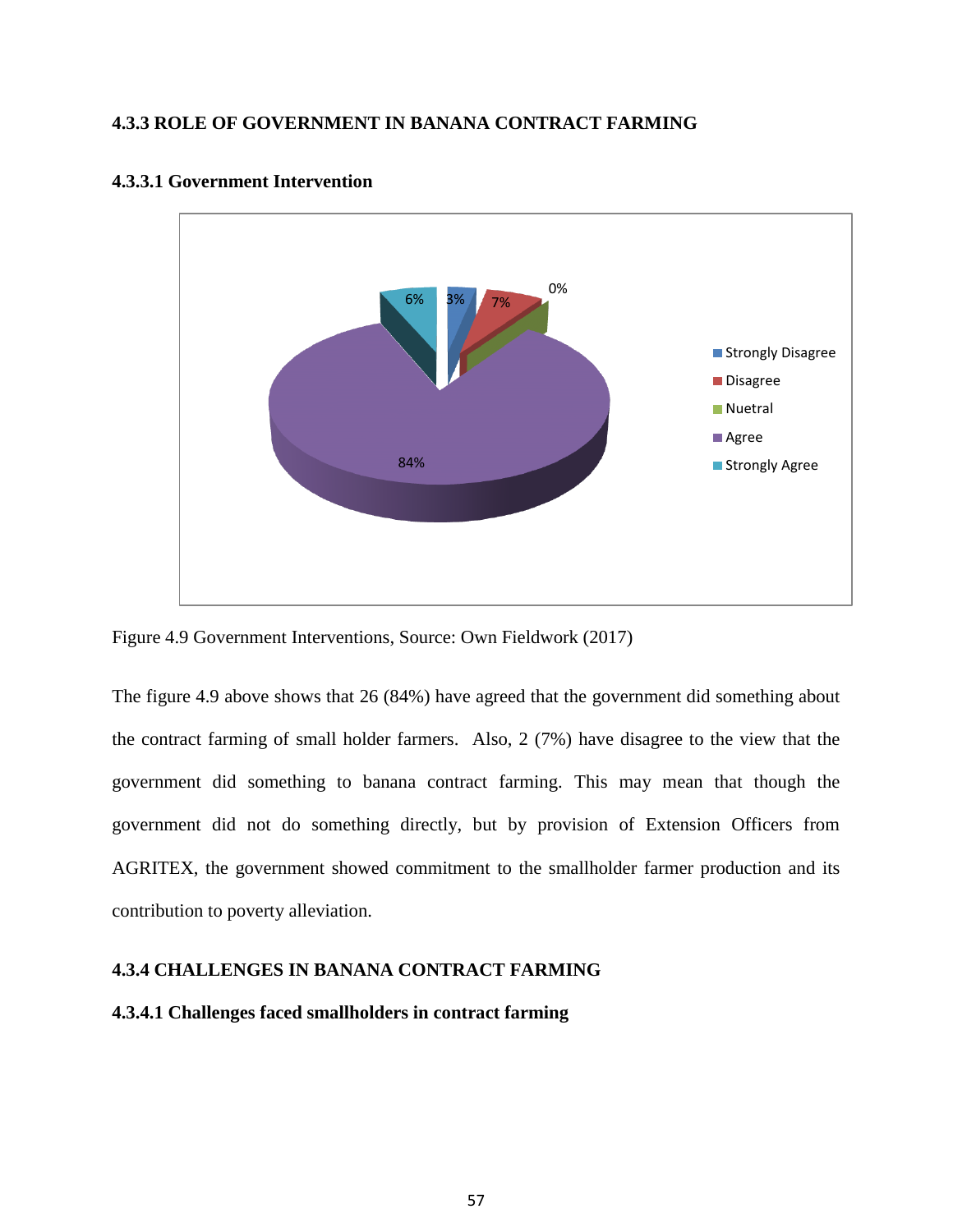### 4.3.3 ROLE OF GOVERNMENT IN BANANA CONTRACT FARMING

#### 4.3.3.1 Government Intervention

Figure 4.9 Government Interventions, Source: Own Fieldwork (2017)

The figure 4.9 above shows that 26 (84%) have agreed that the government did something about the contract farming of small holder farmers. Also, 2 (7%) have disagree to the view that the government did something to banana contract farming. This may mean that though the government did not do something directly, but by provision of Extension Officers from AGRITEX, the government showed commitment to the smallholder farmer production and its contribution to poverty alleviation.

### 4.3.4 CHALLENGES IN BANANA CONTRACT FARMING

#### 4.3.4.1 Challenges faced smallholders in contract farming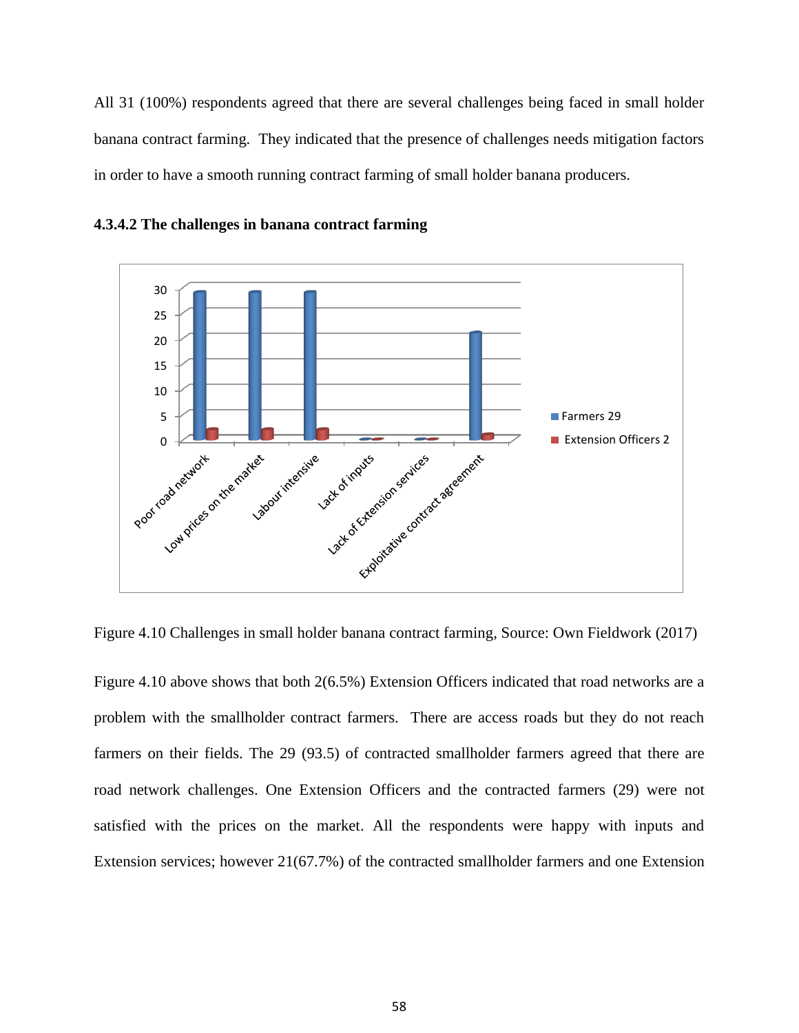All 31 (100%) respondents agreed that there are several challenges being faced in small holder banana contract farming. They indicated that the presence of challenges needs mitigation factors in order to have a smooth running contract farming of small holder banana producers.

#### 4.3.4.2 The challenges in banana contract farming

Figure 4.10 Challenges in small holder banana contract farming, Source: Own Fieldwork (2017)

Figure 4.10 above shows that both 2(6.5%) Extension Officers indicated that road networks are a problem with the smallholder contract farmers. There are access roads but they do not reach farmers on their fields. The 29 (93.5) of contracted smallholder farmers agreed that there are road network challenges. One Extension Officers and the contracted farmers (29) were not satisfied with the prices on the market. All the respondents were happy with inputs and Extension services; however 21(67.7%) of the contracted smallholder farmers and one Extension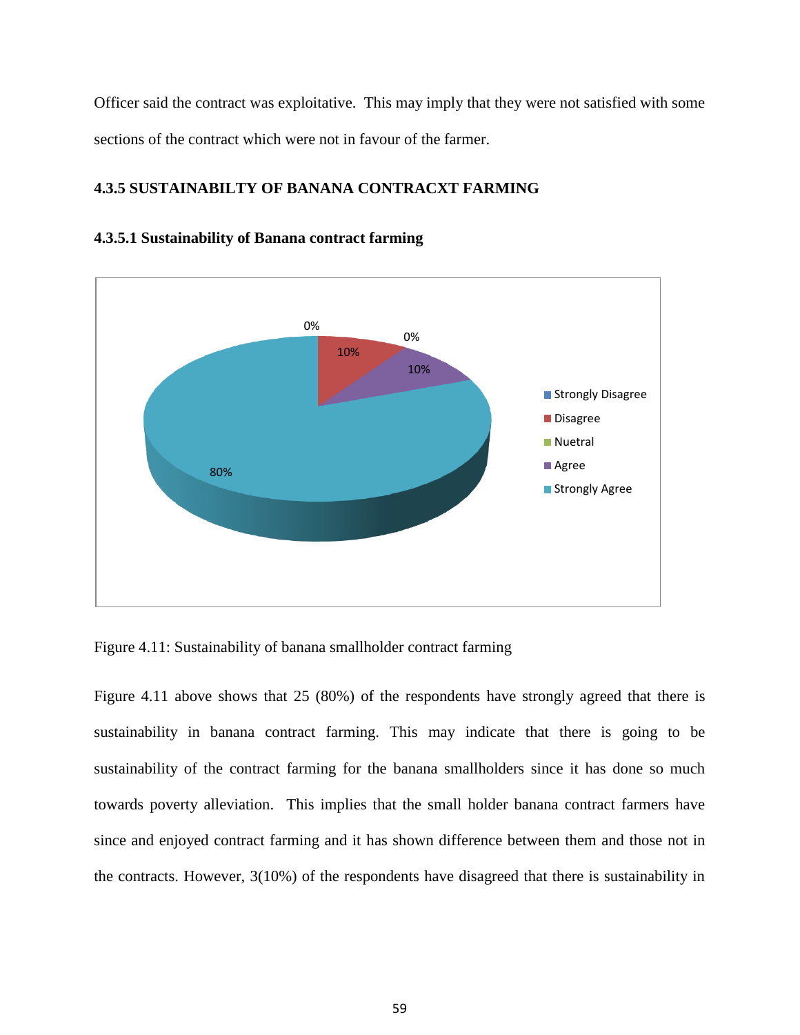Officer said the contract was exploitative. This may imply that they were not satisfied with some sections of the contract which were not in favour of the farmer.

### 4.3.5 SUSTAINABILTY OF BANANA CONTRACXT FARMING

#### 4.3.5.1 Sustainability of Banana contract farming

Figure 4.11: Sustainability of banana smallholder contract farming

Figure 4.11 above shows that 25 (80%) of the respondents have strongly agreed that there is sustainability in banana contract farming. This may indicate that there is going to be sustainability of the contract farming for the banana smallholders since it has done so much towards poverty alleviation. This implies that the small holder banana contract farmers have since and enjoyed contract farming and it has shown difference between them and those not in the contracts. However, 3(10%) of the respondents have disagreed that there is sustainability in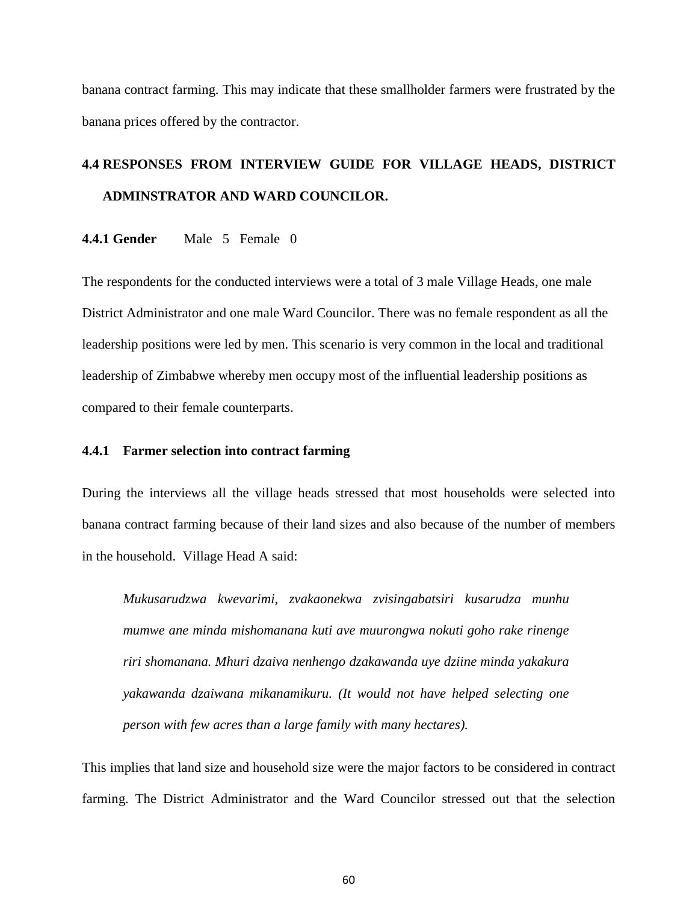banana contract farming. This may indicate that these smallholder farmers were frustrated by the banana prices offered by the contractor.

## 4.4 RESPONSES FROM INTERVIEW GUIDE FOR VILLAGE HEADS, DISTRICT ADMINSTRATOR AND WARD COUNCILOR.

### 4.4.1 Gender

Male 5 Female 0

The respondents for the conducted interviews were a total of 3 male Village Heads, one male District Administrator and one male Ward Councilor. There was no female respondent as all the leadership positions were led by men. This scenario is very common in the local and traditional leadership of Zimbabwe whereby men occupy most of the influential leadership positions as compared to their female counterparts.

### 4.4.1 Farmer selection into contract farming

During the interviews all the village heads stressed that most households were selected into banana contract farming because of their land sizes and also because of the number of members in the household. Village Head A said:

> *Mukusarudzwa kwevarimi, zvakaonekwa zvisingabatsiri kusarudza munhu mumwe ane minda mishomanana kuti ave muurongwa nokuti goho rake rinenge riri shomanana. Mhuri dzaiva nenhengo dzakawanda uye dziine minda yakakura yakawanda dzaiwana mikanamikuru. (It would not have helped selecting one person with few acres than a large family with many hectares).*

This implies that land size and household size were the major factors to be considered in contract farming. The District Administrator and the Ward Councilor stressed out that the selection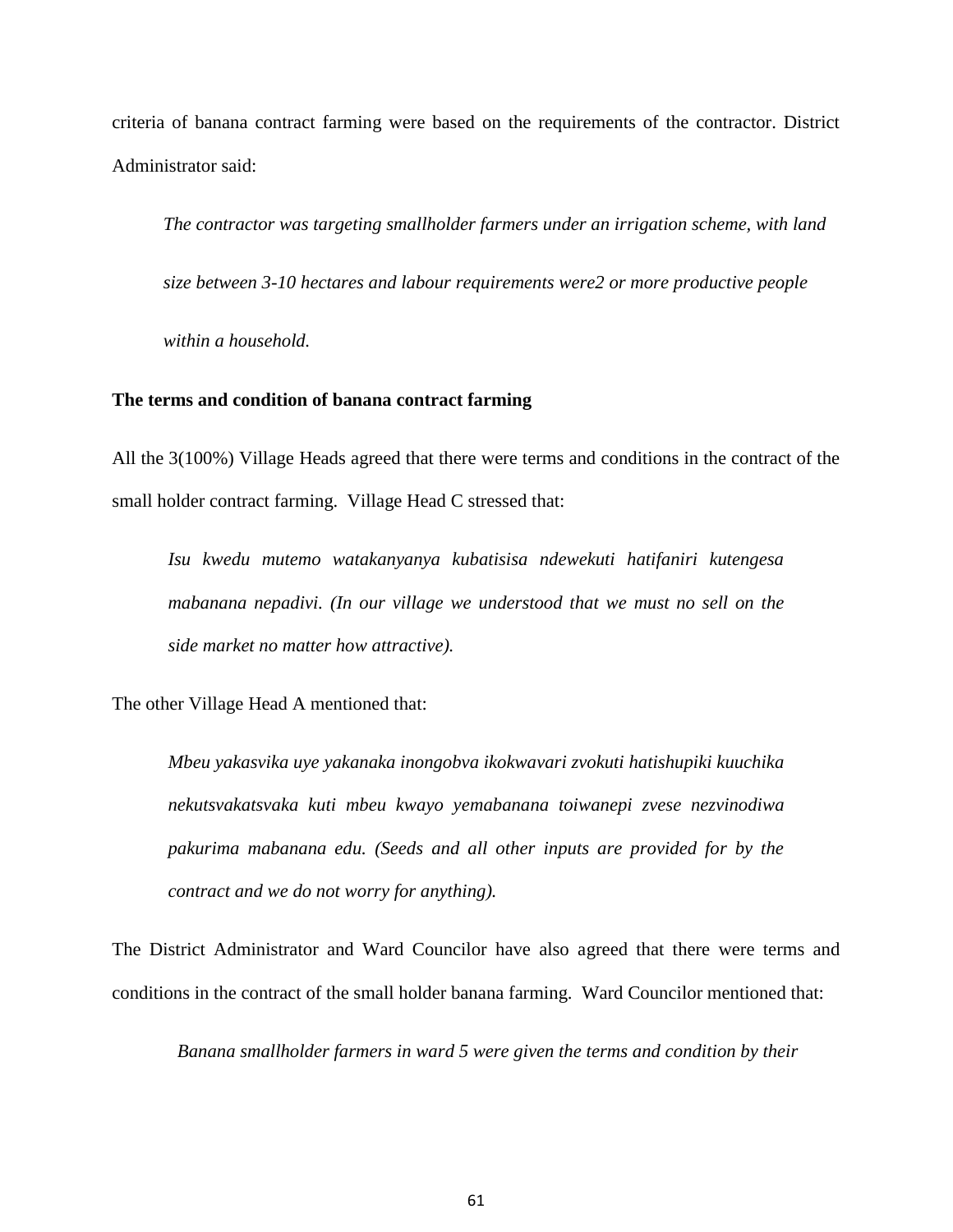criteria of banana contract farming were based on the requirements of the contractor. District Administrator said:

> *The contractor was targeting smallholder farmers under an irrigation scheme, with land size between 3-10 hectares and labour requirements were2 or more productive people within a household.*

**The terms and condition of banana contract farming**

All the 3(100%) Village Heads agreed that there were terms and conditions in the contract of the small holder contract farming. Village Head C stressed that:

> *Isu kwedu mutemo watakanyanya kubatisisa ndewekuti hatifaniri kutengesa mabanana nepadivi. (In our village we understood that we must no sell on the side market no matter how attractive).*

The other Village Head A mentioned that:

> *Mbeu yakasvika uye yakanaka inongobva ikokwavari zvokuti hatishupiki kuuchika nekutsvakatsvaka kuti mbeu kwayo yemabanana toiwanepi zvese nezvinodiwa pakurima mabanana edu. (Seeds and all other inputs are provided for by the contract and we do not worry for anything).*

The District Administrator and Ward Councilor have also agreed that there were terms and conditions in the contract of the small holder banana farming. Ward Councilor mentioned that:

> *Banana smallholder farmers in ward 5 were given the terms and condition by their*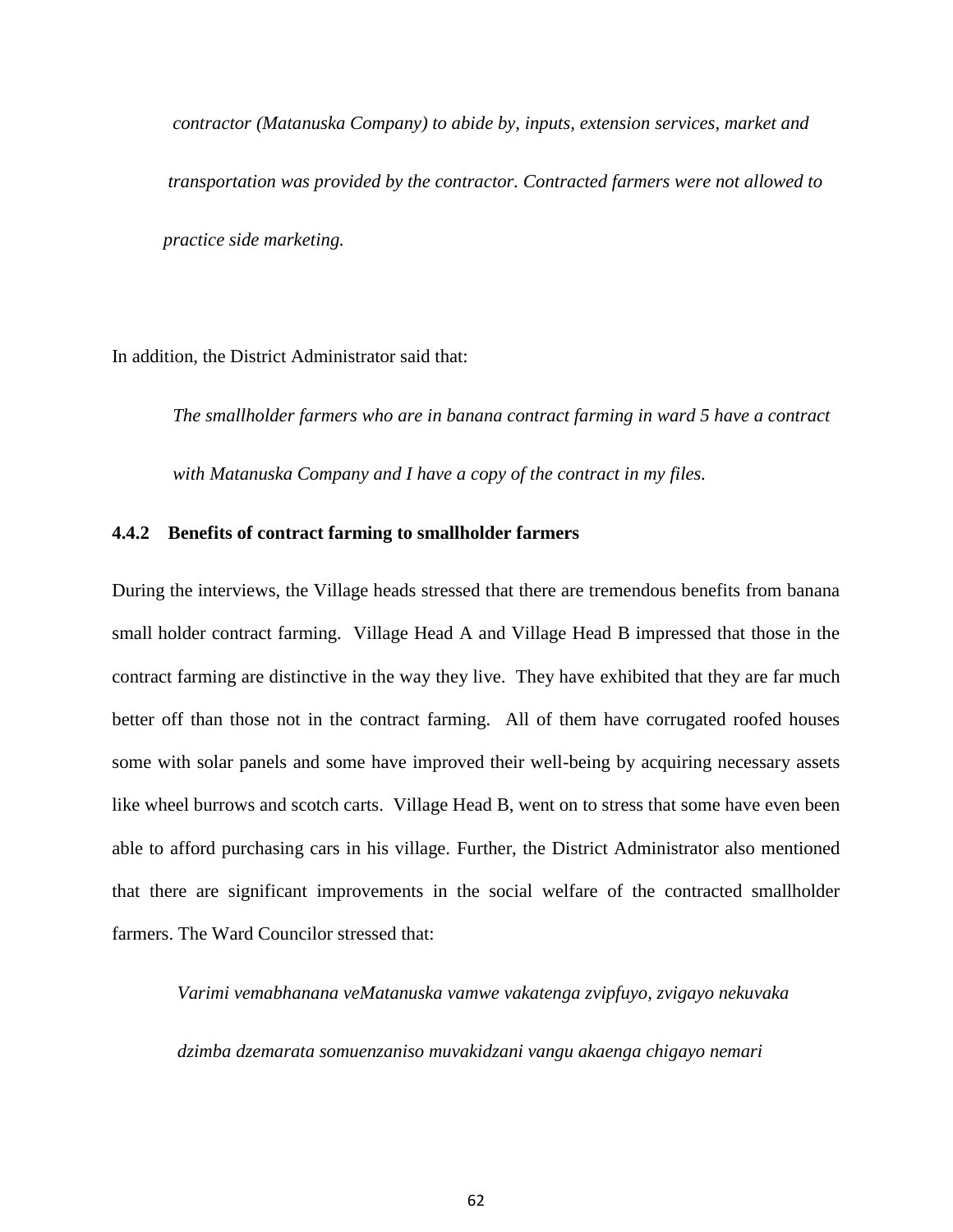*contractor (Matanuska Company) to abide by, inputs, extension services, market and transportation was provided by the contractor. Contracted farmers were not allowed to practice side marketing.*

In addition, the District Administrator said that:

> *The smallholder farmers who are in banana contract farming in ward 5 have a contract with Matanuska Company and I have a copy of the contract in my files.*

### 4.4.2 Benefits of contract farming to smallholder farmers

During the interviews, the Village heads stressed that there are tremendous benefits from banana small holder contract farming. Village Head A and Village Head B impressed that those in the contract farming are distinctive in the way they live. They have exhibited that they are far much better off than those not in the contract farming. All of them have corrugated roofed houses some with solar panels and some have improved their well-being by acquiring necessary assets like wheel burrows and scotch carts. Village Head B, went on to stress that some have even been able to afford purchasing cars in his village. Further, the District Administrator also mentioned that there are significant improvements in the social welfare of the contracted smallholder farmers. The Ward Councilor stressed that:

> *Varimi vemabhanana veMatanuska vamwe vakatenga zvipfuyo, zvigayo nekuvaka dzimba dzemarata somuenzaniso muvakidzani vangu akaenga chigayo nemari*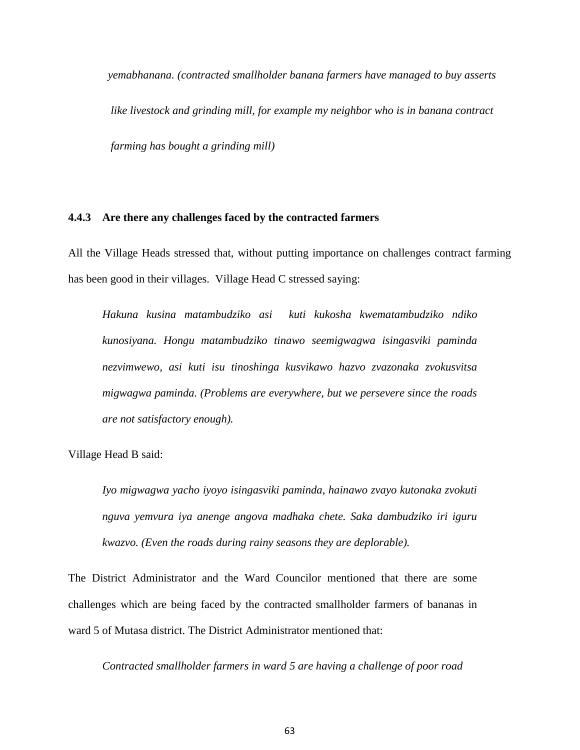*yemabhanana. (contracted smallholder banana farmers have managed to buy asserts like livestock and grinding mill, for example my neighbor who is in banana contract farming has bought a grinding mill)*

### 4.4.3 Are there any challenges faced by the contracted farmers

All the Village Heads stressed that, without putting importance on challenges contract farming has been good in their villages. Village Head C stressed saying:

> *Hakuna kusina matambudziko asi kuti kukosha kwematambudziko ndiko kunosiyana. Hongu matambudziko tinawo seemigwagwa isingasviki paminda nezvimwewo, asi kuti isu tinoshinga kusvikawo hazvo zvazonaka zvokusvitsa migwagwa paminda. (Problems are everywhere, but we persevere since the roads are not satisfactory enough).*

Village Head B said:

> *Iyo migwagwa yacho iyoyo isingasviki paminda, hainawo zvayo kutonaka zvokuti nguva yemvura iya anenge angova madhaka chete. Saka dambudziko iri iguru kwazvo. (Even the roads during rainy seasons they are deplorable).*

The District Administrator and the Ward Councilor mentioned that there are some challenges which are being faced by the contracted smallholder farmers of bananas in ward 5 of Mutasa district. The District Administrator mentioned that:

> *Contracted smallholder farmers in ward 5 are having a challenge of poor road*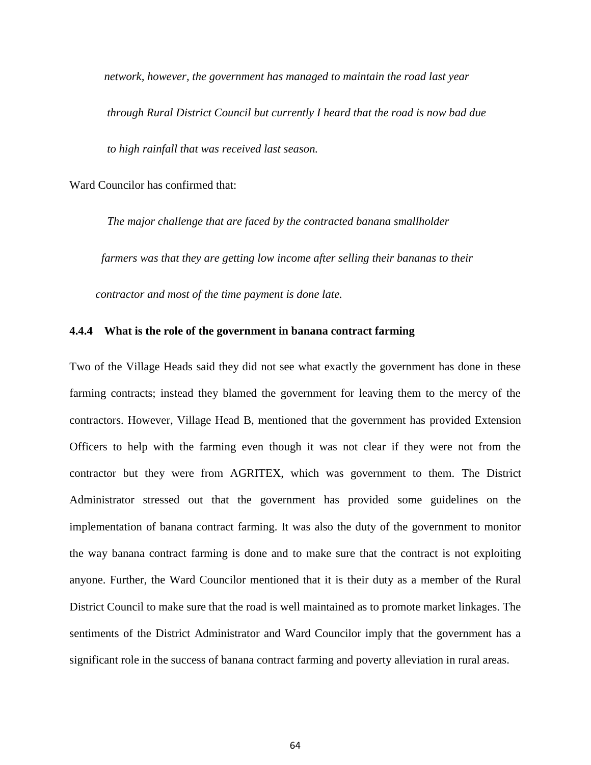*network, however, the government has managed to maintain the road last year through Rural District Council but currently I heard that the road is now bad due to high rainfall that was received last season.*

Ward Councilor has confirmed that:

> *The major challenge that are faced by the contracted banana smallholder farmers was that they are getting low income after selling their bananas to their contractor and most of the time payment is done late.*

### 4.4.4 What is the role of the government in banana contract farming

Two of the Village Heads said they did not see what exactly the government has done in these farming contracts; instead they blamed the government for leaving them to the mercy of the contractors. However, Village Head B, mentioned that the government has provided Extension Officers to help with the farming even though it was not clear if they were not from the contractor but they were from AGRITEX, which was government to them. The District Administrator stressed out that the government has provided some guidelines on the implementation of banana contract farming. It was also the duty of the government to monitor the way banana contract farming is done and to make sure that the contract is not exploiting anyone. Further, the Ward Councilor mentioned that it is their duty as a member of the Rural District Council to make sure that the road is well maintained as to promote market linkages. The sentiments of the District Administrator and Ward Councilor imply that the government has a significant role in the success of banana contract farming and poverty alleviation in rural areas.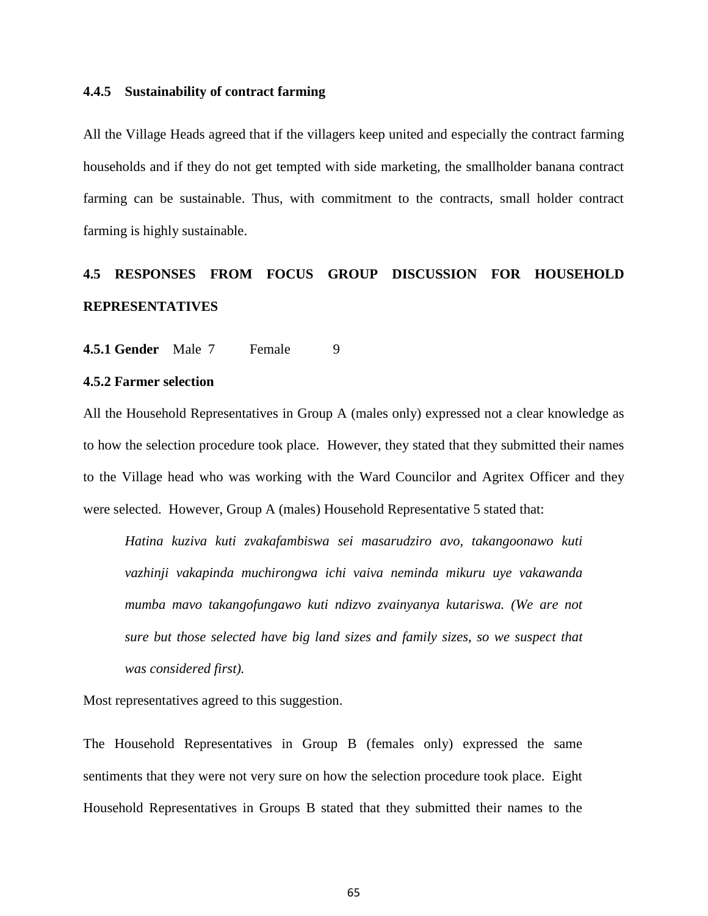### 4.4.5 Sustainability of contract farming

All the Village Heads agreed that if the villagers keep united and especially the contract farming households and if they do not get tempted with side marketing, the smallholder banana contract farming can be sustainable. Thus, with commitment to the contracts, small holder contract farming is highly sustainable.

## 4.5 RESPONSES FROM FOCUS GROUP DISCUSSION FOR HOUSEHOLD REPRESENTATIVES

**4.5.1 Gender** Male 7 Female 9

### 4.5.2 Farmer selection

All the Household Representatives in Group A (males only) expressed not a clear knowledge as to how the selection procedure took place. However, they stated that they submitted their names to the Village head who was working with the Ward Councilor and Agritex Officer and they were selected. However, Group A (males) Household Representative 5 stated that:

> *Hatina kuziva kuti zvakafambiswa sei masarudziro avo, takangoonawo kuti vazhinji vakapinda muchirongwa ichi vaiva neminda mikuru uye vakawanda mumba mavo takangofungawo kuti ndizvo zvainyanya kutariswa. (We are not sure but those selected have big land sizes and family sizes, so we suspect that was considered first).*

Most representatives agreed to this suggestion.

The Household Representatives in Group B (females only) expressed the same sentiments that they were not very sure on how the selection procedure took place. Eight Household Representatives in Groups B stated that they submitted their names to the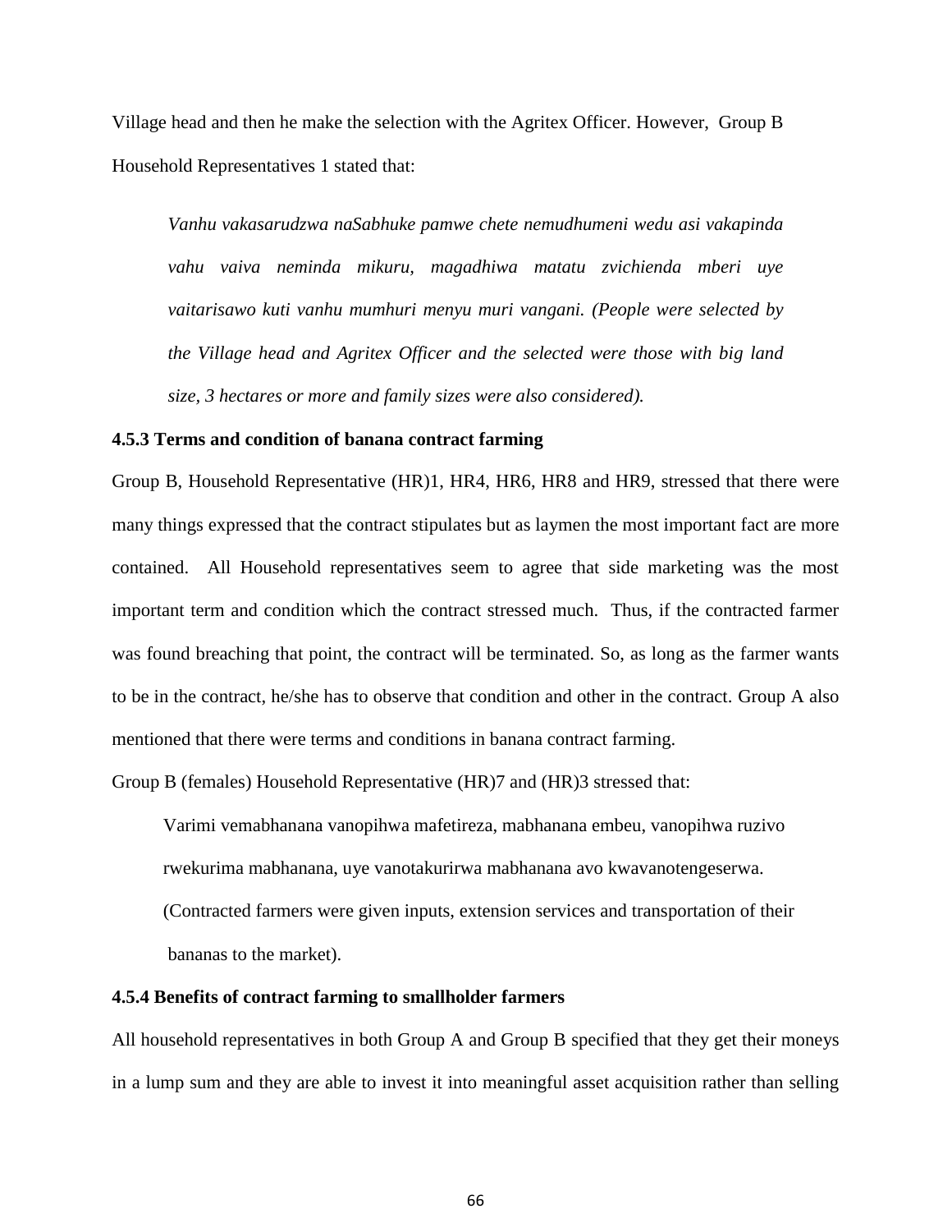Village head and then he make the selection with the Agritex Officer. However, Group B Household Representatives 1 stated that:

> *Vanhu vakasarudzwa naSabhuke pamwe chete nemudhumeni wedu asi vakapinda vahu vaiva neminda mikuru, magadhiwa matatu zvichienda mberi uye vaitarisawo kuti vanhu mumhuri menyu muri vangani. (People were selected by the Village head and Agritex Officer and the selected were those with big land size, 3 hectares or more and family sizes were also considered).*

### 4.5.3 Terms and condition of banana contract farming

Group B, Household Representative (HR)1, HR4, HR6, HR8 and HR9, stressed that there were many things expressed that the contract stipulates but as laymen the most important fact are more contained. All Household representatives seem to agree that side marketing was the most important term and condition which the contract stressed much. Thus, if the contracted farmer was found breaching that point, the contract will be terminated. So, as long as the farmer wants to be in the contract, he/she has to observe that condition and other in the contract. Group A also mentioned that there were terms and conditions in banana contract farming.

Group B (females) Household Representative (HR)7 and (HR)3 stressed that:

> Varimi vemabhanana vanopihwa mafetireza, mabhanana embeu, vanopihwa ruzivo rwekurima mabhanana, uye vanotakurirwa mabhanana avo kwavanotengeserwa. (Contracted farmers were given inputs, extension services and transportation of their bananas to the market).

### 4.5.4 Benefits of contract farming to smallholder farmers

All household representatives in both Group A and Group B specified that they get their moneys in a lump sum and they are able to invest it into meaningful asset acquisition rather than selling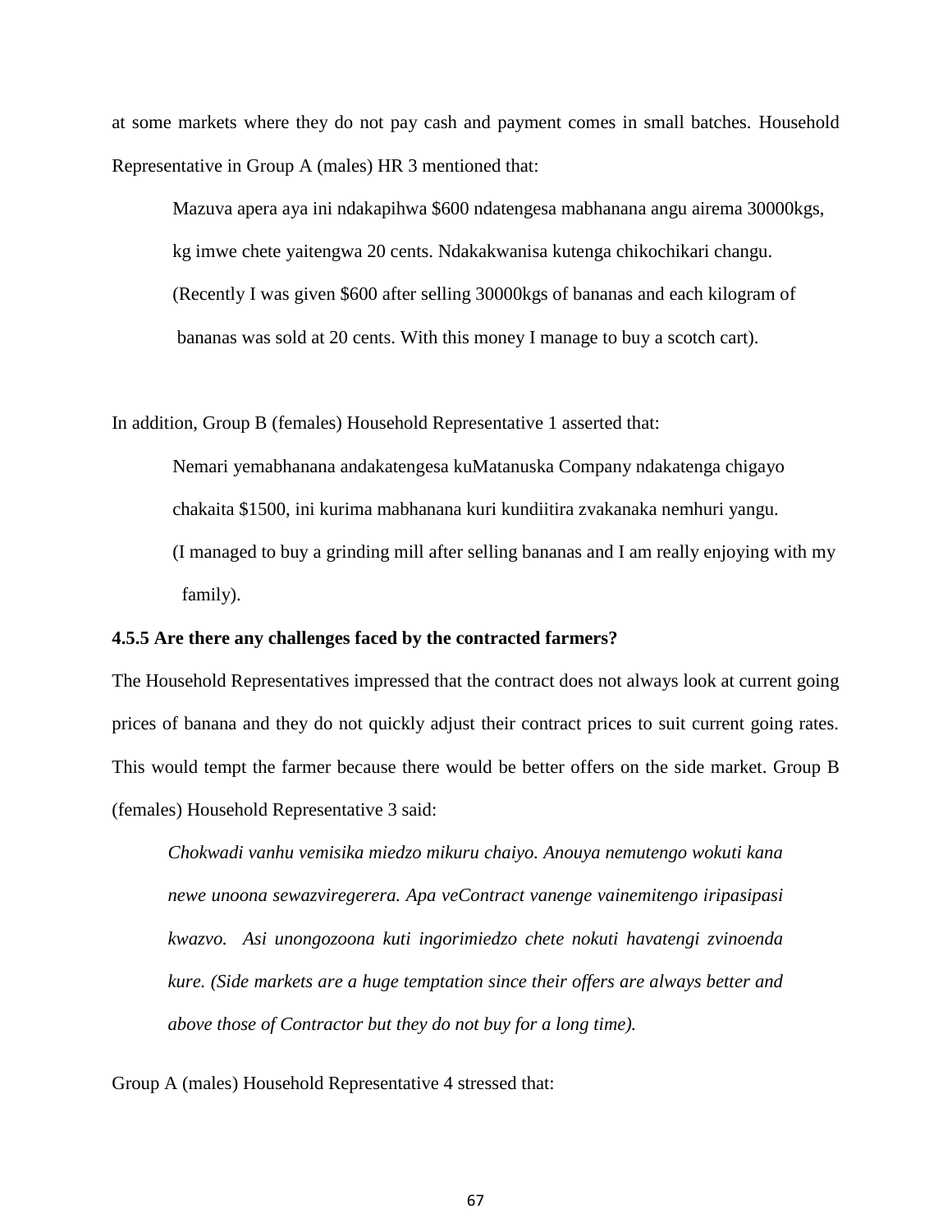at some markets where they do not pay cash and payment comes in small batches. Household Representative in Group A (males) HR 3 mentioned that:

> Mazuva apera aya ini ndakapihwa $600 ndatengesa mabhanana angu airema 30000kgs, kg imwe chete yaitengwa 20 cents. Ndakakwanisa kutenga chikochikari changu. (Recently I was given $600 after selling 30000kgs of bananas and each kilogram of bananas was sold at 20 cents. With this money I manage to buy a scotch cart).

In addition, Group B (females) Household Representative 1 asserted that:

> Nemari yemabhanana andakatengesa kuMatanuska Company ndakatenga chigayo chakaita $1500, ini kurima mabhanana kuri kundiitira zvakanaka nemhuri yangu. (I managed to buy a grinding mill after selling bananas and I am really enjoying with my family).

**4.5.5 Are there any challenges faced by the contracted farmers?**

The Household Representatives impressed that the contract does not always look at current going prices of banana and they do not quickly adjust their contract prices to suit current going rates. This would tempt the farmer because there would be better offers on the side market. Group B (females) Household Representative 3 said:

> *Chokwadi vanhu vemisika miedzo mikuru chaiyo. Anouya nemutengo wokuti kana newe unoona sewazviregerera. Apa veContract vanenge vainemitengo iripasipasi kwazvo. Asi unongozoona kuti ingorimiedzo chete nokuti havatengi zvinoenda kure. (Side markets are a huge temptation since their offers are always better and above those of Contractor but they do not buy for a long time).*

Group A (males) Household Representative 4 stressed that: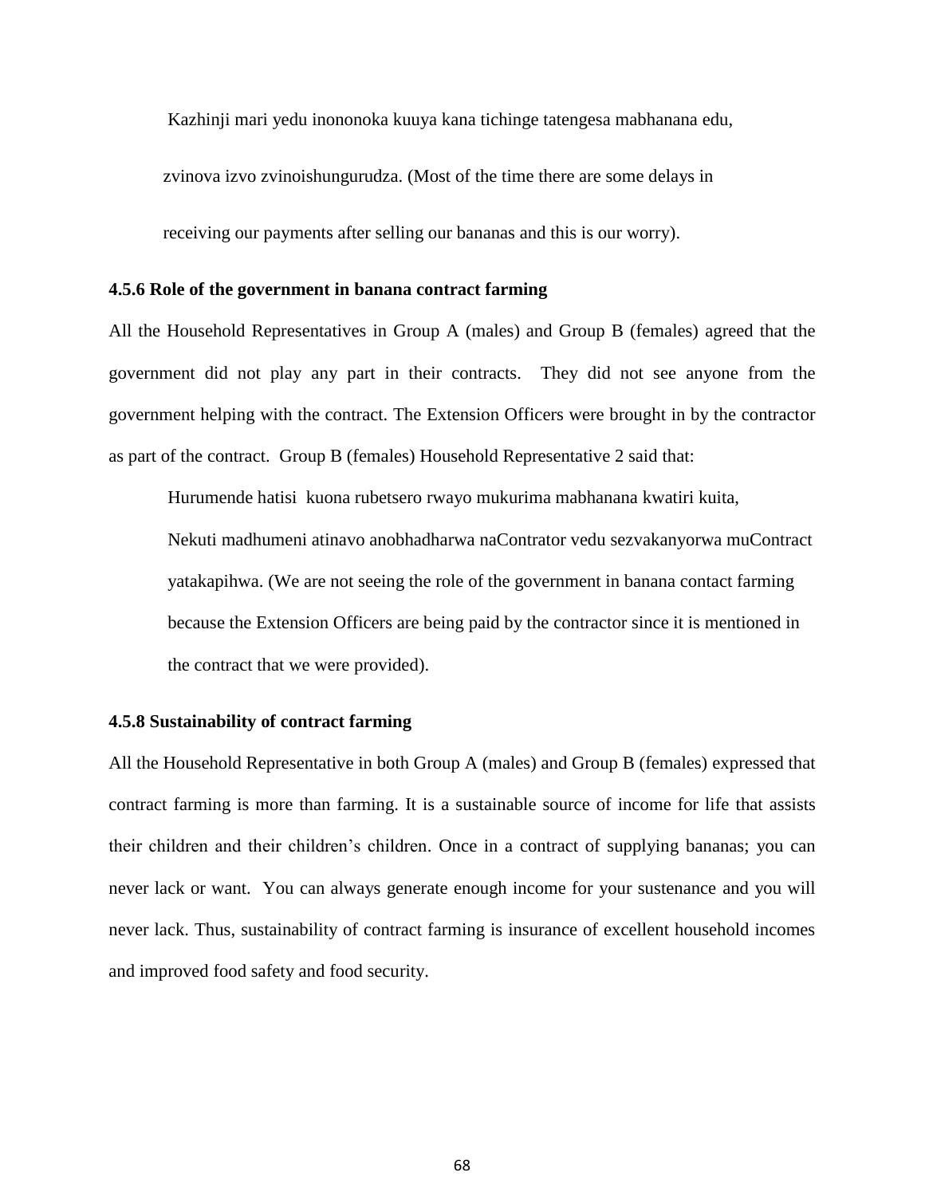Kazhinji mari yedu inononoka kuuya kana tichinge tatengesa mabhanana edu, zvinova izvo zvinoishungurudza. (Most of the time there are some delays in receiving our payments after selling our bananas and this is our worry).

### 4.5.6 Role of the government in banana contract farming

All the Household Representatives in Group A (males) and Group B (females) agreed that the government did not play any part in their contracts. They did not see anyone from the government helping with the contract. The Extension Officers were brought in by the contractor as part of the contract. Group B (females) Household Representative 2 said that:

> Hurumende hatisi kuona rubetsero rwayo mukurima mabhanana kwatiri kuita, Nekuti madhumeni atinavo anobhadharwa naContrator vedu sezvakanyorwa muContract yatakapihwa. (We are not seeing the role of the government in banana contact farming because the Extension Officers are being paid by the contractor since it is mentioned in the contract that we were provided).

### 4.5.8 Sustainability of contract farming

All the Household Representative in both Group A (males) and Group B (females) expressed that contract farming is more than farming. It is a sustainable source of income for life that assists their children and their children's children. Once in a contract of supplying bananas; you can never lack or want. You can always generate enough income for your sustenance and you will never lack. Thus, sustainability of contract farming is insurance of excellent household incomes and improved food safety and food security.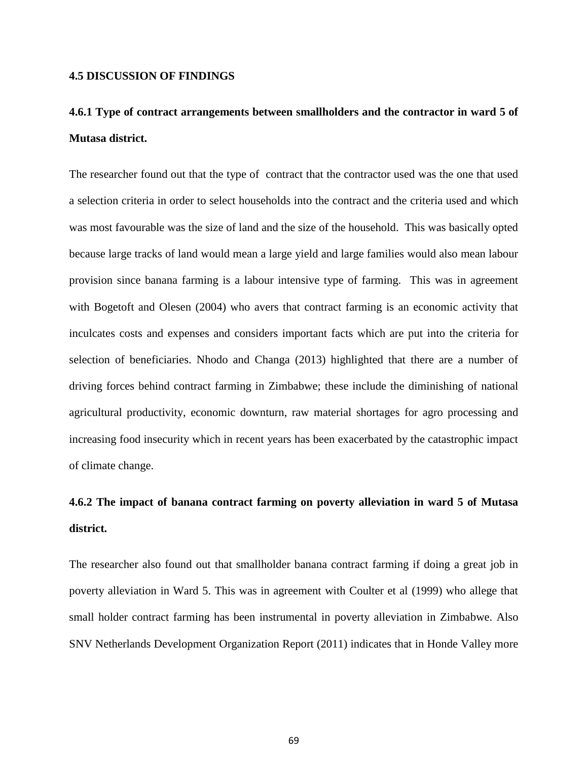## 4.5 DISCUSSION OF FINDINGS

### 4.6.1 Type of contract arrangements between smallholders and the contractor in ward 5 of Mutasa district.

The researcher found out that the type of contract that the contractor used was the one that used a selection criteria in order to select households into the contract and the criteria used and which was most favourable was the size of land and the size of the household. This was basically opted because large tracks of land would mean a large yield and large families would also mean labour provision since banana farming is a labour intensive type of farming. This was in agreement with Bogetoft and Olesen (2004) who avers that contract farming is an economic activity that inculcates costs and expenses and considers important facts which are put into the criteria for selection of beneficiaries. Nhodo and Changa (2013) highlighted that there are a number of driving forces behind contract farming in Zimbabwe; these include the diminishing of national agricultural productivity, economic downturn, raw material shortages for agro processing and increasing food insecurity which in recent years has been exacerbated by the catastrophic impact of climate change.

### 4.6.2 The impact of banana contract farming on poverty alleviation in ward 5 of Mutasa district.

The researcher also found out that smallholder banana contract farming if doing a great job in poverty alleviation in Ward 5. This was in agreement with Coulter et al (1999) who allege that small holder contract farming has been instrumental in poverty alleviation in Zimbabwe. Also SNV Netherlands Development Organization Report (2011) indicates that in Honde Valley more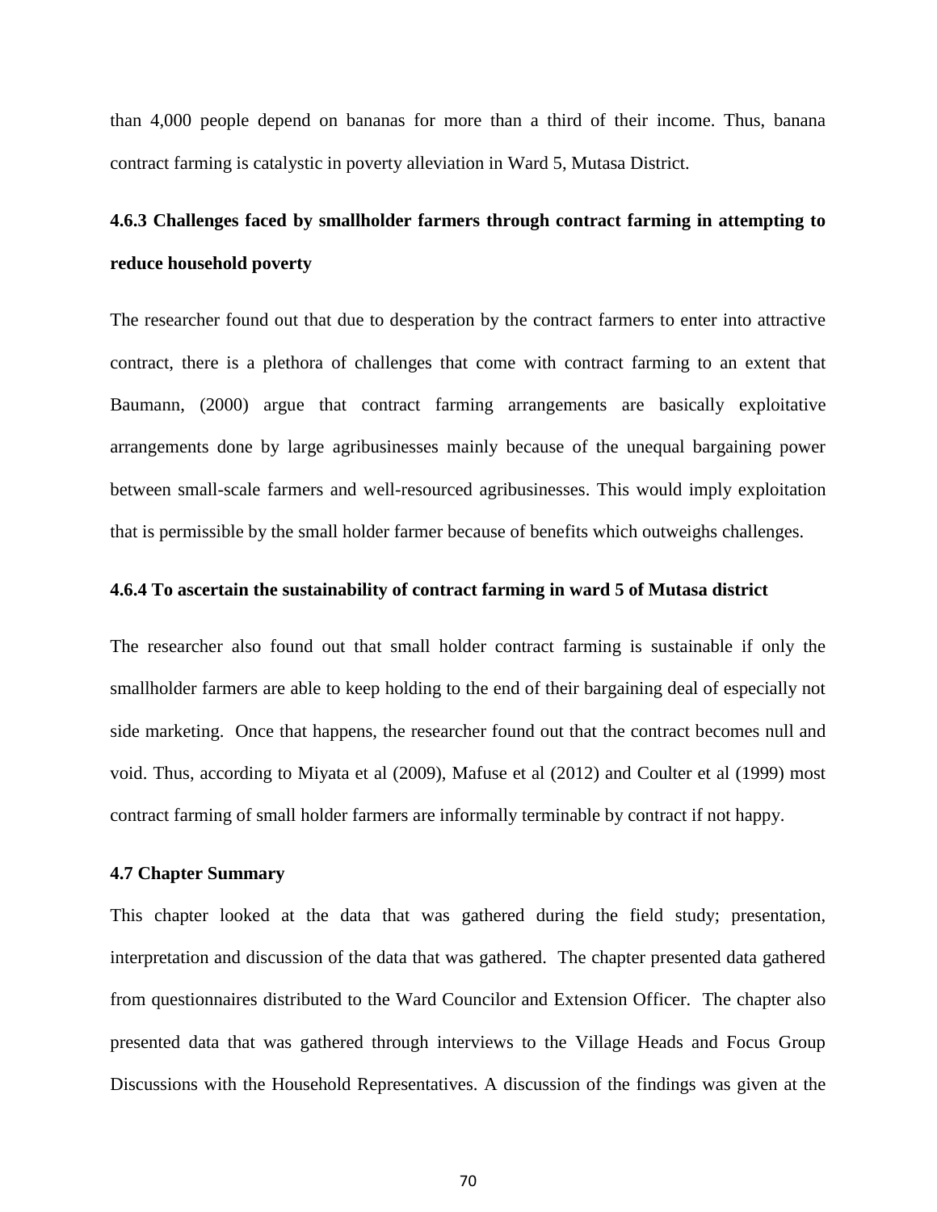than 4,000 people depend on bananas for more than a third of their income. Thus, banana contract farming is catalystic in poverty alleviation in Ward 5, Mutasa District.

### 4.6.3 Challenges faced by smallholder farmers through contract farming in attempting to reduce household poverty

The researcher found out that due to desperation by the contract farmers to enter into attractive contract, there is a plethora of challenges that come with contract farming to an extent that Baumann, (2000) argue that contract farming arrangements are basically exploitative arrangements done by large agribusinesses mainly because of the unequal bargaining power between small-scale farmers and well-resourced agribusinesses. This would imply exploitation that is permissible by the small holder farmer because of benefits which outweighs challenges.

### 4.6.4 To ascertain the sustainability of contract farming in ward 5 of Mutasa district

The researcher also found out that small holder contract farming is sustainable if only the smallholder farmers are able to keep holding to the end of their bargaining deal of especially not side marketing. Once that happens, the researcher found out that the contract becomes null and void. Thus, according to Miyata et al (2009), Mafuse et al (2012) and Coulter et al (1999) most contract farming of small holder farmers are informally terminable by contract if not happy.

## 4.7 Chapter Summary

This chapter looked at the data that was gathered during the field study; presentation, interpretation and discussion of the data that was gathered. The chapter presented data gathered from questionnaires distributed to the Ward Councilor and Extension Officer. The chapter also presented data that was gathered through interviews to the Village Heads and Focus Group Discussions with the Household Representatives. A discussion of the findings was given at the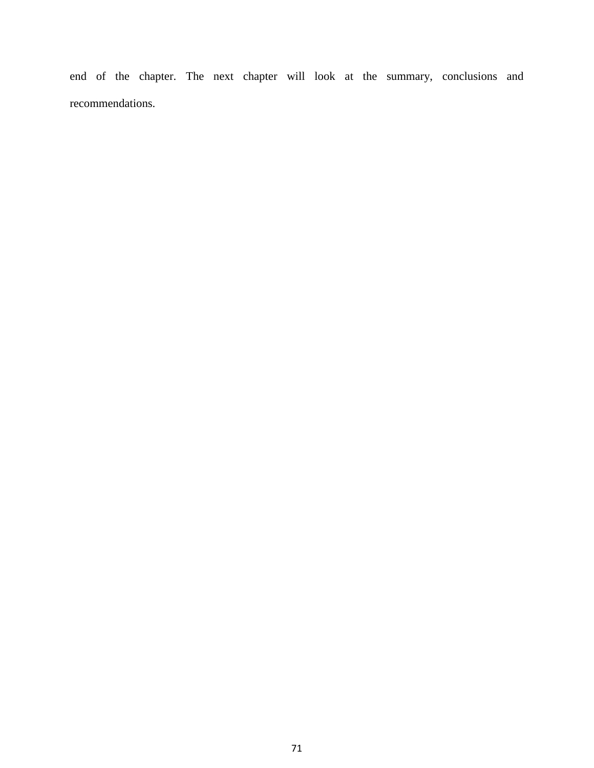end of the chapter. The next chapter will look at the summary, conclusions and recommendations.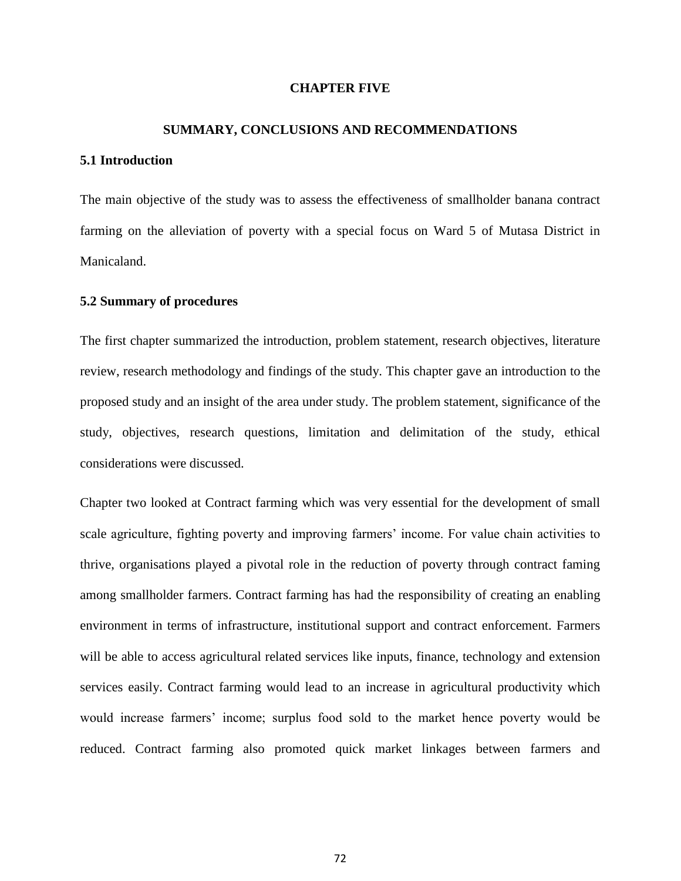# CHAPTER FIVE

## SUMMARY, CONCLUSIONS AND RECOMMENDATIONS

### 5.1 Introduction

The main objective of the study was to assess the effectiveness of smallholder banana contract farming on the alleviation of poverty with a special focus on Ward 5 of Mutasa District in Manicaland.

### 5.2 Summary of procedures

The first chapter summarized the introduction, problem statement, research objectives, literature review, research methodology and findings of the study. This chapter gave an introduction to the proposed study and an insight of the area under study. The problem statement, significance of the study, objectives, research questions, limitation and delimitation of the study, ethical considerations were discussed.

Chapter two looked at Contract farming which was very essential for the development of small scale agriculture, fighting poverty and improving farmers' income. For value chain activities to thrive, organisations played a pivotal role in the reduction of poverty through contract faming among smallholder farmers. Contract farming has had the responsibility of creating an enabling environment in terms of infrastructure, institutional support and contract enforcement. Farmers will be able to access agricultural related services like inputs, finance, technology and extension services easily. Contract farming would lead to an increase in agricultural productivity which would increase farmers' income; surplus food sold to the market hence poverty would be reduced. Contract farming also promoted quick market linkages between farmers and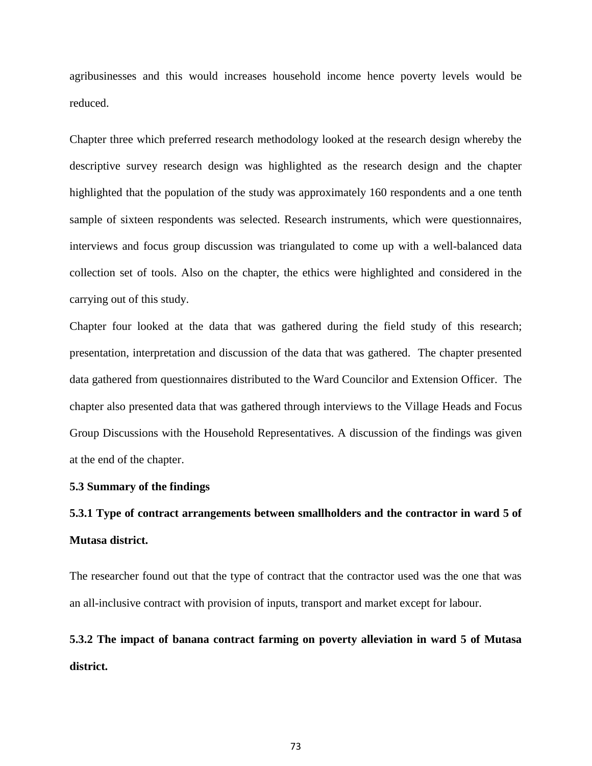agribusinesses and this would increases household income hence poverty levels would be reduced.

Chapter three which preferred research methodology looked at the research design whereby the descriptive survey research design was highlighted as the research design and the chapter highlighted that the population of the study was approximately 160 respondents and a one tenth sample of sixteen respondents was selected. Research instruments, which were questionnaires, interviews and focus group discussion was triangulated to come up with a well-balanced data collection set of tools. Also on the chapter, the ethics were highlighted and considered in the carrying out of this study.

Chapter four looked at the data that was gathered during the field study of this research; presentation, interpretation and discussion of the data that was gathered. The chapter presented data gathered from questionnaires distributed to the Ward Councilor and Extension Officer. The chapter also presented data that was gathered through interviews to the Village Heads and Focus Group Discussions with the Household Representatives. A discussion of the findings was given at the end of the chapter.

### 5.3 Summary of the findings

#### 5.3.1 Type of contract arrangements between smallholders and the contractor in ward 5 of Mutasa district.

The researcher found out that the type of contract that the contractor used was the one that was an all-inclusive contract with provision of inputs, transport and market except for labour.

#### 5.3.2 The impact of banana contract farming on poverty alleviation in ward 5 of Mutasa district.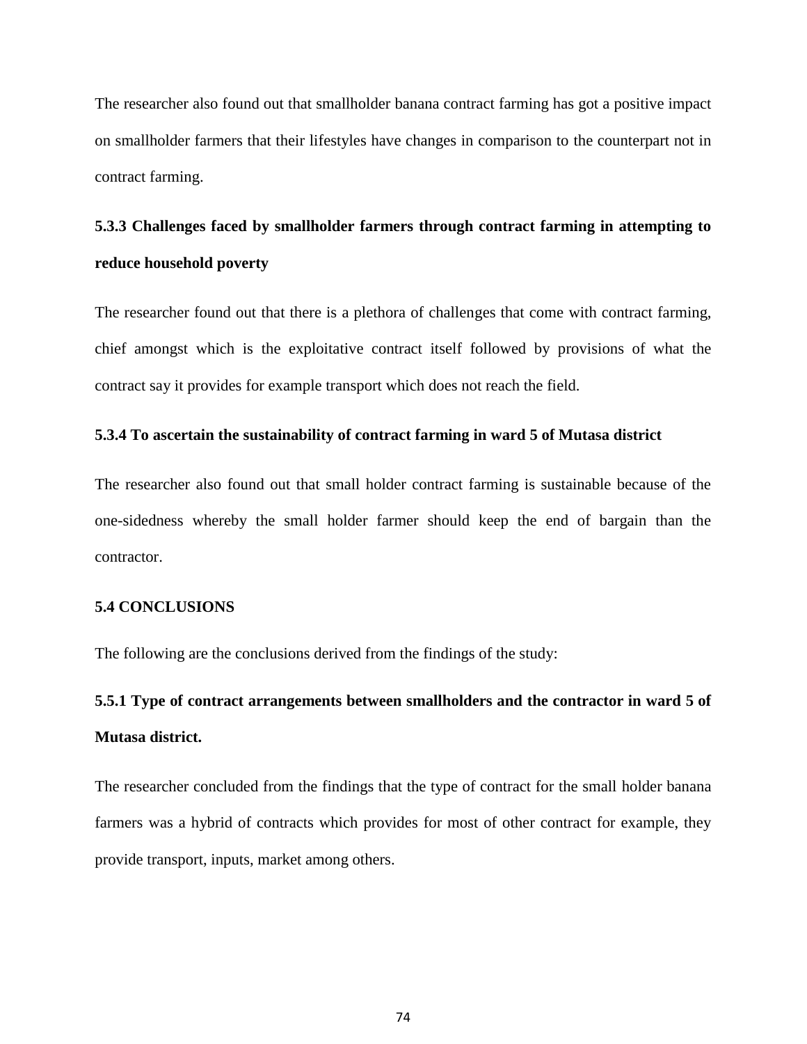The researcher also found out that smallholder banana contract farming has got a positive impact on smallholder farmers that their lifestyles have changes in comparison to the counterpart not in contract farming.

### 5.3.3 Challenges faced by smallholder farmers through contract farming in attempting to reduce household poverty

The researcher found out that there is a plethora of challenges that come with contract farming, chief amongst which is the exploitative contract itself followed by provisions of what the contract say it provides for example transport which does not reach the field.

### 5.3.4 To ascertain the sustainability of contract farming in ward 5 of Mutasa district

The researcher also found out that small holder contract farming is sustainable because of the one-sidedness whereby the small holder farmer should keep the end of bargain than the contractor.

## 5.4 CONCLUSIONS

The following are the conclusions derived from the findings of the study:

### 5.5.1 Type of contract arrangements between smallholders and the contractor in ward 5 of Mutasa district.

The researcher concluded from the findings that the type of contract for the small holder banana farmers was a hybrid of contracts which provides for most of other contract for example, they provide transport, inputs, market among others.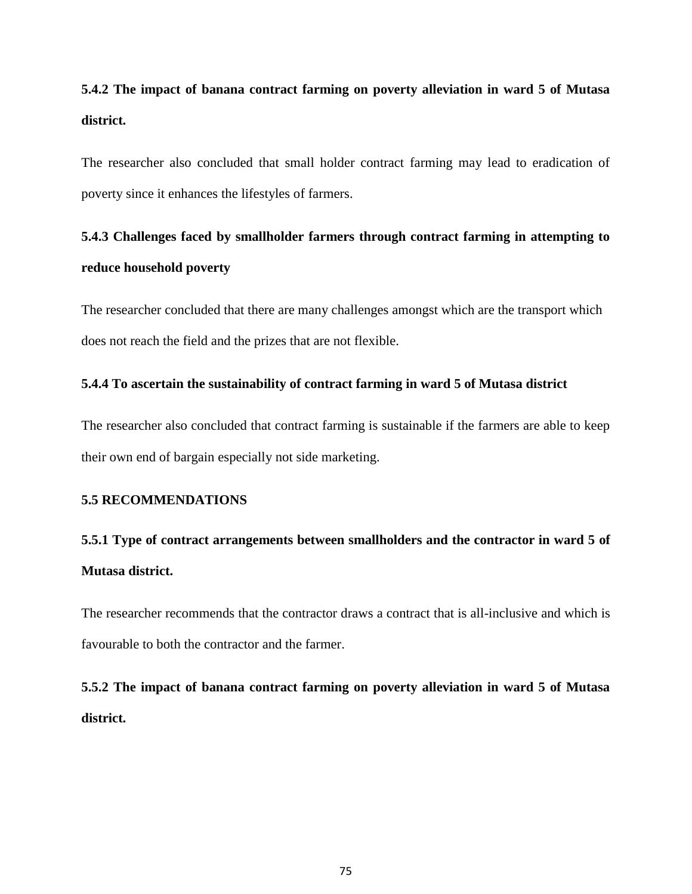### 5.4.2 The impact of banana contract farming on poverty alleviation in ward 5 of Mutasa district.

The researcher also concluded that small holder contract farming may lead to eradication of poverty since it enhances the lifestyles of farmers.

### 5.4.3 Challenges faced by smallholder farmers through contract farming in attempting to reduce household poverty

The researcher concluded that there are many challenges amongst which are the transport which does not reach the field and the prizes that are not flexible.

### 5.4.4 To ascertain the sustainability of contract farming in ward 5 of Mutasa district

The researcher also concluded that contract farming is sustainable if the farmers are able to keep their own end of bargain especially not side marketing.

## 5.5 RECOMMENDATIONS

### 5.5.1 Type of contract arrangements between smallholders and the contractor in ward 5 of Mutasa district.

The researcher recommends that the contractor draws a contract that is all-inclusive and which is favourable to both the contractor and the farmer.

### 5.5.2 The impact of banana contract farming on poverty alleviation in ward 5 of Mutasa district.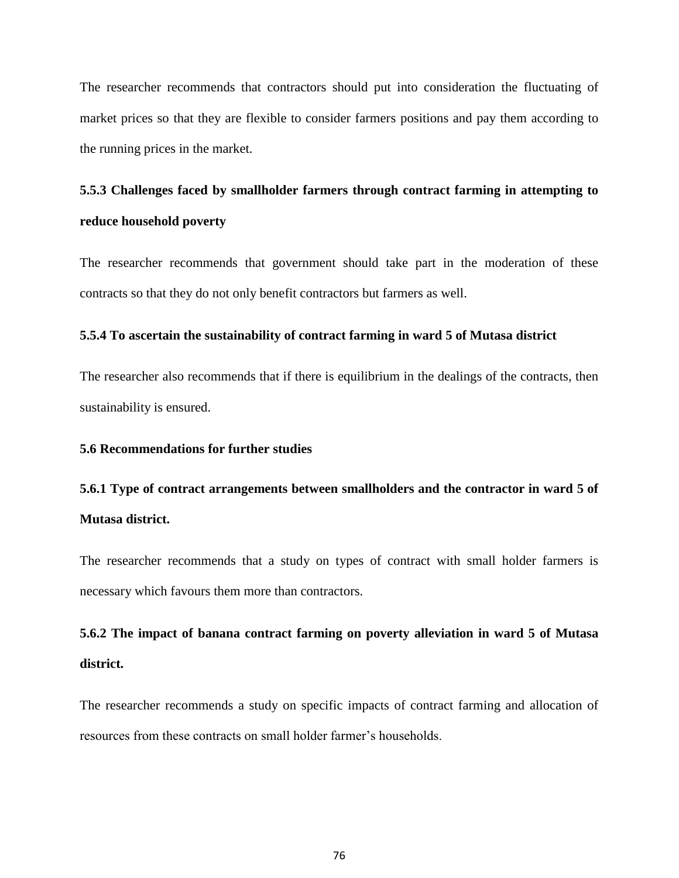The researcher recommends that contractors should put into consideration the fluctuating of market prices so that they are flexible to consider farmers positions and pay them according to the running prices in the market.

### 5.5.3 Challenges faced by smallholder farmers through contract farming in attempting to reduce household poverty

The researcher recommends that government should take part in the moderation of these contracts so that they do not only benefit contractors but farmers as well.

### 5.5.4 To ascertain the sustainability of contract farming in ward 5 of Mutasa district

The researcher also recommends that if there is equilibrium in the dealings of the contracts, then sustainability is ensured.

## 5.6 Recommendations for further studies

### 5.6.1 Type of contract arrangements between smallholders and the contractor in ward 5 of Mutasa district.

The researcher recommends that a study on types of contract with small holder farmers is necessary which favours them more than contractors.

### 5.6.2 The impact of banana contract farming on poverty alleviation in ward 5 of Mutasa district.

The researcher recommends a study on specific impacts of contract farming and allocation of resources from these contracts on small holder farmer's households.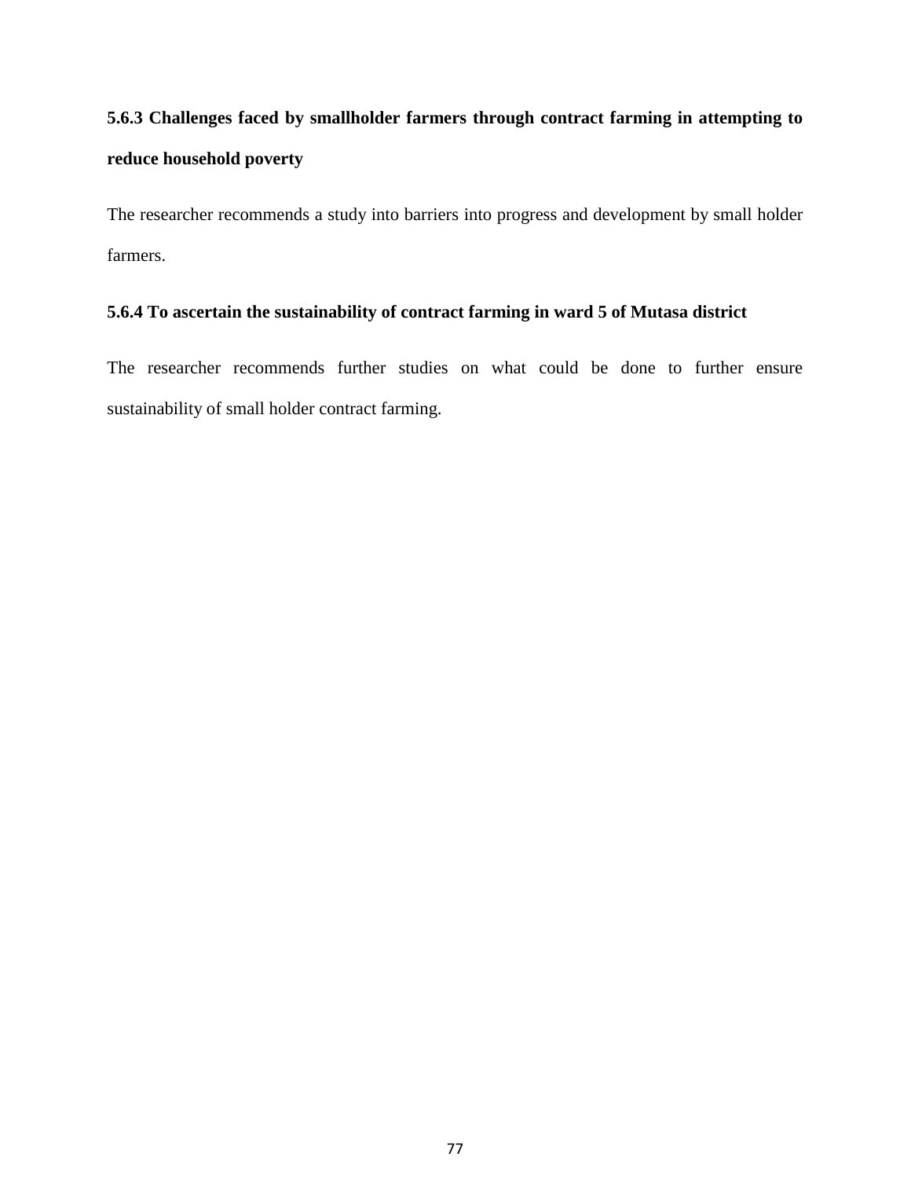### 5.6.3 Challenges faced by smallholder farmers through contract farming in attempting to reduce household poverty

The researcher recommends a study into barriers into progress and development by small holder farmers.

### 5.6.4 To ascertain the sustainability of contract farming in ward 5 of Mutasa district

The researcher recommends further studies on what could be done to further ensure sustainability of small holder contract farming.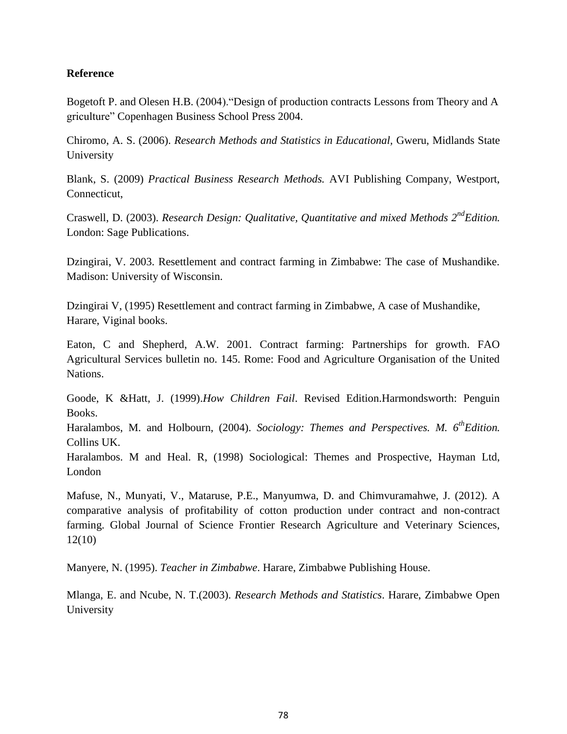**Reference**

Bogetoft P. and Olesen H.B. (2004)."Design of production contracts Lessons from Theory and A griculture" Copenhagen Business School Press 2004.

Chiromo, A. S. (2006). *Research Methods and Statistics in Educational,* Gweru, Midlands State University

Blank, S. (2009) *Practical Business Research Methods.* AVI Publishing Company, Westport, Connecticut,

Craswell, D. (2003). *Research Design: Qualitative, Quantitative and mixed Methods 2nd Edition.* London: Sage Publications.

Dzingirai, V. 2003. Resettlement and contract farming in Zimbabwe: The case of Mushandike. Madison: University of Wisconsin.

Dzingirai V, (1995) Resettlement and contract farming in Zimbabwe, A case of Mushandike, Harare, Viginal books.

Eaton, C and Shepherd, A.W. 2001. Contract farming: Partnerships for growth. FAO Agricultural Services bulletin no. 145. Rome: Food and Agriculture Organisation of the United Nations.

Goode, K &Hatt, J. (1999).*How Children Fail*. Revised Edition.Harmondsworth: Penguin Books.

Haralambos, M. and Holbourn, (2004). *Sociology: Themes and Perspectives. M. 6th Edition.* Collins UK.

Haralambos. M and Heal. R, (1998) Sociological: Themes and Prospective, Hayman Ltd, London

Mafuse, N., Munyati, V., Mataruse, P.E., Manyumwa, D. and Chimvuramahwe, J. (2012). A comparative analysis of profitability of cotton production under contract and non-contract farming. Global Journal of Science Frontier Research Agriculture and Veterinary Sciences, 12(10)

Manyere, N. (1995). *Teacher in Zimbabwe*. Harare, Zimbabwe Publishing House.

Mlanga, E. and Ncube, N. T.(2003). *Research Methods and Statistics*. Harare, Zimbabwe Open University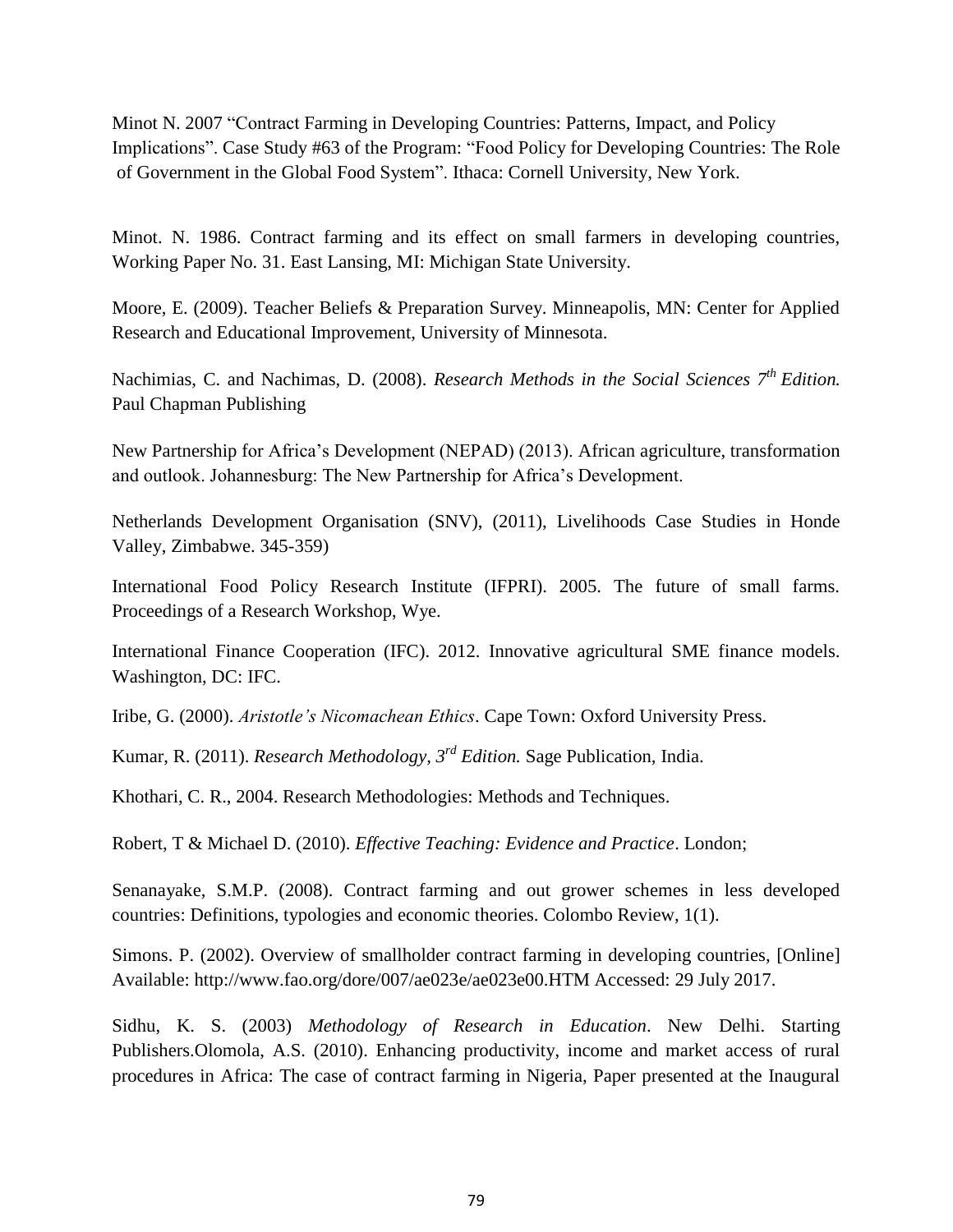Minot N. 2007 “Contract Farming in Developing Countries: Patterns, Impact, and Policy Implications”. Case Study #63 of the Program: “Food Policy for Developing Countries: The Role of Government in the Global Food System”. Ithaca: Cornell University, New York.

Minot. N. 1986. Contract farming and its effect on small farmers in developing countries, Working Paper No. 31. East Lansing, MI: Michigan State University.

Moore, E. (2009). Teacher Beliefs & Preparation Survey. Minneapolis, MN: Center for Applied Research and Educational Improvement, University of Minnesota.

Nachimias, C. and Nachimas, D. (2008). *Research Methods in the Social Sciences 7th Edition.* Paul Chapman Publishing

New Partnership for Africa’s Development (NEPAD) (2013). African agriculture, transformation and outlook. Johannesburg: The New Partnership for Africa’s Development.

Netherlands Development Organisation (SNV), (2011), Livelihoods Case Studies in Honde Valley, Zimbabwe. 345-359)

International Food Policy Research Institute (IFPRI). 2005. The future of small farms. Proceedings of a Research Workshop, Wye.

International Finance Cooperation (IFC). 2012. Innovative agricultural SME finance models. Washington, DC: IFC.

Iribe, G. (2000). *Aristotle’s Nicomachean Ethics*. Cape Town: Oxford University Press.

Kumar, R. (2011). *Research Methodology, 3rd Edition.* Sage Publication, India.

Khothari, C. R., 2004. Research Methodologies: Methods and Techniques.

Robert, T & Michael D. (2010). *Effective Teaching: Evidence and Practice*. London;

Senanayake, S.M.P. (2008). Contract farming and out grower schemes in less developed countries: Definitions, typologies and economic theories. Colombo Review, 1(1).

Simons. P. (2002). Overview of smallholder contract farming in developing countries, [Online] Available: http://www.fao.org/dore/007/ae023e/ae023e00.HTM Accessed: 29 July 2017.

Sidhu, K. S. (2003) *Methodology of Research in Education*. New Delhi. Starting Publishers.Olomola, A.S. (2010). Enhancing productivity, income and market access of rural procedures in Africa: The case of contract farming in Nigeria, Paper presented at the Inaugural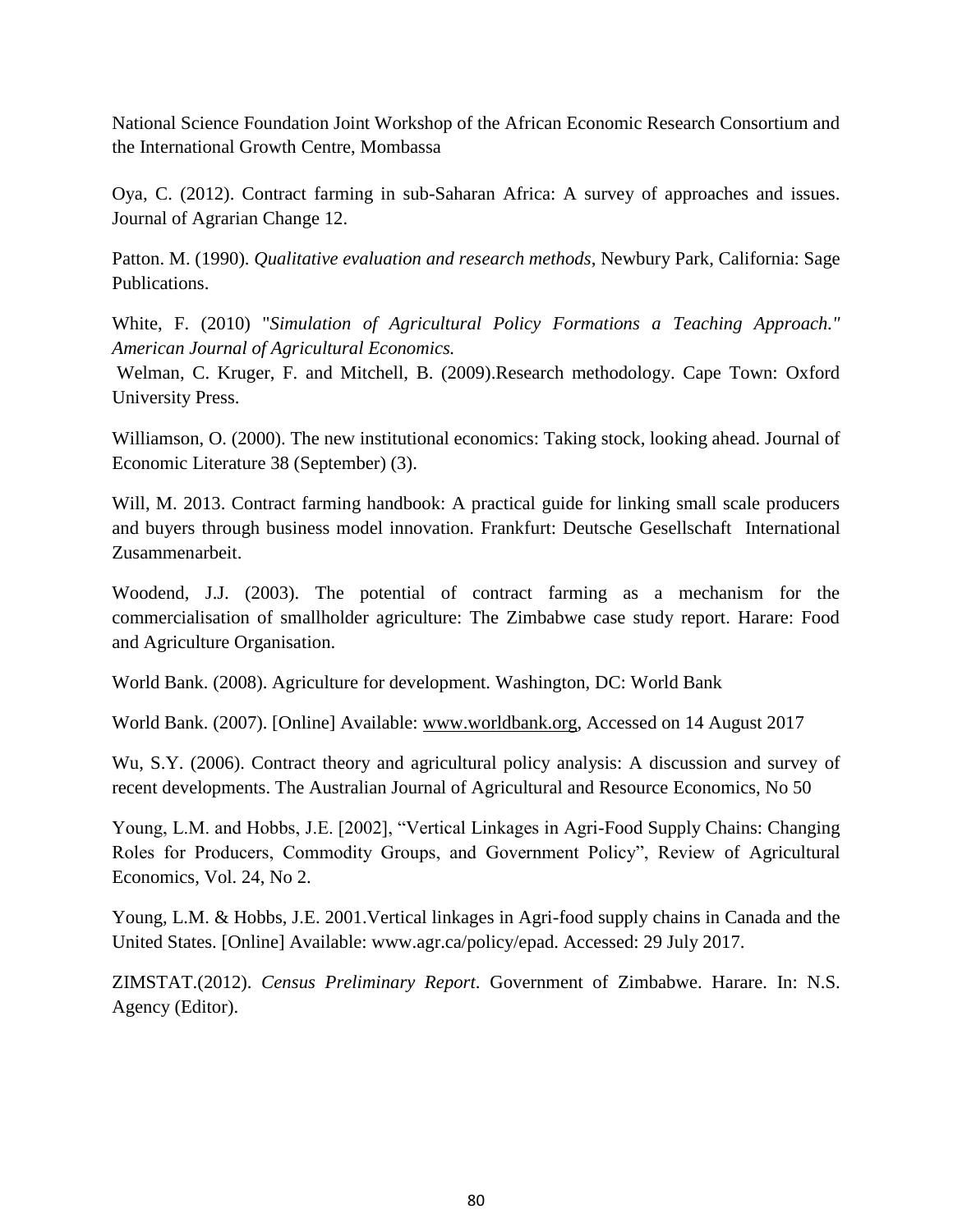National Science Foundation Joint Workshop of the African Economic Research Consortium and the International Growth Centre, Mombassa

Oya, C. (2012). Contract farming in sub-Saharan Africa: A survey of approaches and issues. Journal of Agrarian Change 12.

Patton. M. (1990). *Qualitative evaluation and research methods*, Newbury Park, California: Sage Publications.

White, F. (2010) "*Simulation of Agricultural Policy Formations a Teaching Approach." American Journal of Agricultural Economics.*

Welman, C. Kruger, F. and Mitchell, B. (2009).Research methodology. Cape Town: Oxford University Press.

Williamson, O. (2000). The new institutional economics: Taking stock, looking ahead. Journal of Economic Literature 38 (September) (3).

Will, M. 2013. Contract farming handbook: A practical guide for linking small scale producers and buyers through business model innovation. Frankfurt: Deutsche Gesellschaft International Zusammenarbeit.

Woodend, J.J. (2003). The potential of contract farming as a mechanism for the commercialisation of smallholder agriculture: The Zimbabwe case study report. Harare: Food and Agriculture Organisation.

World Bank. (2008). Agriculture for development. Washington, DC: World Bank

World Bank. (2007). [Online] Available: www.worldbank.org, Accessed on 14 August 2017

Wu, S.Y. (2006). Contract theory and agricultural policy analysis: A discussion and survey of recent developments. The Australian Journal of Agricultural and Resource Economics, No 50

Young, L.M. and Hobbs, J.E. [2002], "Vertical Linkages in Agri-Food Supply Chains: Changing Roles for Producers, Commodity Groups, and Government Policy", Review of Agricultural Economics, Vol. 24, No 2.

Young, L.M. & Hobbs, J.E. 2001.Vertical linkages in Agri-food supply chains in Canada and the United States. [Online] Available: www.agr.ca/policy/epad. Accessed: 29 July 2017.

ZIMSTAT.(2012). *Census Preliminary Report*. Government of Zimbabwe. Harare. In: N.S. Agency (Editor).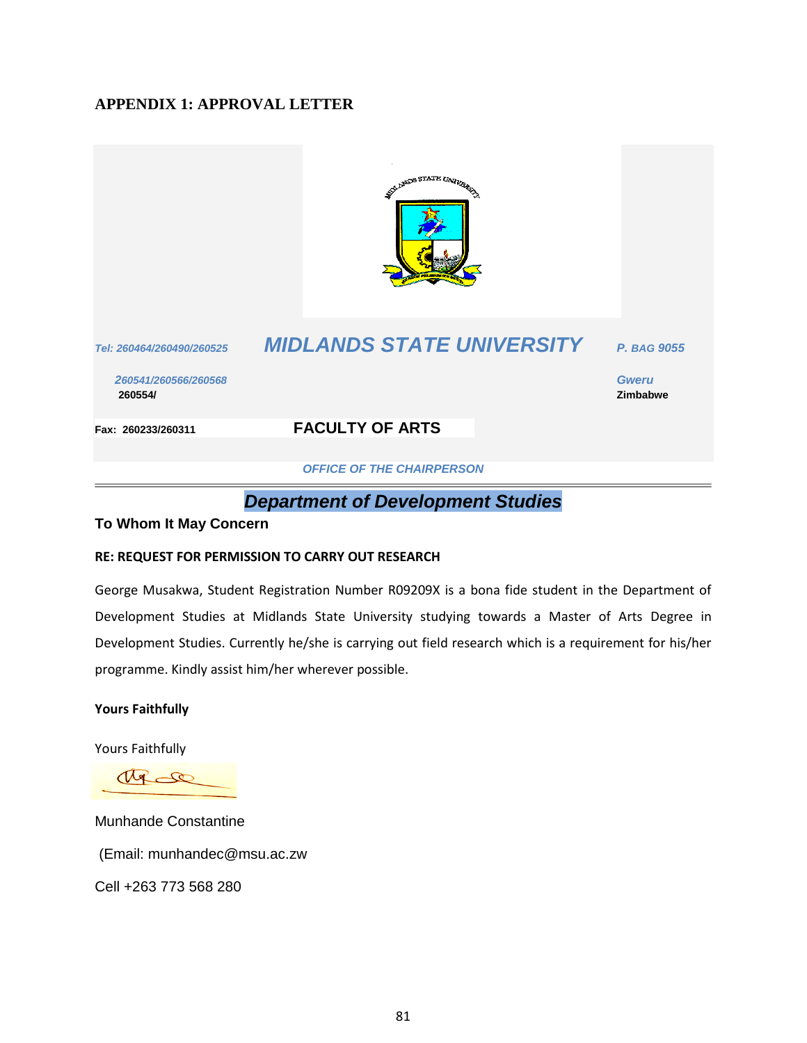## APPENDIX 1: APPROVAL LETTER

*Tel: 260464/260490/260525* **MIDLANDS STATE UNIVERSITY** *P. BAG 9055*

*260541/260566/260568* *Gweru*
260554/ Zimbabwe

Fax: 260233/260311 **FACULTY OF ARTS**

*OFFICE OF THE CHAIRPERSON*

---

***Department of Development Studies***

**To Whom It May Concern**

**RE: REQUEST FOR PERMISSION TO CARRY OUT RESEARCH**

George Musakwa, Student Registration Number R09209X is a bona fide student in the Department of Development Studies at Midlands State University studying towards a Master of Arts Degree in Development Studies. Currently he/she is carrying out field research which is a requirement for his/her programme. Kindly assist him/her wherever possible.

**Yours Faithfully**

Yours Faithfully

Munhande Constantine

(Email: munhandec@msu.ac.zw

Cell +263 773 568 280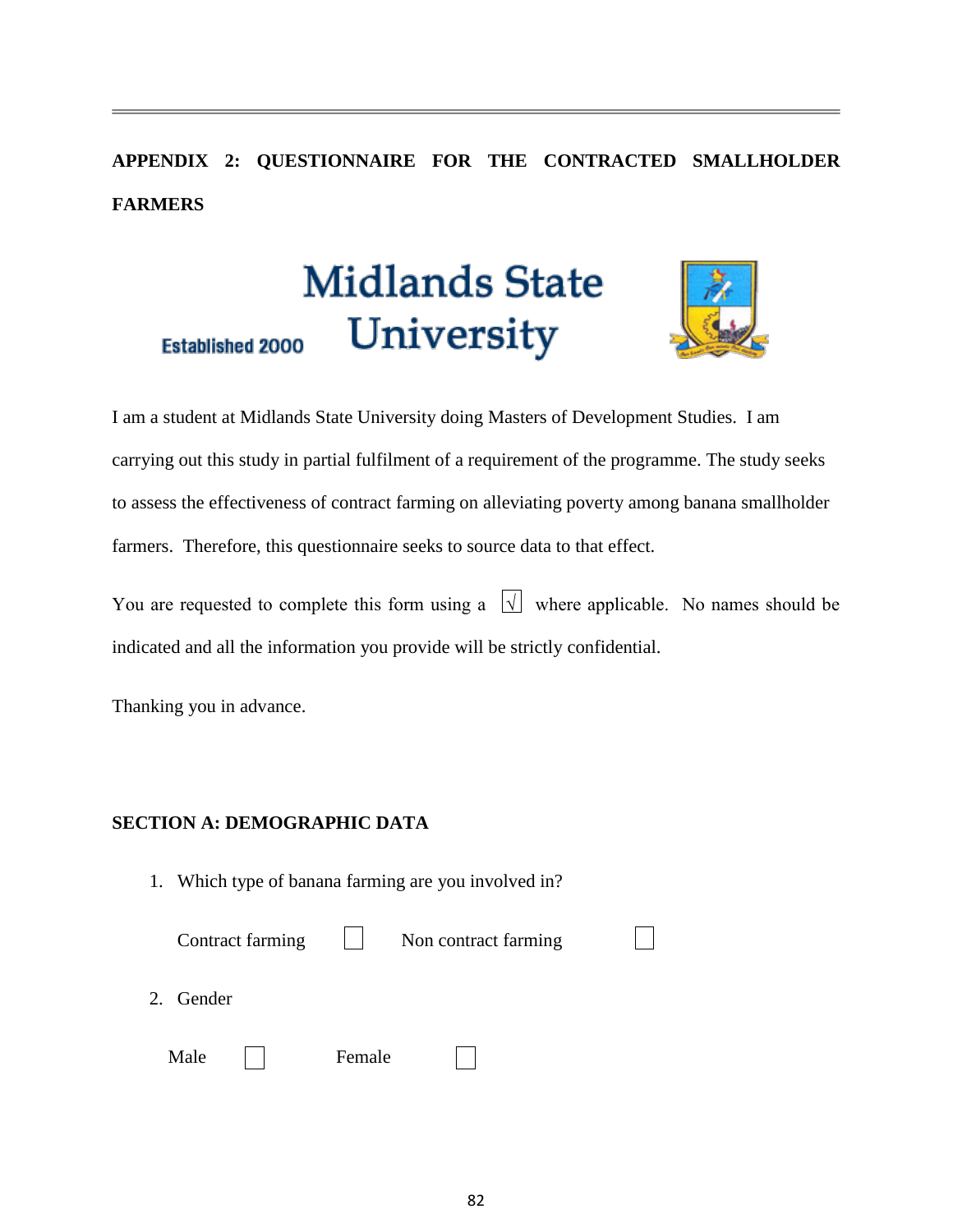## APPENDIX 2: QUESTIONNAIRE FOR THE CONTRACTED SMALLHOLDER FARMERS

Established 2000 **Midlands State University**

I am a student at Midlands State University doing Masters of Development Studies. I am carrying out this study in partial fulfilment of a requirement of the programme. The study seeks to assess the effectiveness of contract farming on alleviating poverty among banana smallholder farmers. Therefore, this questionnaire seeks to source data to that effect.

You are requested to complete this form using a [√] where applicable. No names should be indicated and all the information you provide will be strictly confidential.

Thanking you in advance.

### SECTION A: DEMOGRAPHIC DATA

1. Which type of banana farming are you involved in?

   Contract farming [ ] Non contract farming [ ]

2. Gender

   Male [ ] Female [ ]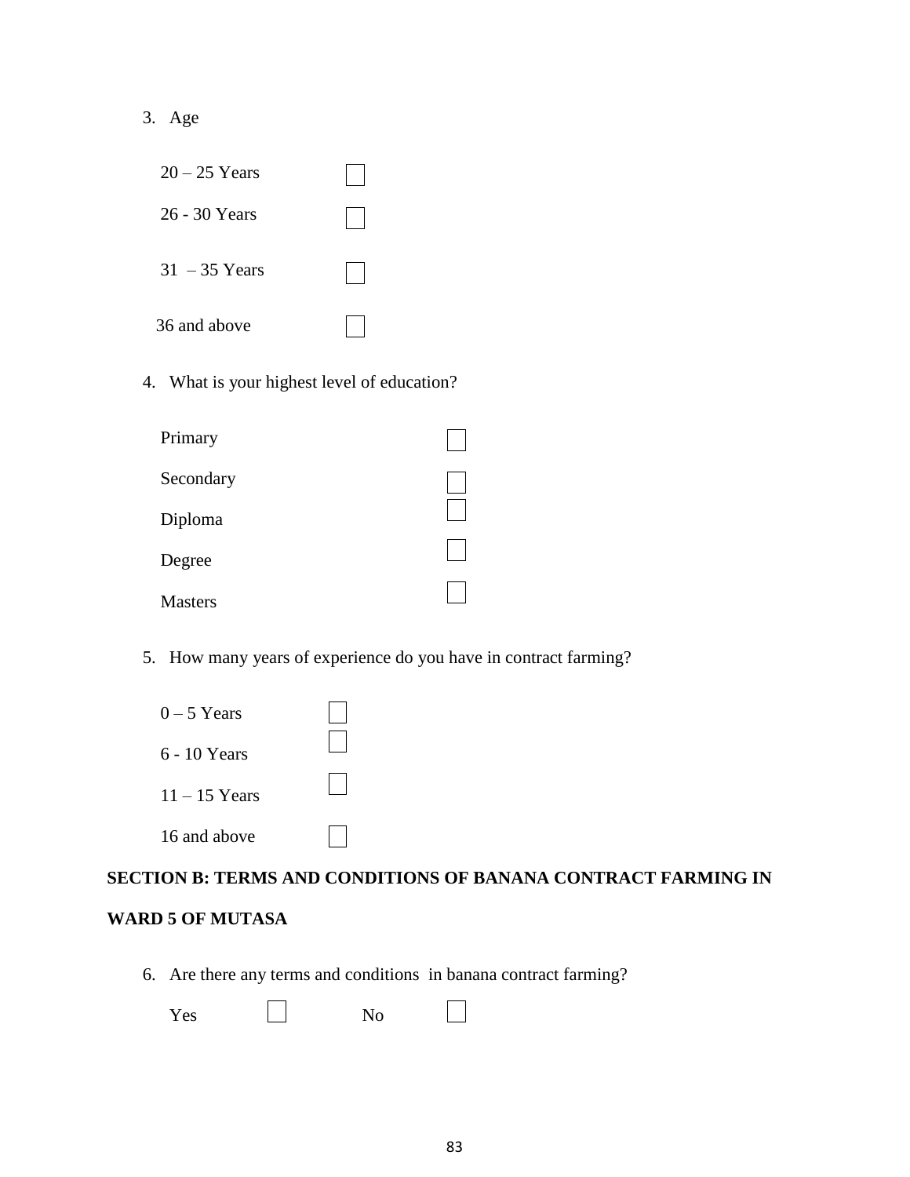3. Age

   20 – 25 Years ☐

   26 - 30 Years ☐

   31 – 35 Years ☐

   36 and above ☐

4. What is your highest level of education?

   Primary ☐

   Secondary ☐

   Diploma ☐

   Degree ☐

   Masters ☐

5. How many years of experience do you have in contract farming?

   0 – 5 Years ☐

   6 - 10 Years ☐

   11 – 15 Years ☐

   16 and above ☐

**SECTION B: TERMS AND CONDITIONS OF BANANA CONTRACT FARMING IN WARD 5 OF MUTASA**

6. Are there any terms and conditions in banana contract farming?

   Yes ☐ No ☐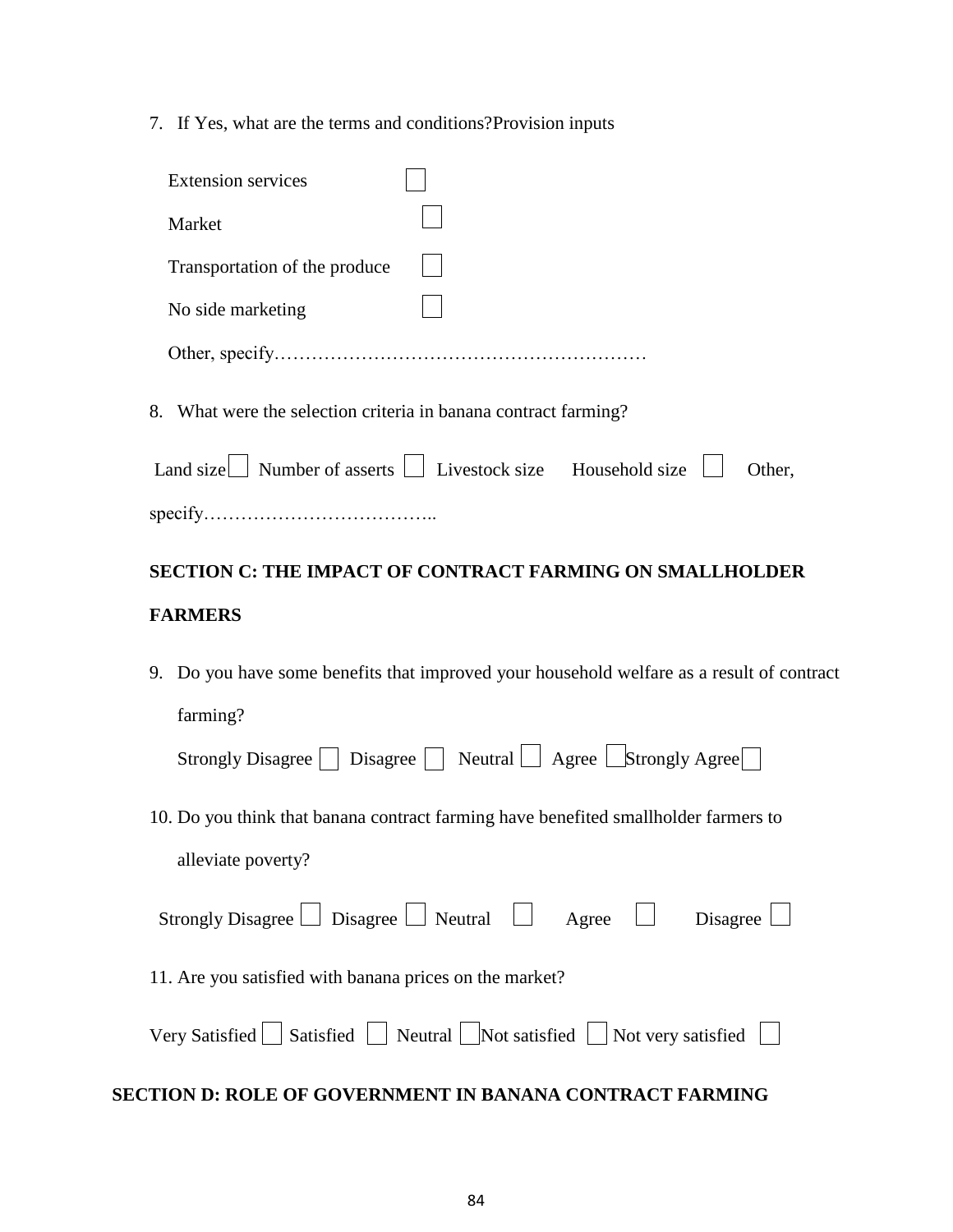7. If Yes, what are the terms and conditions?Provision inputs

   Extension services ☐

   Market ☐

   Transportation of the produce ☐

   No side marketing ☐

   Other, specify……………………………………………………

8. What were the selection criteria in banana contract farming?

Land size ☐ Number of asserts ☐ Livestock size Household size ☐ Other, specify………………………………..

**SECTION C: THE IMPACT OF CONTRACT FARMING ON SMALLHOLDER FARMERS**

9. Do you have some benefits that improved your household welfare as a result of contract farming?

   Strongly Disagree ☐ Disagree ☐ Neutral ☐ Agree ☐Strongly Agree☐

10. Do you think that banana contract farming have benefited smallholder farmers to alleviate poverty?

Strongly Disagree ☐ Disagree ☐ Neutral ☐ Agree ☐ Disagree ☐

11. Are you satisfied with banana prices on the market?

Very Satisfied ☐ Satisfied ☐ Neutral ☐Not satisfied ☐ Not very satisfied ☐

**SECTION D: ROLE OF GOVERNMENT IN BANANA CONTRACT FARMING**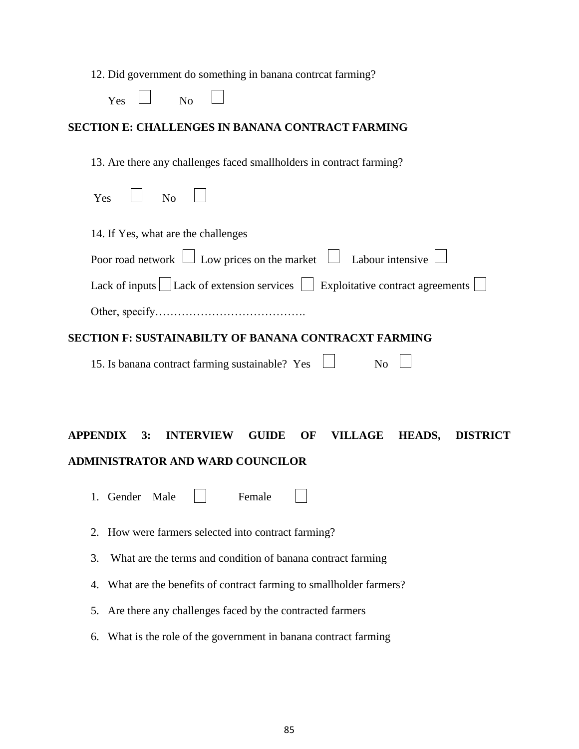12. Did government do something in banana contrcat farming?

Yes ☐ No ☐

## SECTION E: CHALLENGES IN BANANA CONTRACT FARMING

13. Are there any challenges faced smallholders in contract farming?

Yes ☐ No ☐

14. If Yes, what are the challenges

Poor road network ☐ Low prices on the market ☐ Labour intensive ☐

Lack of inputs ☐ Lack of extension services ☐ Exploitative contract agreements ☐

Other, specify………………………………….

## SECTION F: SUSTAINABILTY OF BANANA CONTRACXT FARMING

15. Is banana contract farming sustainable? Yes ☐ No ☐

## APPENDIX 3: INTERVIEW GUIDE OF VILLAGE HEADS, DISTRICT ADMINISTRATOR AND WARD COUNCILOR

1. Gender Male ☐ Female ☐
2. How were farmers selected into contract farming?
3. What are the terms and condition of banana contract farming
4. What are the benefits of contract farming to smallholder farmers?
5. Are there any challenges faced by the contracted farmers
6. What is the role of the government in banana contract farming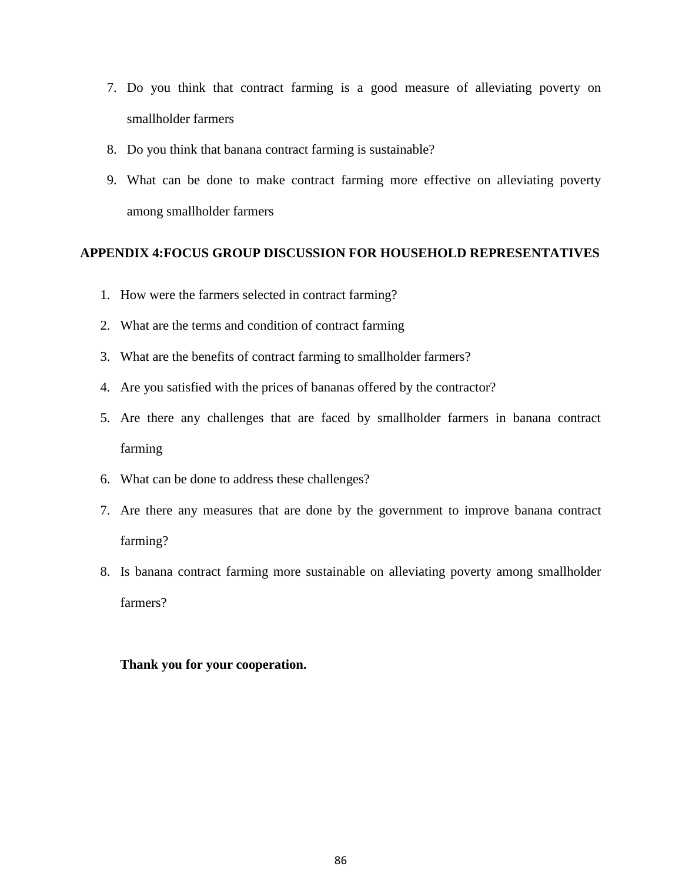7. Do you think that contract farming is a good measure of alleviating poverty on smallholder farmers
8. Do you think that banana contract farming is sustainable?
9. What can be done to make contract farming more effective on alleviating poverty among smallholder farmers

## APPENDIX 4:FOCUS GROUP DISCUSSION FOR HOUSEHOLD REPRESENTATIVES

1. How were the farmers selected in contract farming?
2. What are the terms and condition of contract farming
3. What are the benefits of contract farming to smallholder farmers?
4. Are you satisfied with the prices of bananas offered by the contractor?
5. Are there any challenges that are faced by smallholder farmers in banana contract farming
6. What can be done to address these challenges?
7. Are there any measures that are done by the government to improve banana contract farming?
8. Is banana contract farming more sustainable on alleviating poverty among smallholder farmers?

**Thank you for your cooperation.**